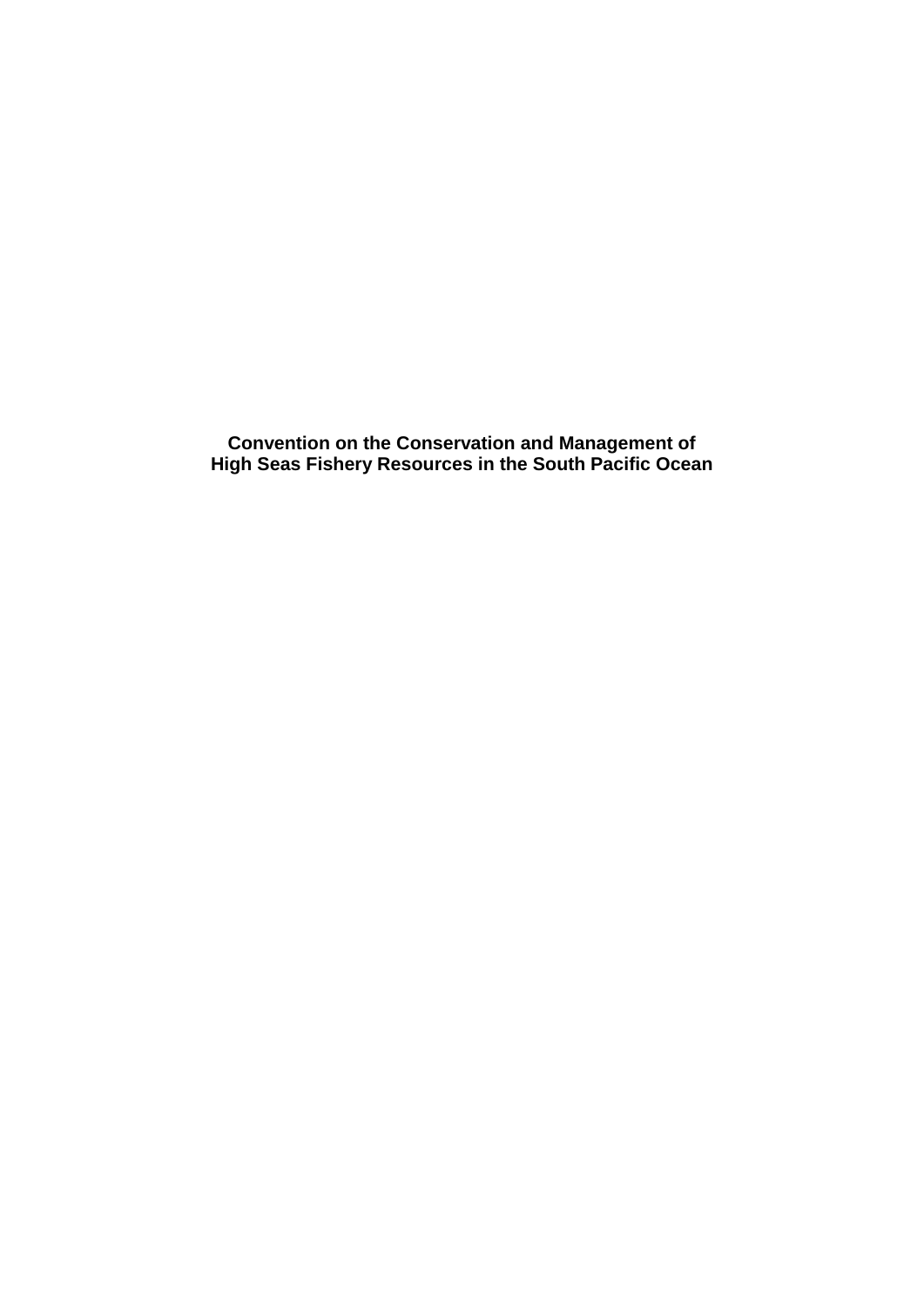# Convention on the Conservation and Management of High Seas Fishery Resources in the South Pacific Ocean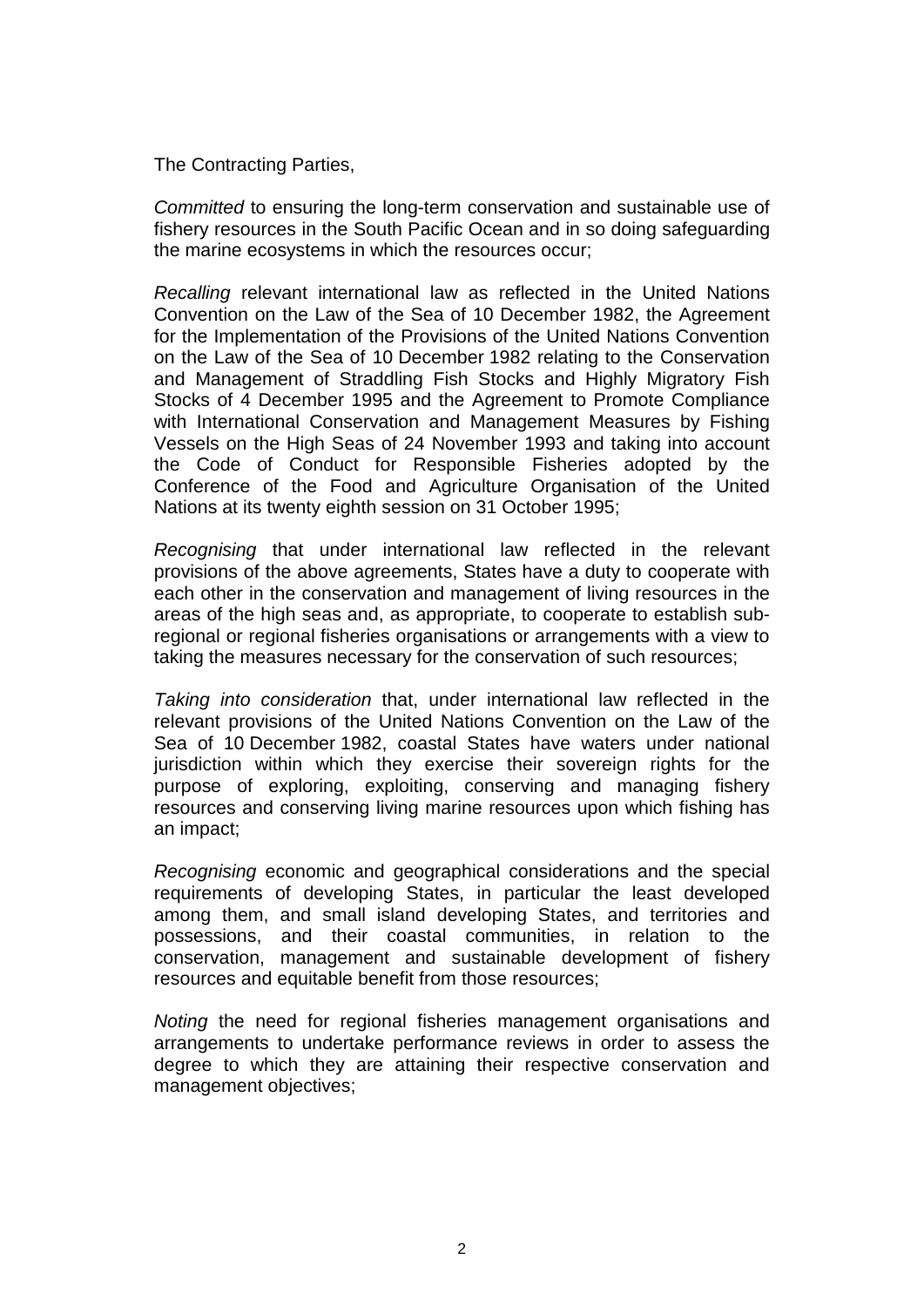The Contracting Parties,

*Committed* to ensuring the long-term conservation and sustainable use of fishery resources in the South Pacific Ocean and in so doing safeguarding the marine ecosystems in which the resources occur;

*Recalling* relevant international law as reflected in the United Nations Convention on the Law of the Sea of 10 December 1982, the Agreement for the Implementation of the Provisions of the United Nations Convention on the Law of the Sea of 10 December 1982 relating to the Conservation and Management of Straddling Fish Stocks and Highly Migratory Fish Stocks of 4 December 1995 and the Agreement to Promote Compliance with International Conservation and Management Measures by Fishing Vessels on the High Seas of 24 November 1993 and taking into account the Code of Conduct for Responsible Fisheries adopted by the Conference of the Food and Agriculture Organisation of the United Nations at its twenty eighth session on 31 October 1995;

*Recognising* that under international law reflected in the relevant provisions of the above agreements, States have a duty to cooperate with each other in the conservation and management of living resources in the areas of the high seas and, as appropriate, to cooperate to establish sub-regional or regional fisheries organisations or arrangements with a view to taking the measures necessary for the conservation of such resources;

*Taking into consideration* that, under international law reflected in the relevant provisions of the United Nations Convention on the Law of the Sea of 10 December 1982, coastal States have waters under national jurisdiction within which they exercise their sovereign rights for the purpose of exploring, exploiting, conserving and managing fishery resources and conserving living marine resources upon which fishing has an impact;

*Recognising* economic and geographical considerations and the special requirements of developing States, in particular the least developed among them, and small island developing States, and territories and possessions, and their coastal communities, in relation to the conservation, management and sustainable development of fishery resources and equitable benefit from those resources;

*Noting* the need for regional fisheries management organisations and arrangements to undertake performance reviews in order to assess the degree to which they are attaining their respective conservation and management objectives;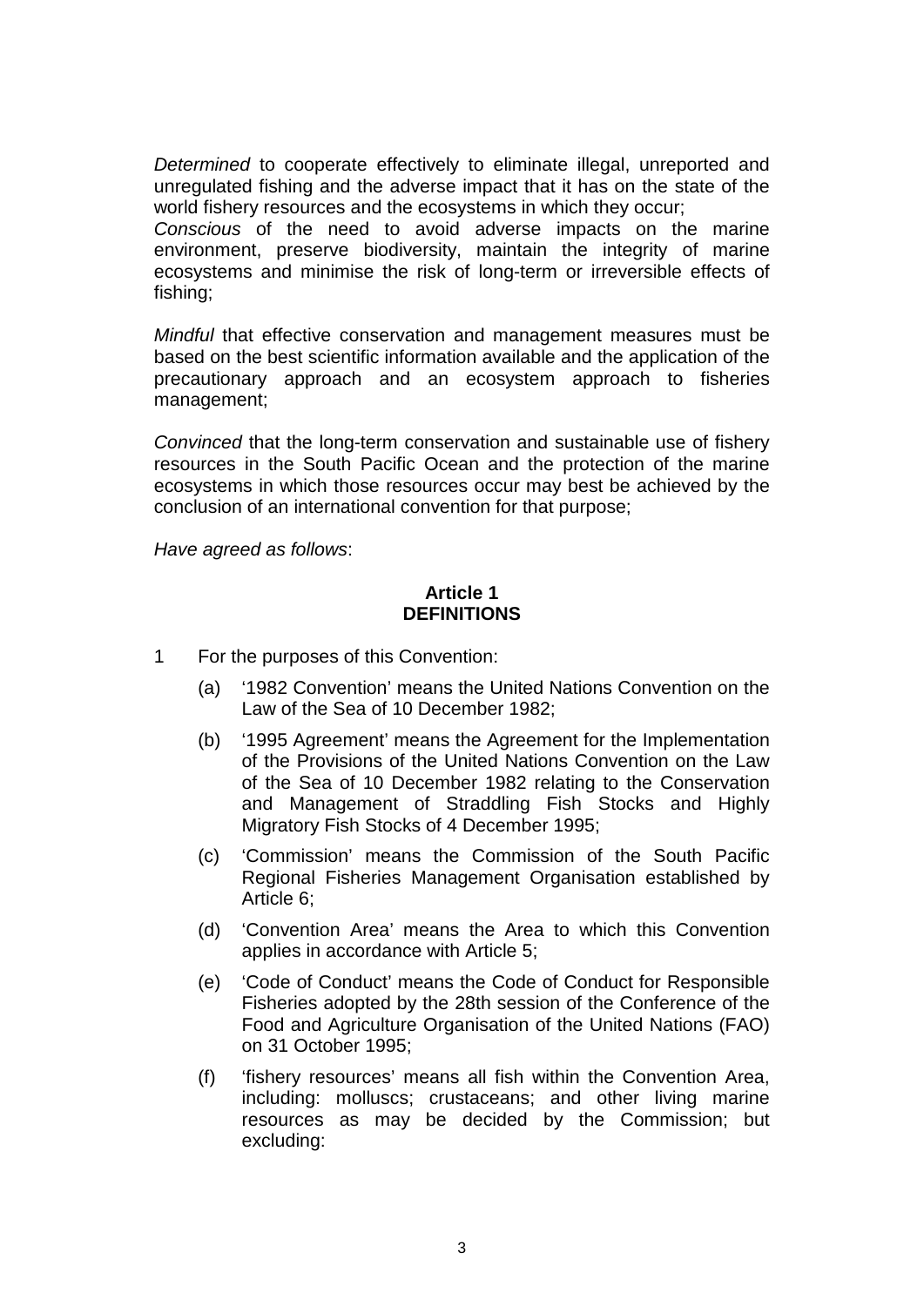*Determined* to cooperate effectively to eliminate illegal, unreported and unregulated fishing and the adverse impact that it has on the state of the world fishery resources and the ecosystems in which they occur;

*Conscious* of the need to avoid adverse impacts on the marine environment, preserve biodiversity, maintain the integrity of marine ecosystems and minimise the risk of long-term or irreversible effects of fishing;

*Mindful* that effective conservation and management measures must be based on the best scientific information available and the application of the precautionary approach and an ecosystem approach to fisheries management;

*Convinced* that the long-term conservation and sustainable use of fishery resources in the South Pacific Ocean and the protection of the marine ecosystems in which those resources occur may best be achieved by the conclusion of an international convention for that purpose;

*Have agreed as follows*:

## Article 1
## DEFINITIONS

1 For the purposes of this Convention:

- (a) '1982 Convention' means the United Nations Convention on the Law of the Sea of 10 December 1982;
- (b) '1995 Agreement' means the Agreement for the Implementation of the Provisions of the United Nations Convention on the Law of the Sea of 10 December 1982 relating to the Conservation and Management of Straddling Fish Stocks and Highly Migratory Fish Stocks of 4 December 1995;
- (c) 'Commission' means the Commission of the South Pacific Regional Fisheries Management Organisation established by Article 6;
- (d) 'Convention Area' means the Area to which this Convention applies in accordance with Article 5;
- (e) 'Code of Conduct' means the Code of Conduct for Responsible Fisheries adopted by the 28th session of the Conference of the Food and Agriculture Organisation of the United Nations (FAO) on 31 October 1995;
- (f) 'fishery resources' means all fish within the Convention Area, including: molluscs; crustaceans; and other living marine resources as may be decided by the Commission; but excluding: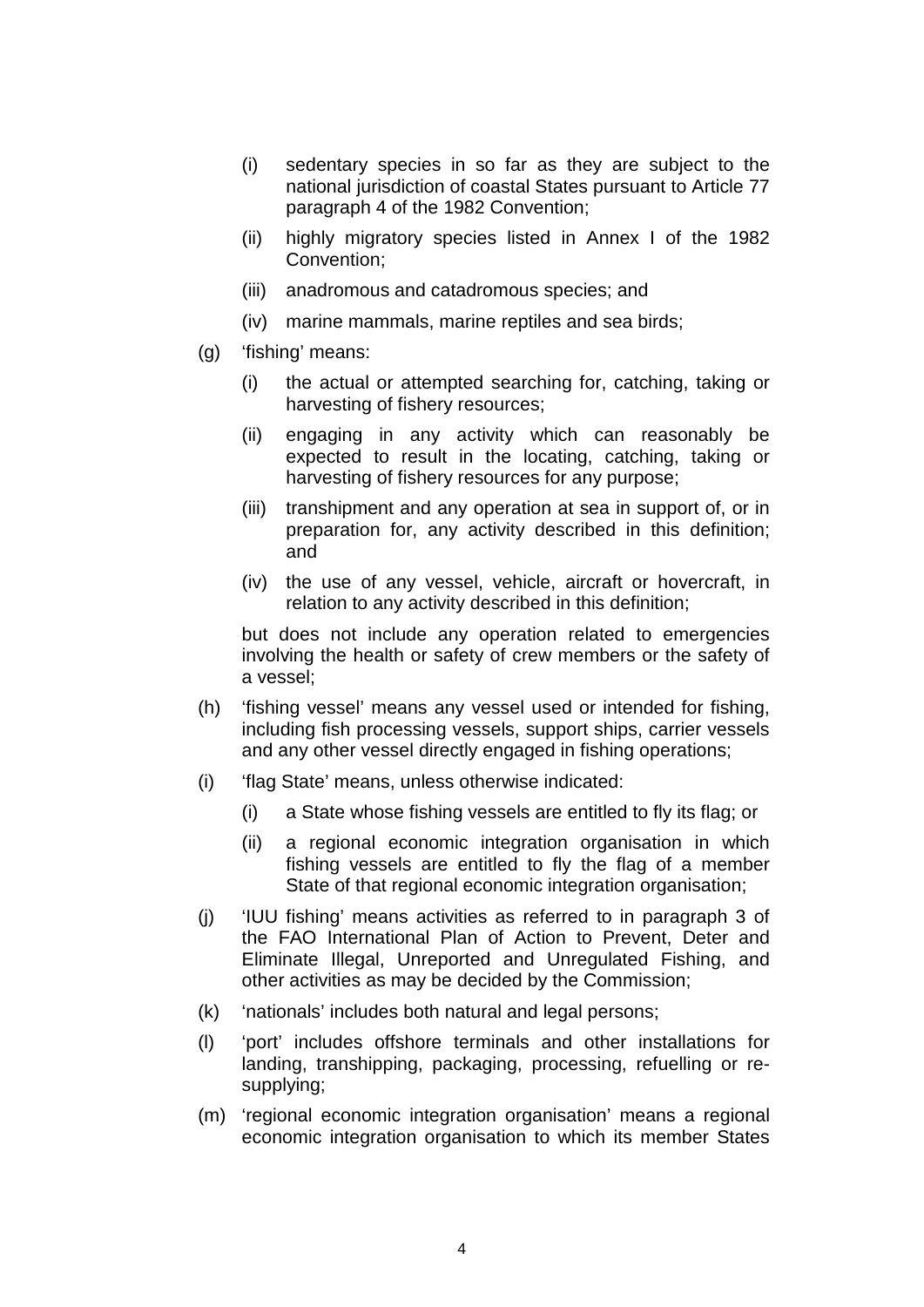- (i) sedentary species in so far as they are subject to the national jurisdiction of coastal States pursuant to Article 77 paragraph 4 of the 1982 Convention;
- (ii) highly migratory species listed in Annex I of the 1982 Convention;
- (iii) anadromous and catadromous species; and
- (iv) marine mammals, marine reptiles and sea birds;

(g) 'fishing' means:

- (i) the actual or attempted searching for, catching, taking or harvesting of fishery resources;
- (ii) engaging in any activity which can reasonably be expected to result in the locating, catching, taking or harvesting of fishery resources for any purpose;
- (iii) transhipment and any operation at sea in support of, or in preparation for, any activity described in this definition; and
- (iv) the use of any vessel, vehicle, aircraft or hovercraft, in relation to any activity described in this definition;

but does not include any operation related to emergencies involving the health or safety of crew members or the safety of a vessel;

(h) 'fishing vessel' means any vessel used or intended for fishing, including fish processing vessels, support ships, carrier vessels and any other vessel directly engaged in fishing operations;

(i) 'flag State' means, unless otherwise indicated:

- (i) a State whose fishing vessels are entitled to fly its flag; or
- (ii) a regional economic integration organisation in which fishing vessels are entitled to fly the flag of a member State of that regional economic integration organisation;

(j) 'IUU fishing' means activities as referred to in paragraph 3 of the FAO International Plan of Action to Prevent, Deter and Eliminate Illegal, Unreported and Unregulated Fishing, and other activities as may be decided by the Commission;

(k) 'nationals' includes both natural and legal persons;

(l) 'port' includes offshore terminals and other installations for landing, transhipping, packaging, processing, refuelling or re-supplying;

(m) 'regional economic integration organisation' means a regional economic integration organisation to which its member States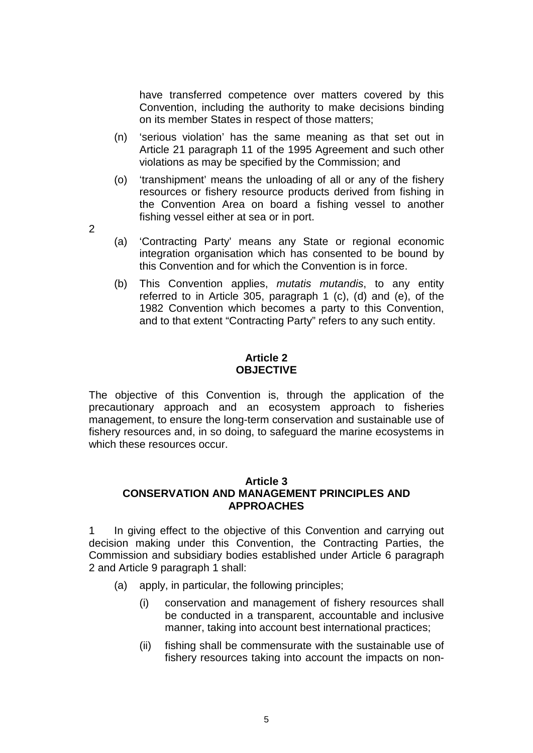have transferred competence over matters covered by this Convention, including the authority to make decisions binding on its member States in respect of those matters;

(n) 'serious violation' has the same meaning as that set out in Article 21 paragraph 11 of the 1995 Agreement and such other violations as may be specified by the Commission; and

(o) 'transhipment' means the unloading of all or any of the fishery resources or fishery resource products derived from fishing in the Convention Area on board a fishing vessel to another fishing vessel either at sea or in port.

2

(a) 'Contracting Party' means any State or regional economic integration organisation which has consented to be bound by this Convention and for which the Convention is in force.

(b) This Convention applies, *mutatis mutandis*, to any entity referred to in Article 305, paragraph 1 (c), (d) and (e), of the 1982 Convention which becomes a party to this Convention, and to that extent "Contracting Party" refers to any such entity.

## Article 2
## OBJECTIVE

The objective of this Convention is, through the application of the precautionary approach and an ecosystem approach to fisheries management, to ensure the long-term conservation and sustainable use of fishery resources and, in so doing, to safeguard the marine ecosystems in which these resources occur.

## Article 3
## CONSERVATION AND MANAGEMENT PRINCIPLES AND APPROACHES

1 In giving effect to the objective of this Convention and carrying out decision making under this Convention, the Contracting Parties, the Commission and subsidiary bodies established under Article 6 paragraph 2 and Article 9 paragraph 1 shall:

(a) apply, in particular, the following principles;

(i) conservation and management of fishery resources shall be conducted in a transparent, accountable and inclusive manner, taking into account best international practices;

(ii) fishing shall be commensurate with the sustainable use of fishery resources taking into account the impacts on non-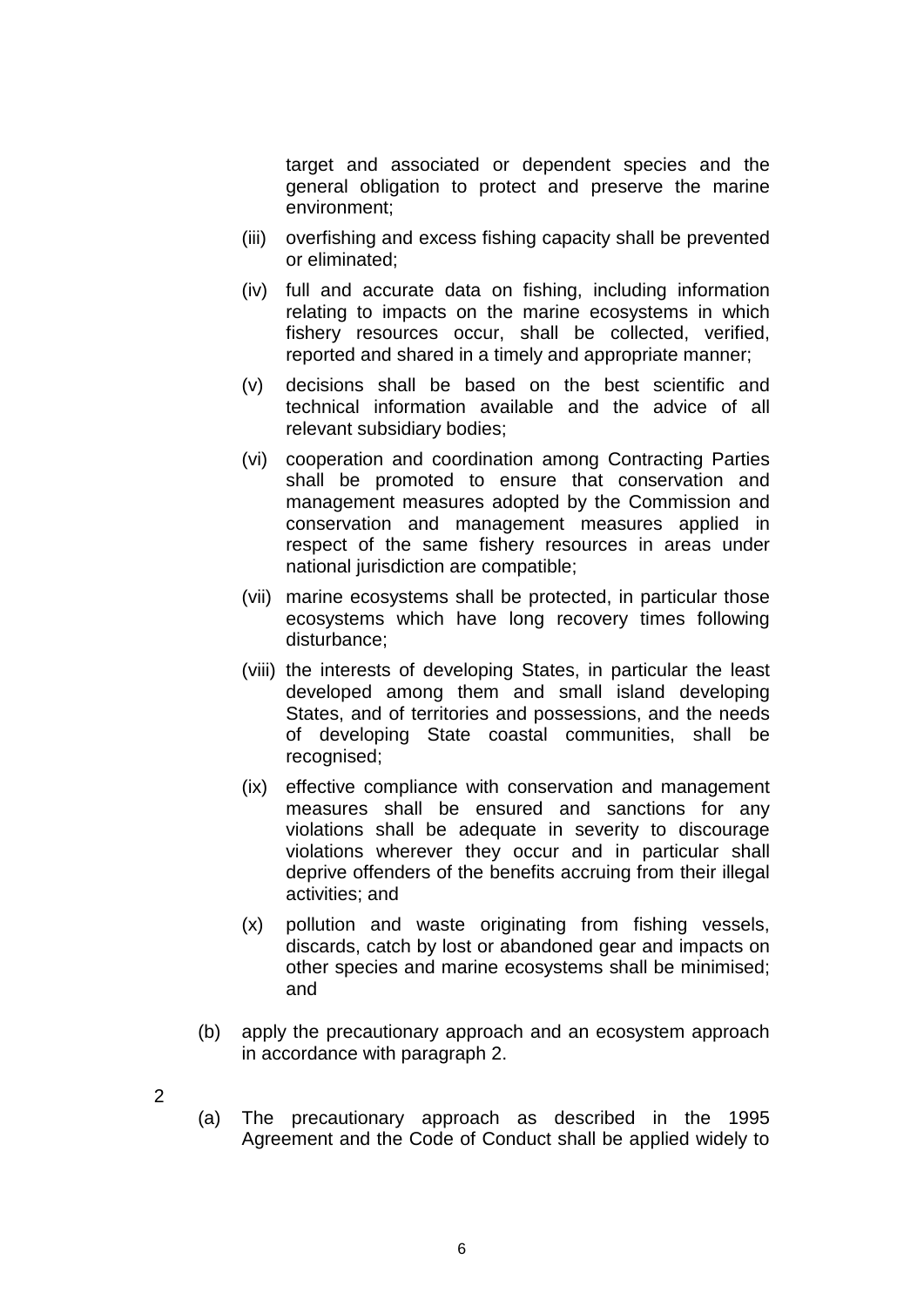target and associated or dependent species and the general obligation to protect and preserve the marine environment;

(iii) overfishing and excess fishing capacity shall be prevented or eliminated;

(iv) full and accurate data on fishing, including information relating to impacts on the marine ecosystems in which fishery resources occur, shall be collected, verified, reported and shared in a timely and appropriate manner;

(v) decisions shall be based on the best scientific and technical information available and the advice of all relevant subsidiary bodies;

(vi) cooperation and coordination among Contracting Parties shall be promoted to ensure that conservation and management measures adopted by the Commission and conservation and management measures applied in respect of the same fishery resources in areas under national jurisdiction are compatible;

(vii) marine ecosystems shall be protected, in particular those ecosystems which have long recovery times following disturbance;

(viii) the interests of developing States, in particular the least developed among them and small island developing States, and of territories and possessions, and the needs of developing State coastal communities, shall be recognised;

(ix) effective compliance with conservation and management measures shall be ensured and sanctions for any violations shall be adequate in severity to discourage violations wherever they occur and in particular shall deprive offenders of the benefits accruing from their illegal activities; and

(x) pollution and waste originating from fishing vessels, discards, catch by lost or abandoned gear and impacts on other species and marine ecosystems shall be minimised; and

(b) apply the precautionary approach and an ecosystem approach in accordance with paragraph 2.

2

(a) The precautionary approach as described in the 1995 Agreement and the Code of Conduct shall be applied widely to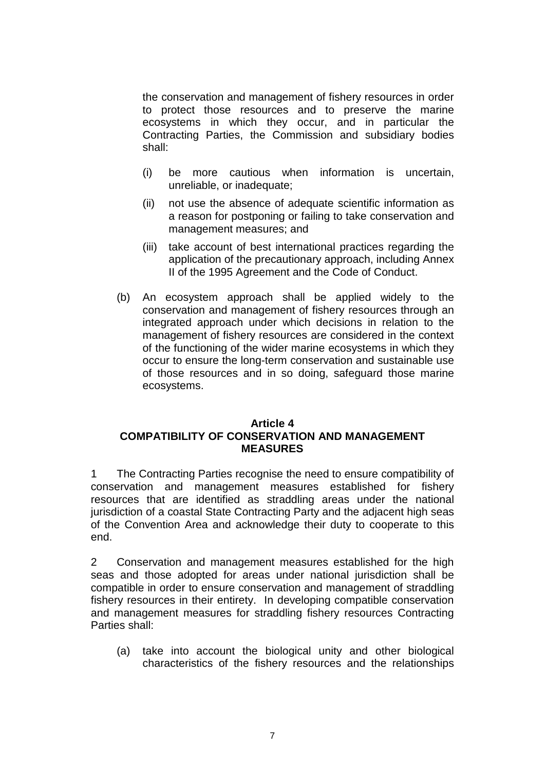the conservation and management of fishery resources in order to protect those resources and to preserve the marine ecosystems in which they occur, and in particular the Contracting Parties, the Commission and subsidiary bodies shall:

   (i) be more cautious when information is uncertain, unreliable, or inadequate;

   (ii) not use the absence of adequate scientific information as a reason for postponing or failing to take conservation and management measures; and

   (iii) take account of best international practices regarding the application of the precautionary approach, including Annex II of the 1995 Agreement and the Code of Conduct.

(b) An ecosystem approach shall be applied widely to the conservation and management of fishery resources through an integrated approach under which decisions in relation to the management of fishery resources are considered in the context of the functioning of the wider marine ecosystems in which they occur to ensure the long-term conservation and sustainable use of those resources and in so doing, safeguard those marine ecosystems.

**Article 4**
**COMPATIBILITY OF CONSERVATION AND MANAGEMENT MEASURES**

1 The Contracting Parties recognise the need to ensure compatibility of conservation and management measures established for fishery resources that are identified as straddling areas under the national jurisdiction of a coastal State Contracting Party and the adjacent high seas of the Convention Area and acknowledge their duty to cooperate to this end.

2 Conservation and management measures established for the high seas and those adopted for areas under national jurisdiction shall be compatible in order to ensure conservation and management of straddling fishery resources in their entirety. In developing compatible conservation and management measures for straddling fishery resources Contracting Parties shall:

(a) take into account the biological unity and other biological characteristics of the fishery resources and the relationships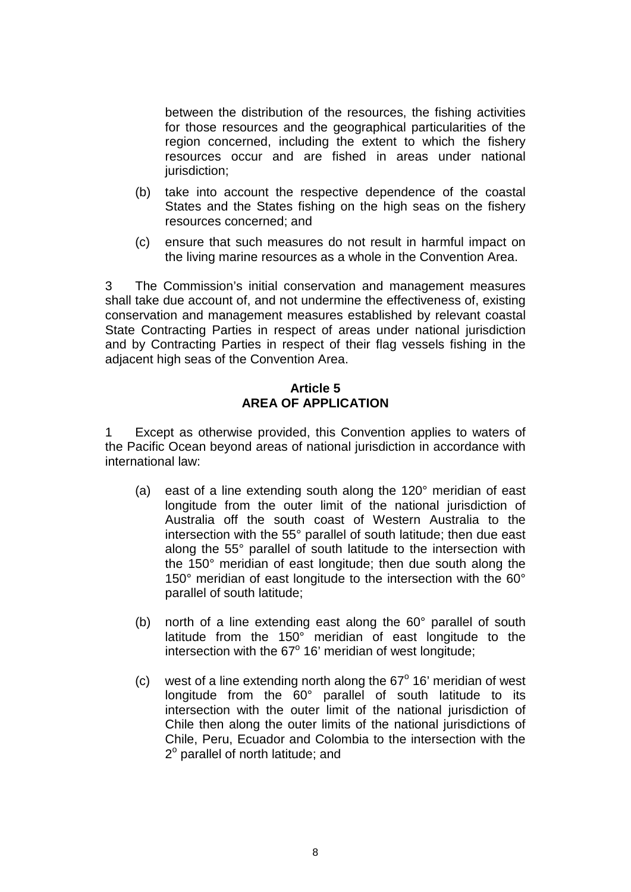between the distribution of the resources, the fishing activities for those resources and the geographical particularities of the region concerned, including the extent to which the fishery resources occur and are fished in areas under national jurisdiction;

(b) take into account the respective dependence of the coastal States and the States fishing on the high seas on the fishery resources concerned; and

(c) ensure that such measures do not result in harmful impact on the living marine resources as a whole in the Convention Area.

3 The Commission's initial conservation and management measures shall take due account of, and not undermine the effectiveness of, existing conservation and management measures established by relevant coastal State Contracting Parties in respect of areas under national jurisdiction and by Contracting Parties in respect of their flag vessels fishing in the adjacent high seas of the Convention Area.

## Article 5
## AREA OF APPLICATION

1 Except as otherwise provided, this Convention applies to waters of the Pacific Ocean beyond areas of national jurisdiction in accordance with international law:

(a) east of a line extending south along the 120° meridian of east longitude from the outer limit of the national jurisdiction of Australia off the south coast of Western Australia to the intersection with the 55° parallel of south latitude; then due east along the 55° parallel of south latitude to the intersection with the 150° meridian of east longitude; then due south along the 150° meridian of east longitude to the intersection with the 60° parallel of south latitude;

(b) north of a line extending east along the 60° parallel of south latitude from the 150° meridian of east longitude to the intersection with the 67° 16' meridian of west longitude;

(c) west of a line extending north along the 67° 16' meridian of west longitude from the 60° parallel of south latitude to its intersection with the outer limit of the national jurisdiction of Chile then along the outer limits of the national jurisdictions of Chile, Peru, Ecuador and Colombia to the intersection with the 2° parallel of north latitude; and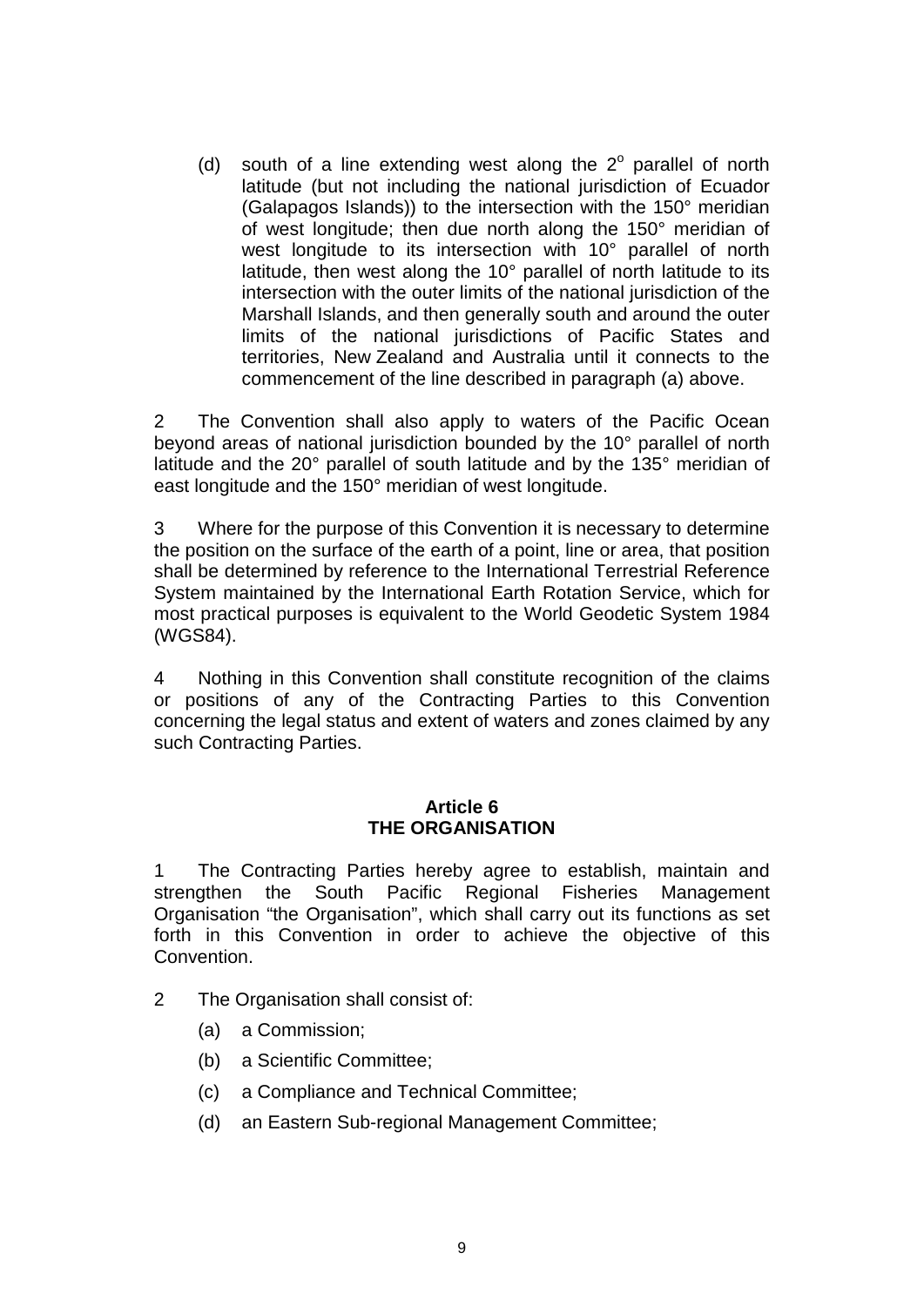(d) south of a line extending west along the 2° parallel of north latitude (but not including the national jurisdiction of Ecuador (Galapagos Islands)) to the intersection with the 150° meridian of west longitude; then due north along the 150° meridian of west longitude to its intersection with 10° parallel of north latitude, then west along the 10° parallel of north latitude to its intersection with the outer limits of the national jurisdiction of the Marshall Islands, and then generally south and around the outer limits of the national jurisdictions of Pacific States and territories, New Zealand and Australia until it connects to the commencement of the line described in paragraph (a) above.

2 The Convention shall also apply to waters of the Pacific Ocean beyond areas of national jurisdiction bounded by the 10° parallel of north latitude and the 20° parallel of south latitude and by the 135° meridian of east longitude and the 150° meridian of west longitude.

3 Where for the purpose of this Convention it is necessary to determine the position on the surface of the earth of a point, line or area, that position shall be determined by reference to the International Terrestrial Reference System maintained by the International Earth Rotation Service, which for most practical purposes is equivalent to the World Geodetic System 1984 (WGS84).

4 Nothing in this Convention shall constitute recognition of the claims or positions of any of the Contracting Parties to this Convention concerning the legal status and extent of waters and zones claimed by any such Contracting Parties.

## Article 6
## THE ORGANISATION

1 The Contracting Parties hereby agree to establish, maintain and strengthen the South Pacific Regional Fisheries Management Organisation "the Organisation", which shall carry out its functions as set forth in this Convention in order to achieve the objective of this Convention.

2 The Organisation shall consist of:

(a) a Commission;

(b) a Scientific Committee;

(c) a Compliance and Technical Committee;

(d) an Eastern Sub-regional Management Committee;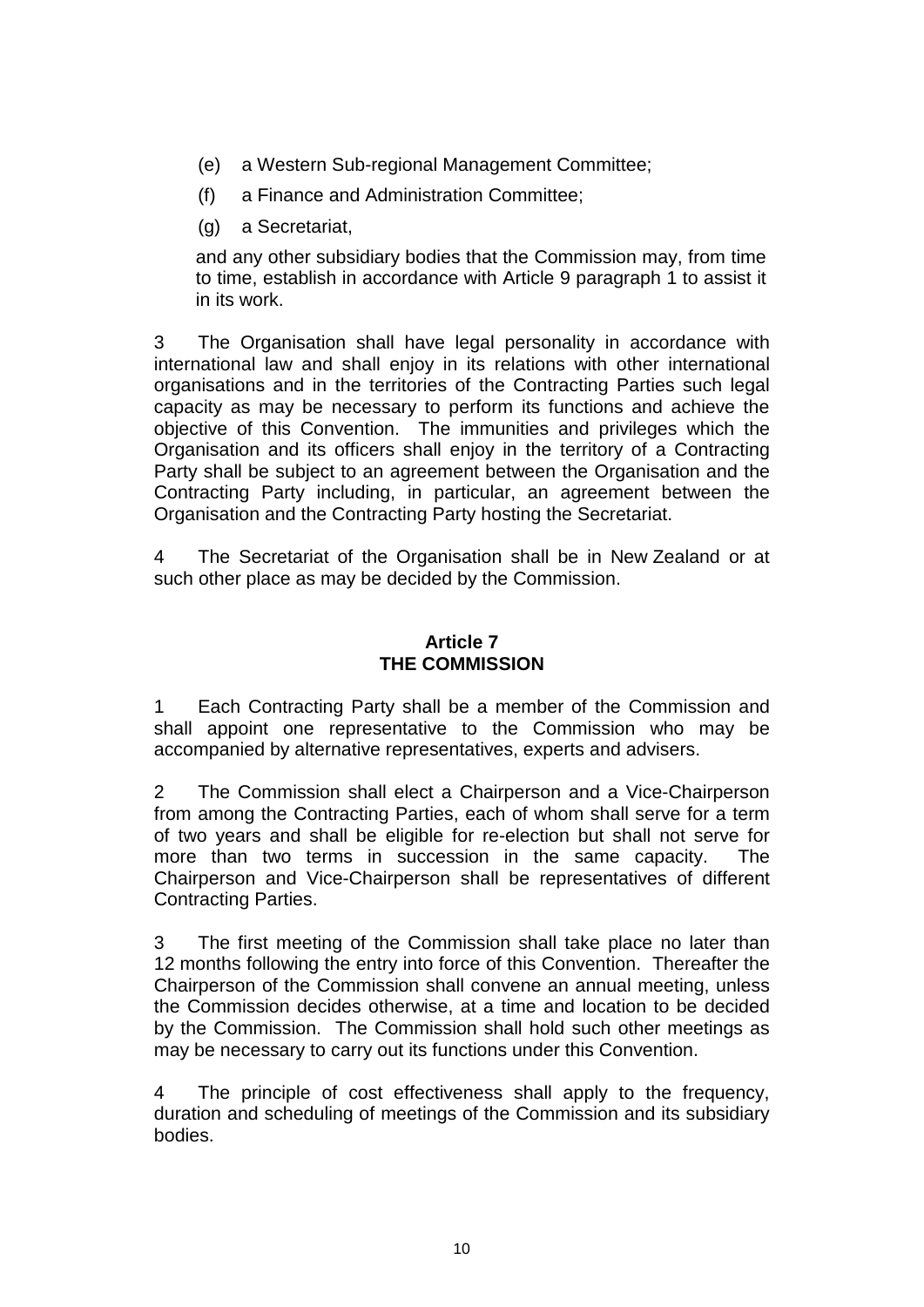(e) a Western Sub-regional Management Committee;

(f) a Finance and Administration Committee;

(g) a Secretariat,

and any other subsidiary bodies that the Commission may, from time to time, establish in accordance with Article 9 paragraph 1 to assist it in its work.

3 The Organisation shall have legal personality in accordance with international law and shall enjoy in its relations with other international organisations and in the territories of the Contracting Parties such legal capacity as may be necessary to perform its functions and achieve the objective of this Convention. The immunities and privileges which the Organisation and its officers shall enjoy in the territory of a Contracting Party shall be subject to an agreement between the Organisation and the Contracting Party including, in particular, an agreement between the Organisation and the Contracting Party hosting the Secretariat.

4 The Secretariat of the Organisation shall be in New Zealand or at such other place as may be decided by the Commission.

## Article 7
## THE COMMISSION

1 Each Contracting Party shall be a member of the Commission and shall appoint one representative to the Commission who may be accompanied by alternative representatives, experts and advisers.

2 The Commission shall elect a Chairperson and a Vice-Chairperson from among the Contracting Parties, each of whom shall serve for a term of two years and shall be eligible for re-election but shall not serve for more than two terms in succession in the same capacity. The Chairperson and Vice-Chairperson shall be representatives of different Contracting Parties.

3 The first meeting of the Commission shall take place no later than 12 months following the entry into force of this Convention. Thereafter the Chairperson of the Commission shall convene an annual meeting, unless the Commission decides otherwise, at a time and location to be decided by the Commission. The Commission shall hold such other meetings as may be necessary to carry out its functions under this Convention.

4 The principle of cost effectiveness shall apply to the frequency, duration and scheduling of meetings of the Commission and its subsidiary bodies.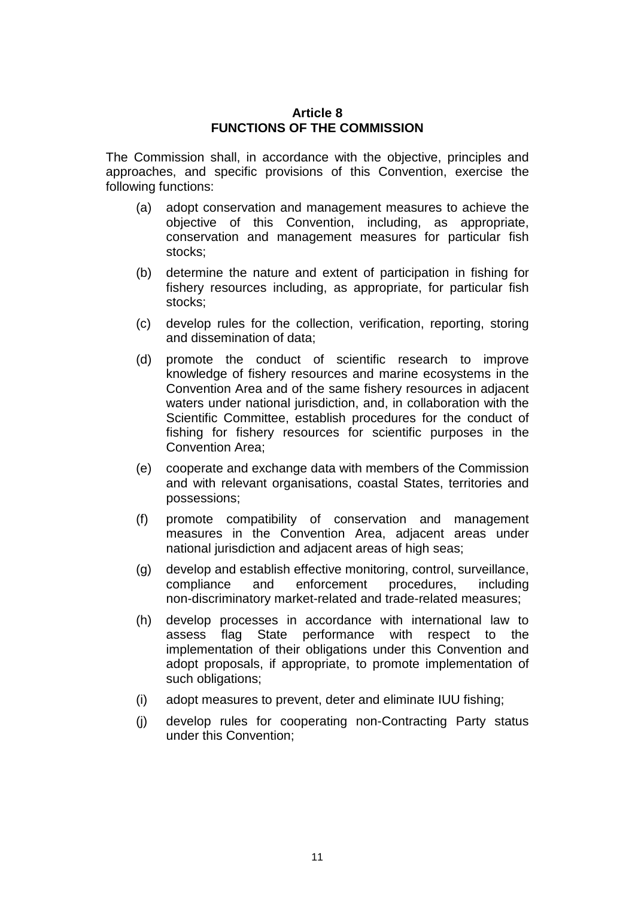## Article 8
## FUNCTIONS OF THE COMMISSION

The Commission shall, in accordance with the objective, principles and approaches, and specific provisions of this Convention, exercise the following functions:

(a) adopt conservation and management measures to achieve the objective of this Convention, including, as appropriate, conservation and management measures for particular fish stocks;

(b) determine the nature and extent of participation in fishing for fishery resources including, as appropriate, for particular fish stocks;

(c) develop rules for the collection, verification, reporting, storing and dissemination of data;

(d) promote the conduct of scientific research to improve knowledge of fishery resources and marine ecosystems in the Convention Area and of the same fishery resources in adjacent waters under national jurisdiction, and, in collaboration with the Scientific Committee, establish procedures for the conduct of fishing for fishery resources for scientific purposes in the Convention Area;

(e) cooperate and exchange data with members of the Commission and with relevant organisations, coastal States, territories and possessions;

(f) promote compatibility of conservation and management measures in the Convention Area, adjacent areas under national jurisdiction and adjacent areas of high seas;

(g) develop and establish effective monitoring, control, surveillance, compliance and enforcement procedures, including non-discriminatory market-related and trade-related measures;

(h) develop processes in accordance with international law to assess flag State performance with respect to the implementation of their obligations under this Convention and adopt proposals, if appropriate, to promote implementation of such obligations;

(i) adopt measures to prevent, deter and eliminate IUU fishing;

(j) develop rules for cooperating non-Contracting Party status under this Convention;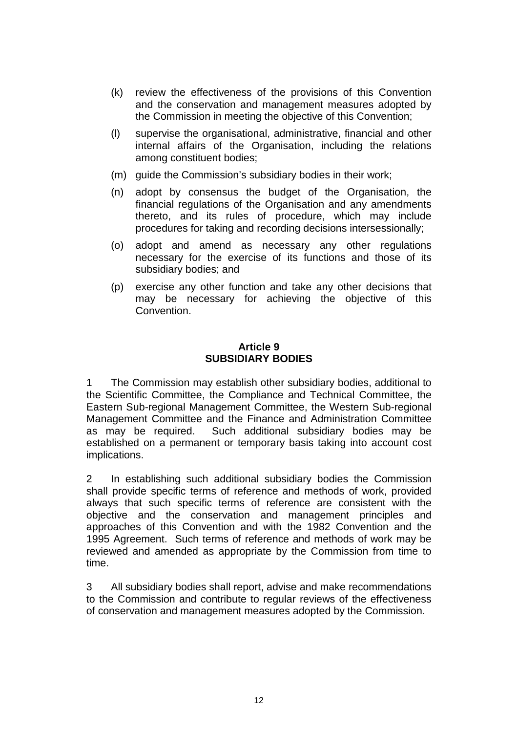(k) review the effectiveness of the provisions of this Convention and the conservation and management measures adopted by the Commission in meeting the objective of this Convention;

(l) supervise the organisational, administrative, financial and other internal affairs of the Organisation, including the relations among constituent bodies;

(m) guide the Commission's subsidiary bodies in their work;

(n) adopt by consensus the budget of the Organisation, the financial regulations of the Organisation and any amendments thereto, and its rules of procedure, which may include procedures for taking and recording decisions intersessionally;

(o) adopt and amend as necessary any other regulations necessary for the exercise of its functions and those of its subsidiary bodies; and

(p) exercise any other function and take any other decisions that may be necessary for achieving the objective of this Convention.

## Article 9
## SUBSIDIARY BODIES

1 The Commission may establish other subsidiary bodies, additional to the Scientific Committee, the Compliance and Technical Committee, the Eastern Sub-regional Management Committee, the Western Sub-regional Management Committee and the Finance and Administration Committee as may be required. Such additional subsidiary bodies may be established on a permanent or temporary basis taking into account cost implications.

2 In establishing such additional subsidiary bodies the Commission shall provide specific terms of reference and methods of work, provided always that such specific terms of reference are consistent with the objective and the conservation and management principles and approaches of this Convention and with the 1982 Convention and the 1995 Agreement. Such terms of reference and methods of work may be reviewed and amended as appropriate by the Commission from time to time.

3 All subsidiary bodies shall report, advise and make recommendations to the Commission and contribute to regular reviews of the effectiveness of conservation and management measures adopted by the Commission.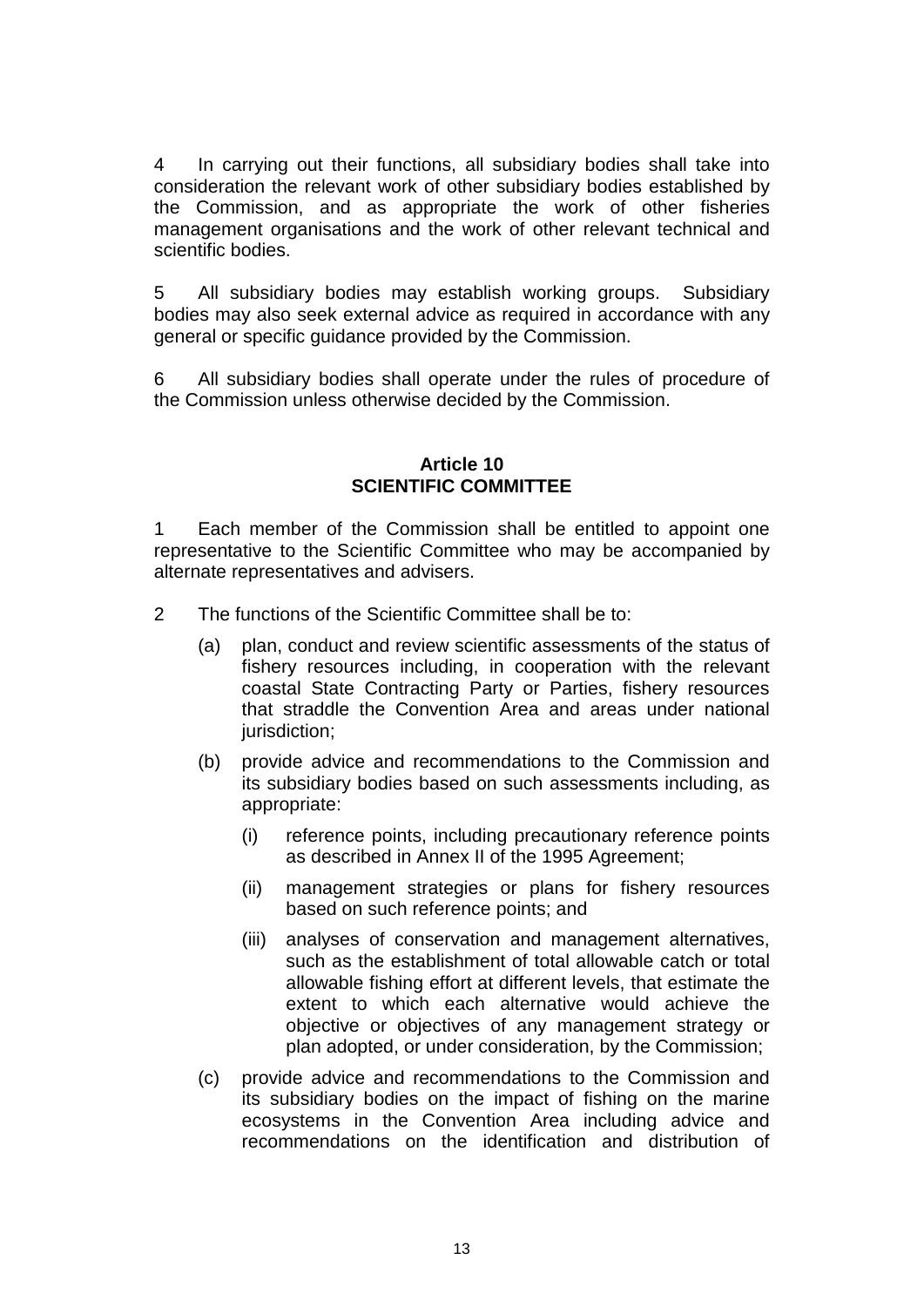4 In carrying out their functions, all subsidiary bodies shall take into consideration the relevant work of other subsidiary bodies established by the Commission, and as appropriate the work of other fisheries management organisations and the work of other relevant technical and scientific bodies.

5 All subsidiary bodies may establish working groups. Subsidiary bodies may also seek external advice as required in accordance with any general or specific guidance provided by the Commission.

6 All subsidiary bodies shall operate under the rules of procedure of the Commission unless otherwise decided by the Commission.

## Article 10
## SCIENTIFIC COMMITTEE

1 Each member of the Commission shall be entitled to appoint one representative to the Scientific Committee who may be accompanied by alternate representatives and advisers.

2 The functions of the Scientific Committee shall be to:

(a) plan, conduct and review scientific assessments of the status of fishery resources including, in cooperation with the relevant coastal State Contracting Party or Parties, fishery resources that straddle the Convention Area and areas under national jurisdiction;

(b) provide advice and recommendations to the Commission and its subsidiary bodies based on such assessments including, as appropriate:

(i) reference points, including precautionary reference points as described in Annex II of the 1995 Agreement;

(ii) management strategies or plans for fishery resources based on such reference points; and

(iii) analyses of conservation and management alternatives, such as the establishment of total allowable catch or total allowable fishing effort at different levels, that estimate the extent to which each alternative would achieve the objective or objectives of any management strategy or plan adopted, or under consideration, by the Commission;

(c) provide advice and recommendations to the Commission and its subsidiary bodies on the impact of fishing on the marine ecosystems in the Convention Area including advice and recommendations on the identification and distribution of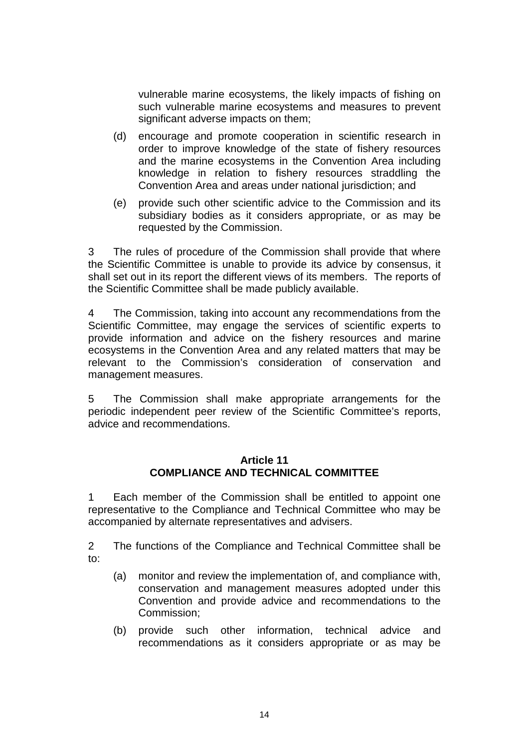vulnerable marine ecosystems, the likely impacts of fishing on such vulnerable marine ecosystems and measures to prevent significant adverse impacts on them;

(d) encourage and promote cooperation in scientific research in order to improve knowledge of the state of fishery resources and the marine ecosystems in the Convention Area including knowledge in relation to fishery resources straddling the Convention Area and areas under national jurisdiction; and

(e) provide such other scientific advice to the Commission and its subsidiary bodies as it considers appropriate, or as may be requested by the Commission.

3 The rules of procedure of the Commission shall provide that where the Scientific Committee is unable to provide its advice by consensus, it shall set out in its report the different views of its members. The reports of the Scientific Committee shall be made publicly available.

4 The Commission, taking into account any recommendations from the Scientific Committee, may engage the services of scientific experts to provide information and advice on the fishery resources and marine ecosystems in the Convention Area and any related matters that may be relevant to the Commission's consideration of conservation and management measures.

5 The Commission shall make appropriate arrangements for the periodic independent peer review of the Scientific Committee's reports, advice and recommendations.

## Article 11
## COMPLIANCE AND TECHNICAL COMMITTEE

1 Each member of the Commission shall be entitled to appoint one representative to the Compliance and Technical Committee who may be accompanied by alternate representatives and advisers.

2 The functions of the Compliance and Technical Committee shall be to:

(a) monitor and review the implementation of, and compliance with, conservation and management measures adopted under this Convention and provide advice and recommendations to the Commission;

(b) provide such other information, technical advice and recommendations as it considers appropriate or as may be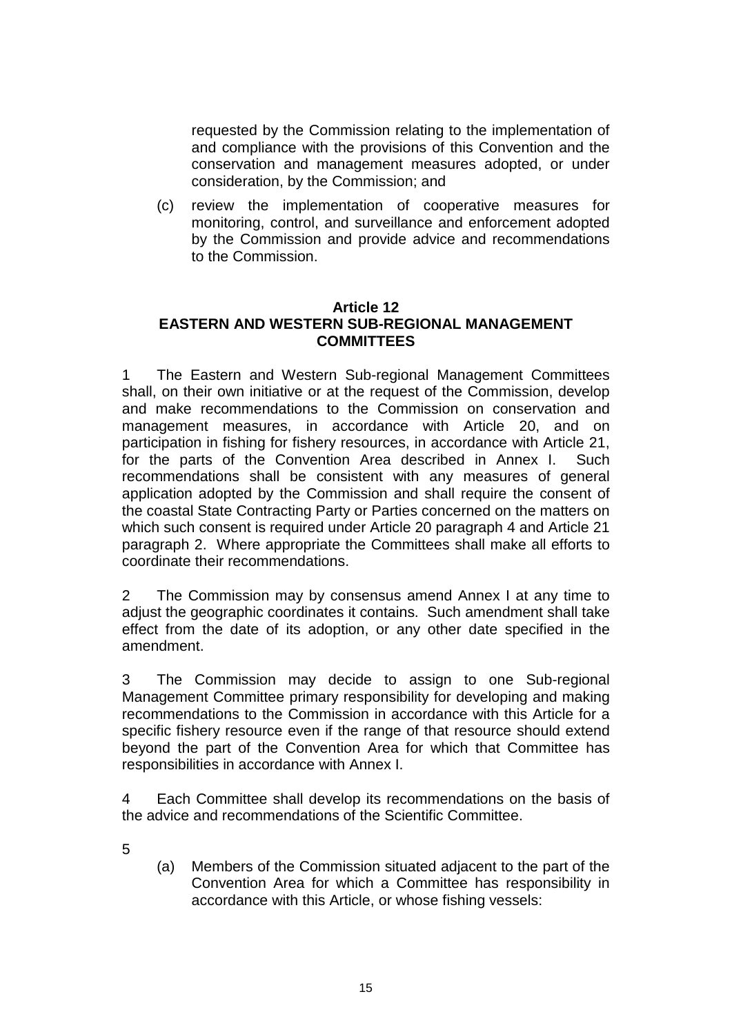requested by the Commission relating to the implementation of and compliance with the provisions of this Convention and the conservation and management measures adopted, or under consideration, by the Commission; and

(c) review the implementation of cooperative measures for monitoring, control, and surveillance and enforcement adopted by the Commission and provide advice and recommendations to the Commission.

## Article 12
## EASTERN AND WESTERN SUB-REGIONAL MANAGEMENT COMMITTEES

1 The Eastern and Western Sub-regional Management Committees shall, on their own initiative or at the request of the Commission, develop and make recommendations to the Commission on conservation and management measures, in accordance with Article 20, and on participation in fishing for fishery resources, in accordance with Article 21, for the parts of the Convention Area described in Annex I. Such recommendations shall be consistent with any measures of general application adopted by the Commission and shall require the consent of the coastal State Contracting Party or Parties concerned on the matters on which such consent is required under Article 20 paragraph 4 and Article 21 paragraph 2. Where appropriate the Committees shall make all efforts to coordinate their recommendations.

2 The Commission may by consensus amend Annex I at any time to adjust the geographic coordinates it contains. Such amendment shall take effect from the date of its adoption, or any other date specified in the amendment.

3 The Commission may decide to assign to one Sub-regional Management Committee primary responsibility for developing and making recommendations to the Commission in accordance with this Article for a specific fishery resource even if the range of that resource should extend beyond the part of the Convention Area for which that Committee has responsibilities in accordance with Annex I.

4 Each Committee shall develop its recommendations on the basis of the advice and recommendations of the Scientific Committee.

5

(a) Members of the Commission situated adjacent to the part of the Convention Area for which a Committee has responsibility in accordance with this Article, or whose fishing vessels: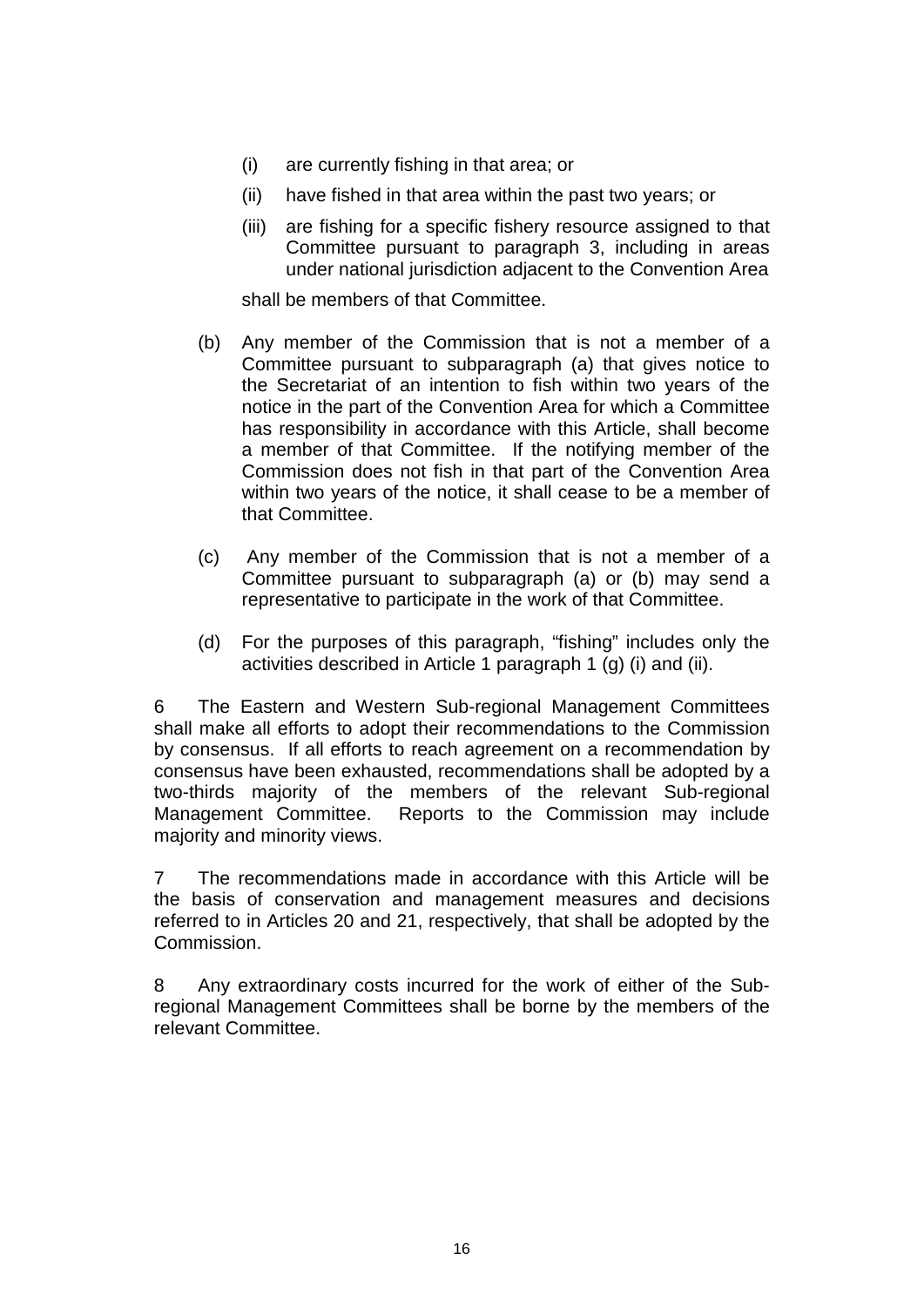(i) are currently fishing in that area; or

    (ii) have fished in that area within the past two years; or

    (iii) are fishing for a specific fishery resource assigned to that Committee pursuant to paragraph 3, including in areas under national jurisdiction adjacent to the Convention Area

    shall be members of that Committee.

(b) Any member of the Commission that is not a member of a Committee pursuant to subparagraph (a) that gives notice to the Secretariat of an intention to fish within two years of the notice in the part of the Convention Area for which a Committee has responsibility in accordance with this Article, shall become a member of that Committee. If the notifying member of the Commission does not fish in that part of the Convention Area within two years of the notice, it shall cease to be a member of that Committee.

(c) Any member of the Commission that is not a member of a Committee pursuant to subparagraph (a) or (b) may send a representative to participate in the work of that Committee.

(d) For the purposes of this paragraph, "fishing" includes only the activities described in Article 1 paragraph 1 (g) (i) and (ii).

6 The Eastern and Western Sub-regional Management Committees shall make all efforts to adopt their recommendations to the Commission by consensus. If all efforts to reach agreement on a recommendation by consensus have been exhausted, recommendations shall be adopted by a two-thirds majority of the members of the relevant Sub-regional Management Committee. Reports to the Commission may include majority and minority views.

7 The recommendations made in accordance with this Article will be the basis of conservation and management measures and decisions referred to in Articles 20 and 21, respectively, that shall be adopted by the Commission.

8 Any extraordinary costs incurred for the work of either of the Sub-regional Management Committees shall be borne by the members of the relevant Committee.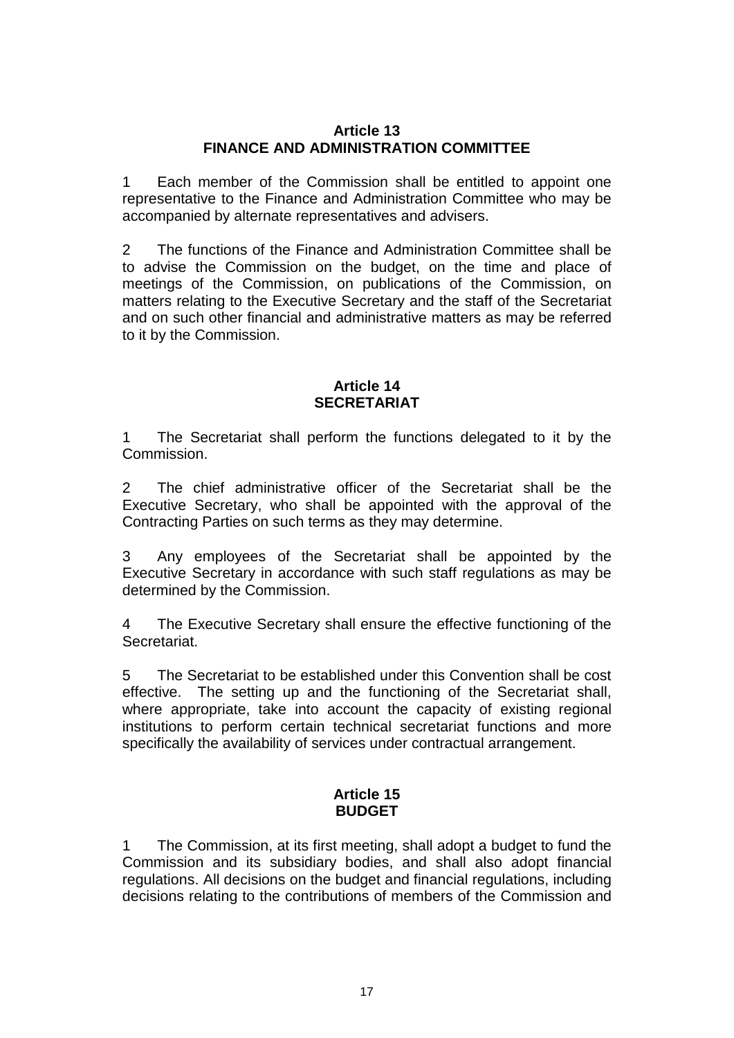## Article 13
## FINANCE AND ADMINISTRATION COMMITTEE

1 Each member of the Commission shall be entitled to appoint one representative to the Finance and Administration Committee who may be accompanied by alternate representatives and advisers.

2 The functions of the Finance and Administration Committee shall be to advise the Commission on the budget, on the time and place of meetings of the Commission, on publications of the Commission, on matters relating to the Executive Secretary and the staff of the Secretariat and on such other financial and administrative matters as may be referred to it by the Commission.

## Article 14
## SECRETARIAT

1 The Secretariat shall perform the functions delegated to it by the Commission.

2 The chief administrative officer of the Secretariat shall be the Executive Secretary, who shall be appointed with the approval of the Contracting Parties on such terms as they may determine.

3 Any employees of the Secretariat shall be appointed by the Executive Secretary in accordance with such staff regulations as may be determined by the Commission.

4 The Executive Secretary shall ensure the effective functioning of the Secretariat.

5 The Secretariat to be established under this Convention shall be cost effective. The setting up and the functioning of the Secretariat shall, where appropriate, take into account the capacity of existing regional institutions to perform certain technical secretariat functions and more specifically the availability of services under contractual arrangement.

## Article 15
## BUDGET

1 The Commission, at its first meeting, shall adopt a budget to fund the Commission and its subsidiary bodies, and shall also adopt financial regulations. All decisions on the budget and financial regulations, including decisions relating to the contributions of members of the Commission and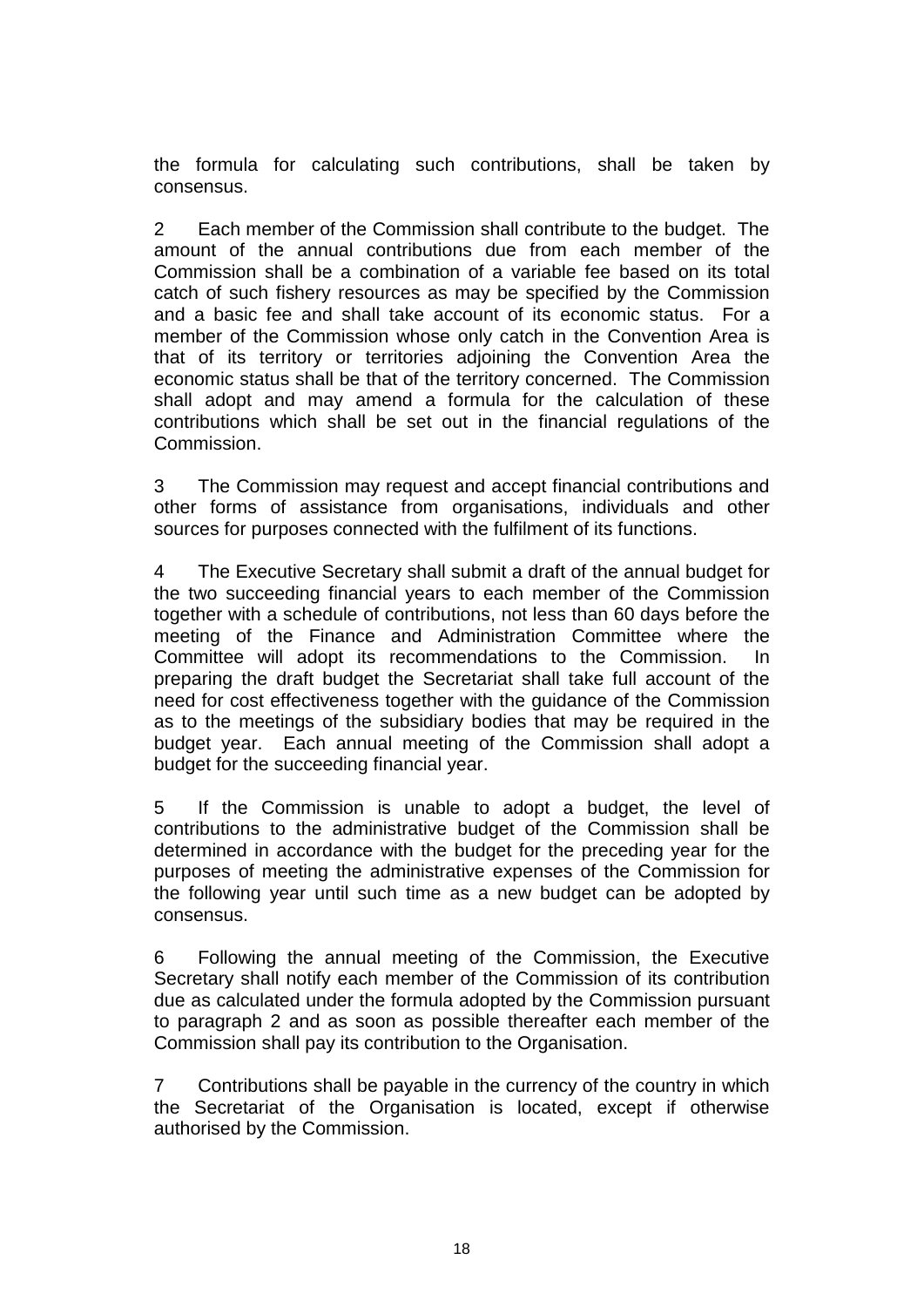the formula for calculating such contributions, shall be taken by consensus.

2 Each member of the Commission shall contribute to the budget. The amount of the annual contributions due from each member of the Commission shall be a combination of a variable fee based on its total catch of such fishery resources as may be specified by the Commission and a basic fee and shall take account of its economic status. For a member of the Commission whose only catch in the Convention Area is that of its territory or territories adjoining the Convention Area the economic status shall be that of the territory concerned. The Commission shall adopt and may amend a formula for the calculation of these contributions which shall be set out in the financial regulations of the Commission.

3 The Commission may request and accept financial contributions and other forms of assistance from organisations, individuals and other sources for purposes connected with the fulfilment of its functions.

4 The Executive Secretary shall submit a draft of the annual budget for the two succeeding financial years to each member of the Commission together with a schedule of contributions, not less than 60 days before the meeting of the Finance and Administration Committee where the Committee will adopt its recommendations to the Commission. In preparing the draft budget the Secretariat shall take full account of the need for cost effectiveness together with the guidance of the Commission as to the meetings of the subsidiary bodies that may be required in the budget year. Each annual meeting of the Commission shall adopt a budget for the succeeding financial year.

5 If the Commission is unable to adopt a budget, the level of contributions to the administrative budget of the Commission shall be determined in accordance with the budget for the preceding year for the purposes of meeting the administrative expenses of the Commission for the following year until such time as a new budget can be adopted by consensus.

6 Following the annual meeting of the Commission, the Executive Secretary shall notify each member of the Commission of its contribution due as calculated under the formula adopted by the Commission pursuant to paragraph 2 and as soon as possible thereafter each member of the Commission shall pay its contribution to the Organisation.

7 Contributions shall be payable in the currency of the country in which the Secretariat of the Organisation is located, except if otherwise authorised by the Commission.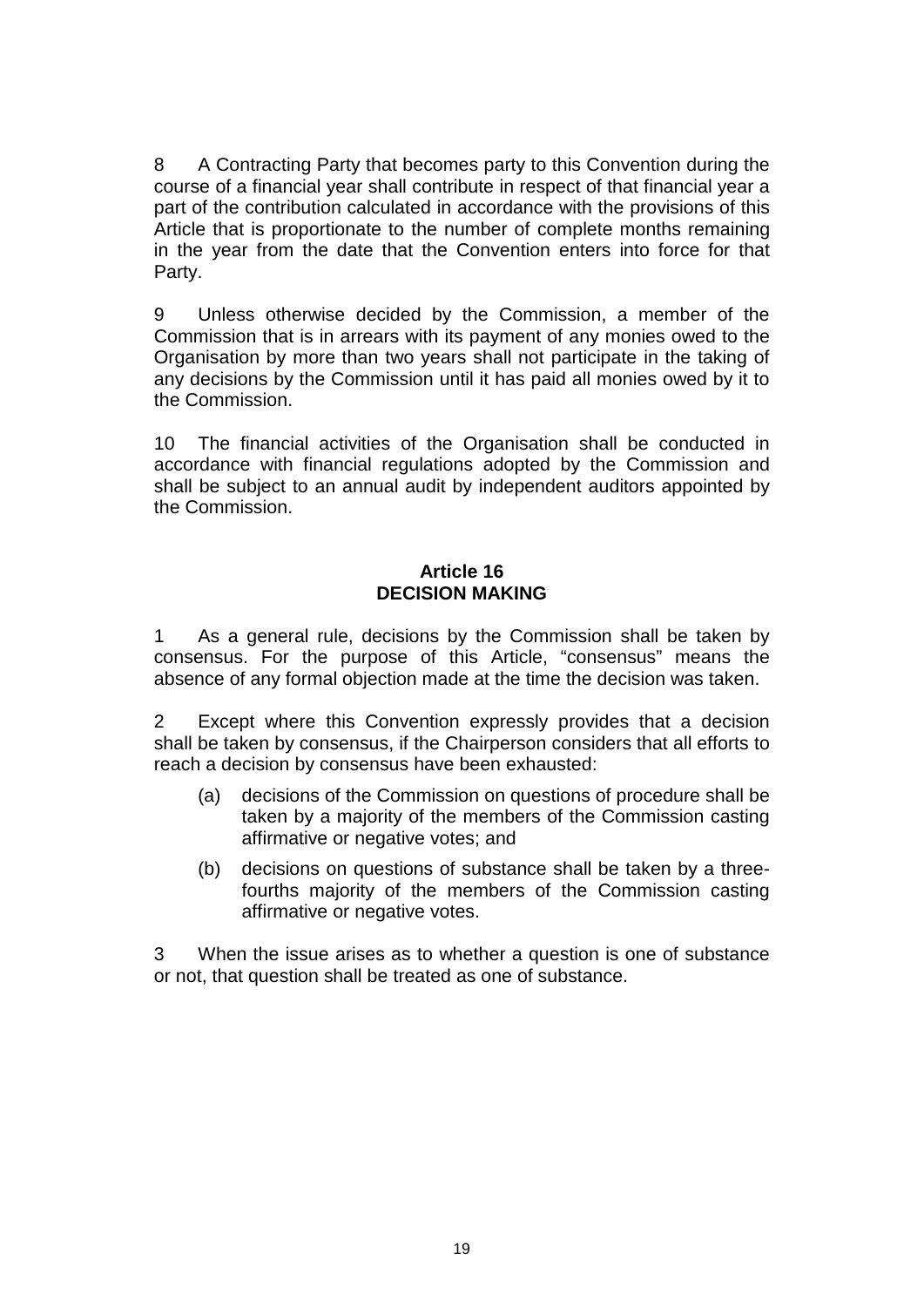8 A Contracting Party that becomes party to this Convention during the course of a financial year shall contribute in respect of that financial year a part of the contribution calculated in accordance with the provisions of this Article that is proportionate to the number of complete months remaining in the year from the date that the Convention enters into force for that Party.

9 Unless otherwise decided by the Commission, a member of the Commission that is in arrears with its payment of any monies owed to the Organisation by more than two years shall not participate in the taking of any decisions by the Commission until it has paid all monies owed by it to the Commission.

10 The financial activities of the Organisation shall be conducted in accordance with financial regulations adopted by the Commission and shall be subject to an annual audit by independent auditors appointed by the Commission.

## Article 16
## DECISION MAKING

1 As a general rule, decisions by the Commission shall be taken by consensus. For the purpose of this Article, "consensus" means the absence of any formal objection made at the time the decision was taken.

2 Except where this Convention expressly provides that a decision shall be taken by consensus, if the Chairperson considers that all efforts to reach a decision by consensus have been exhausted:

(a) decisions of the Commission on questions of procedure shall be taken by a majority of the members of the Commission casting affirmative or negative votes; and

(b) decisions on questions of substance shall be taken by a three-fourths majority of the members of the Commission casting affirmative or negative votes.

3 When the issue arises as to whether a question is one of substance or not, that question shall be treated as one of substance.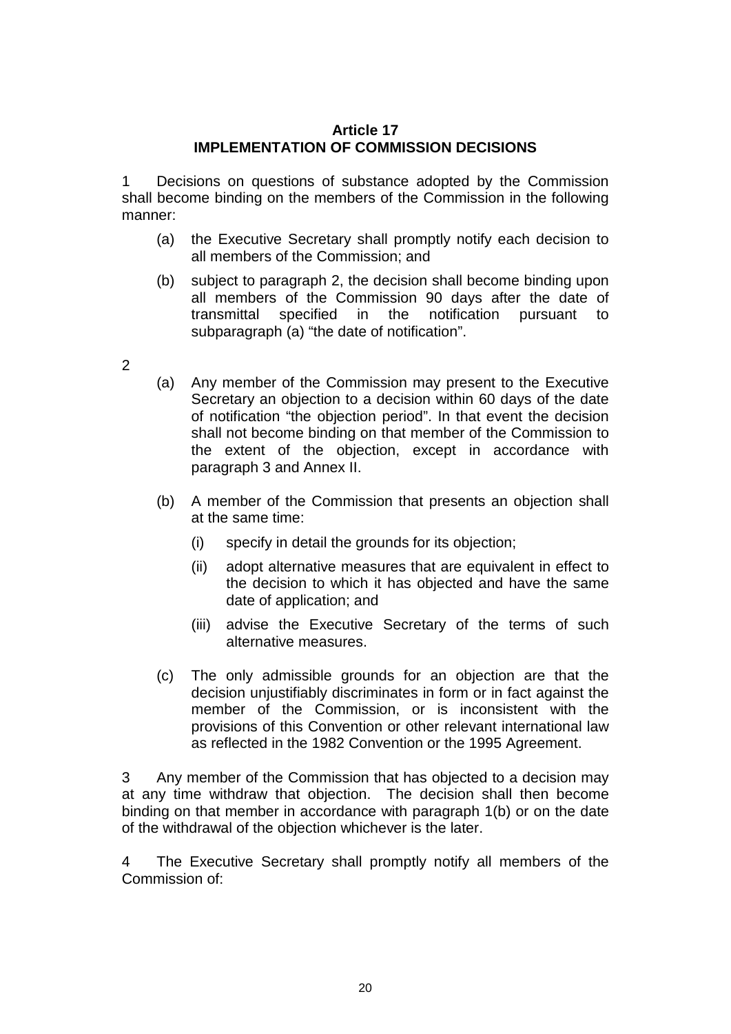**Article 17**
**IMPLEMENTATION OF COMMISSION DECISIONS**

1 Decisions on questions of substance adopted by the Commission shall become binding on the members of the Commission in the following manner:

(a) the Executive Secretary shall promptly notify each decision to all members of the Commission; and

(b) subject to paragraph 2, the decision shall become binding upon all members of the Commission 90 days after the date of transmittal specified in the notification pursuant to subparagraph (a) "the date of notification".

2

(a) Any member of the Commission may present to the Executive Secretary an objection to a decision within 60 days of the date of notification "the objection period". In that event the decision shall not become binding on that member of the Commission to the extent of the objection, except in accordance with paragraph 3 and Annex II.

(b) A member of the Commission that presents an objection shall at the same time:

(i) specify in detail the grounds for its objection;

(ii) adopt alternative measures that are equivalent in effect to the decision to which it has objected and have the same date of application; and

(iii) advise the Executive Secretary of the terms of such alternative measures.

(c) The only admissible grounds for an objection are that the decision unjustifiably discriminates in form or in fact against the member of the Commission, or is inconsistent with the provisions of this Convention or other relevant international law as reflected in the 1982 Convention or the 1995 Agreement.

3 Any member of the Commission that has objected to a decision may at any time withdraw that objection. The decision shall then become binding on that member in accordance with paragraph 1(b) or on the date of the withdrawal of the objection whichever is the later.

4 The Executive Secretary shall promptly notify all members of the Commission of: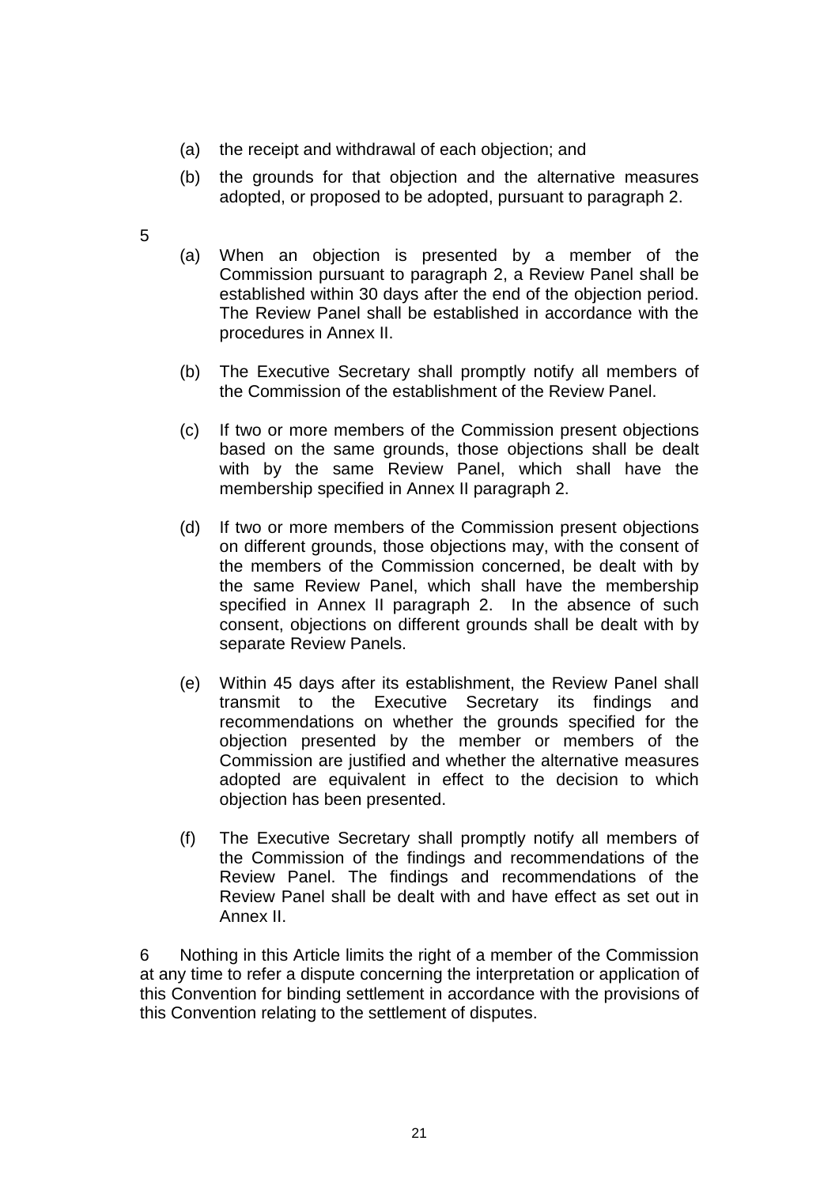(a) the receipt and withdrawal of each objection; and

(b) the grounds for that objection and the alternative measures adopted, or proposed to be adopted, pursuant to paragraph 2.

5

(a) When an objection is presented by a member of the Commission pursuant to paragraph 2, a Review Panel shall be established within 30 days after the end of the objection period. The Review Panel shall be established in accordance with the procedures in Annex II.

(b) The Executive Secretary shall promptly notify all members of the Commission of the establishment of the Review Panel.

(c) If two or more members of the Commission present objections based on the same grounds, those objections shall be dealt with by the same Review Panel, which shall have the membership specified in Annex II paragraph 2.

(d) If two or more members of the Commission present objections on different grounds, those objections may, with the consent of the members of the Commission concerned, be dealt with by the same Review Panel, which shall have the membership specified in Annex II paragraph 2. In the absence of such consent, objections on different grounds shall be dealt with by separate Review Panels.

(e) Within 45 days after its establishment, the Review Panel shall transmit to the Executive Secretary its findings and recommendations on whether the grounds specified for the objection presented by the member or members of the Commission are justified and whether the alternative measures adopted are equivalent in effect to the decision to which objection has been presented.

(f) The Executive Secretary shall promptly notify all members of the Commission of the findings and recommendations of the Review Panel. The findings and recommendations of the Review Panel shall be dealt with and have effect as set out in Annex II.

6 Nothing in this Article limits the right of a member of the Commission at any time to refer a dispute concerning the interpretation or application of this Convention for binding settlement in accordance with the provisions of this Convention relating to the settlement of disputes.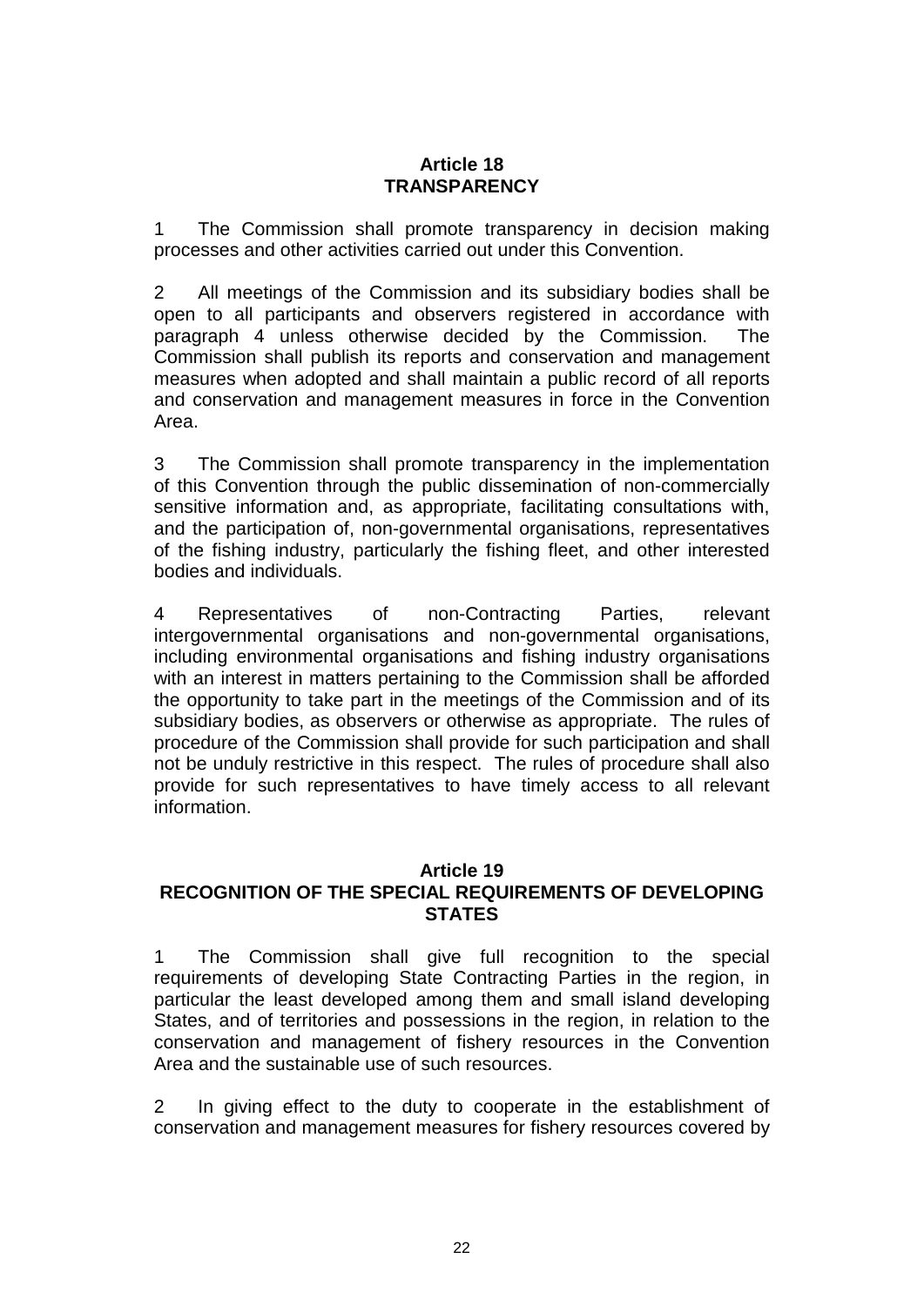## Article 18
## TRANSPARENCY

1 The Commission shall promote transparency in decision making processes and other activities carried out under this Convention.

2 All meetings of the Commission and its subsidiary bodies shall be open to all participants and observers registered in accordance with paragraph 4 unless otherwise decided by the Commission. The Commission shall publish its reports and conservation and management measures when adopted and shall maintain a public record of all reports and conservation and management measures in force in the Convention Area.

3 The Commission shall promote transparency in the implementation of this Convention through the public dissemination of non-commercially sensitive information and, as appropriate, facilitating consultations with, and the participation of, non-governmental organisations, representatives of the fishing industry, particularly the fishing fleet, and other interested bodies and individuals.

4 Representatives of non-Contracting Parties, relevant intergovernmental organisations and non-governmental organisations, including environmental organisations and fishing industry organisations with an interest in matters pertaining to the Commission shall be afforded the opportunity to take part in the meetings of the Commission and of its subsidiary bodies, as observers or otherwise as appropriate. The rules of procedure of the Commission shall provide for such participation and shall not be unduly restrictive in this respect. The rules of procedure shall also provide for such representatives to have timely access to all relevant information.

## Article 19
## RECOGNITION OF THE SPECIAL REQUIREMENTS OF DEVELOPING STATES

1 The Commission shall give full recognition to the special requirements of developing State Contracting Parties in the region, in particular the least developed among them and small island developing States, and of territories and possessions in the region, in relation to the conservation and management of fishery resources in the Convention Area and the sustainable use of such resources.

2 In giving effect to the duty to cooperate in the establishment of conservation and management measures for fishery resources covered by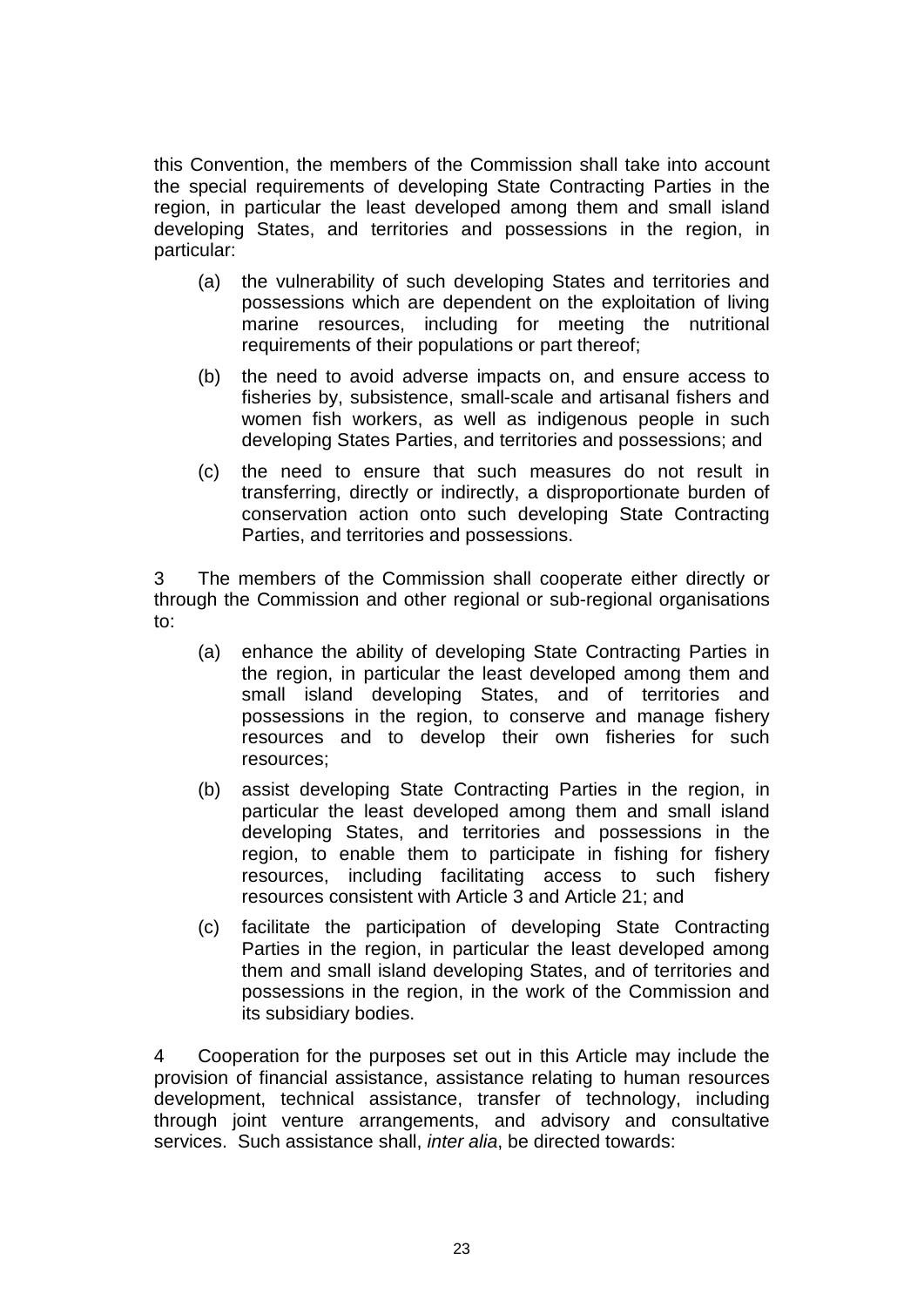this Convention, the members of the Commission shall take into account the special requirements of developing State Contracting Parties in the region, in particular the least developed among them and small island developing States, and territories and possessions in the region, in particular:

(a) the vulnerability of such developing States and territories and possessions which are dependent on the exploitation of living marine resources, including for meeting the nutritional requirements of their populations or part thereof;

(b) the need to avoid adverse impacts on, and ensure access to fisheries by, subsistence, small-scale and artisanal fishers and women fish workers, as well as indigenous people in such developing States Parties, and territories and possessions; and

(c) the need to ensure that such measures do not result in transferring, directly or indirectly, a disproportionate burden of conservation action onto such developing State Contracting Parties, and territories and possessions.

3 The members of the Commission shall cooperate either directly or through the Commission and other regional or sub-regional organisations to:

(a) enhance the ability of developing State Contracting Parties in the region, in particular the least developed among them and small island developing States, and of territories and possessions in the region, to conserve and manage fishery resources and to develop their own fisheries for such resources;

(b) assist developing State Contracting Parties in the region, in particular the least developed among them and small island developing States, and territories and possessions in the region, to enable them to participate in fishing for fishery resources, including facilitating access to such fishery resources consistent with Article 3 and Article 21; and

(c) facilitate the participation of developing State Contracting Parties in the region, in particular the least developed among them and small island developing States, and of territories and possessions in the region, in the work of the Commission and its subsidiary bodies.

4 Cooperation for the purposes set out in this Article may include the provision of financial assistance, assistance relating to human resources development, technical assistance, transfer of technology, including through joint venture arrangements, and advisory and consultative services. Such assistance shall, *inter alia*, be directed towards: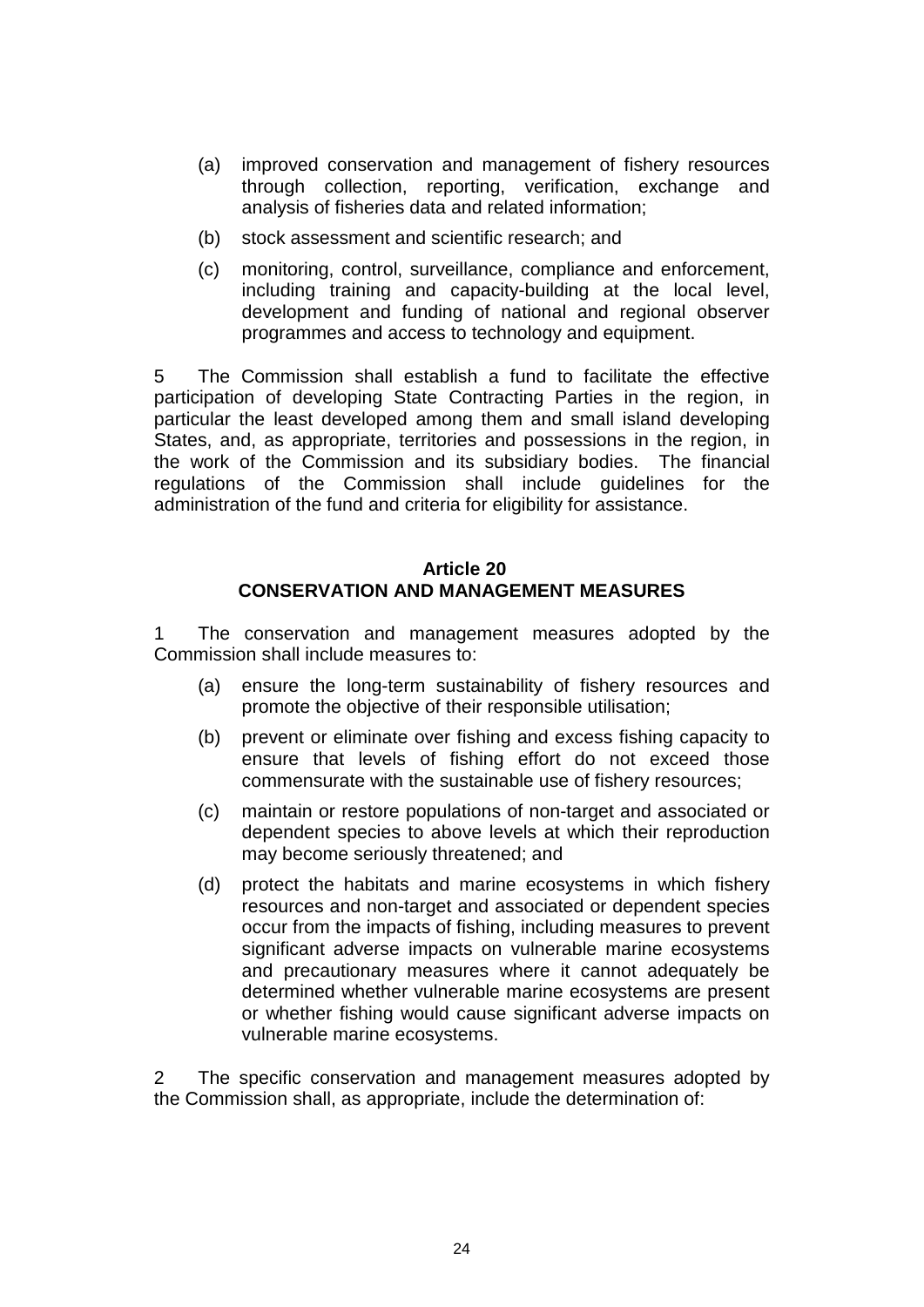(a) improved conservation and management of fishery resources through collection, reporting, verification, exchange and analysis of fisheries data and related information;

(b) stock assessment and scientific research; and

(c) monitoring, control, surveillance, compliance and enforcement, including training and capacity-building at the local level, development and funding of national and regional observer programmes and access to technology and equipment.

5 The Commission shall establish a fund to facilitate the effective participation of developing State Contracting Parties in the region, in particular the least developed among them and small island developing States, and, as appropriate, territories and possessions in the region, in the work of the Commission and its subsidiary bodies. The financial regulations of the Commission shall include guidelines for the administration of the fund and criteria for eligibility for assistance.

## Article 20
## CONSERVATION AND MANAGEMENT MEASURES

1 The conservation and management measures adopted by the Commission shall include measures to:

(a) ensure the long-term sustainability of fishery resources and promote the objective of their responsible utilisation;

(b) prevent or eliminate over fishing and excess fishing capacity to ensure that levels of fishing effort do not exceed those commensurate with the sustainable use of fishery resources;

(c) maintain or restore populations of non-target and associated or dependent species to above levels at which their reproduction may become seriously threatened; and

(d) protect the habitats and marine ecosystems in which fishery resources and non-target and associated or dependent species occur from the impacts of fishing, including measures to prevent significant adverse impacts on vulnerable marine ecosystems and precautionary measures where it cannot adequately be determined whether vulnerable marine ecosystems are present or whether fishing would cause significant adverse impacts on vulnerable marine ecosystems.

2 The specific conservation and management measures adopted by the Commission shall, as appropriate, include the determination of: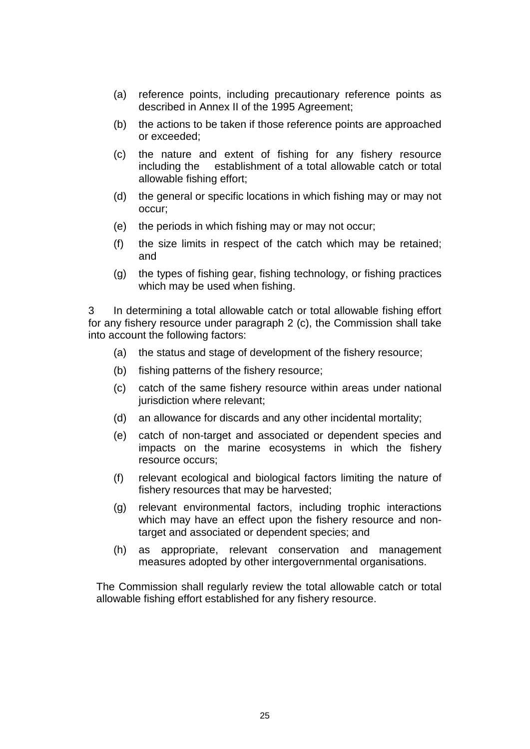(a) reference points, including precautionary reference points as described in Annex II of the 1995 Agreement;

(b) the actions to be taken if those reference points are approached or exceeded;

(c) the nature and extent of fishing for any fishery resource including the establishment of a total allowable catch or total allowable fishing effort;

(d) the general or specific locations in which fishing may or may not occur;

(e) the periods in which fishing may or may not occur;

(f) the size limits in respect of the catch which may be retained; and

(g) the types of fishing gear, fishing technology, or fishing practices which may be used when fishing.

3 In determining a total allowable catch or total allowable fishing effort for any fishery resource under paragraph 2 (c), the Commission shall take into account the following factors:

(a) the status and stage of development of the fishery resource;

(b) fishing patterns of the fishery resource;

(c) catch of the same fishery resource within areas under national jurisdiction where relevant;

(d) an allowance for discards and any other incidental mortality;

(e) catch of non-target and associated or dependent species and impacts on the marine ecosystems in which the fishery resource occurs;

(f) relevant ecological and biological factors limiting the nature of fishery resources that may be harvested;

(g) relevant environmental factors, including trophic interactions which may have an effect upon the fishery resource and non-target and associated or dependent species; and

(h) as appropriate, relevant conservation and management measures adopted by other intergovernmental organisations.

The Commission shall regularly review the total allowable catch or total allowable fishing effort established for any fishery resource.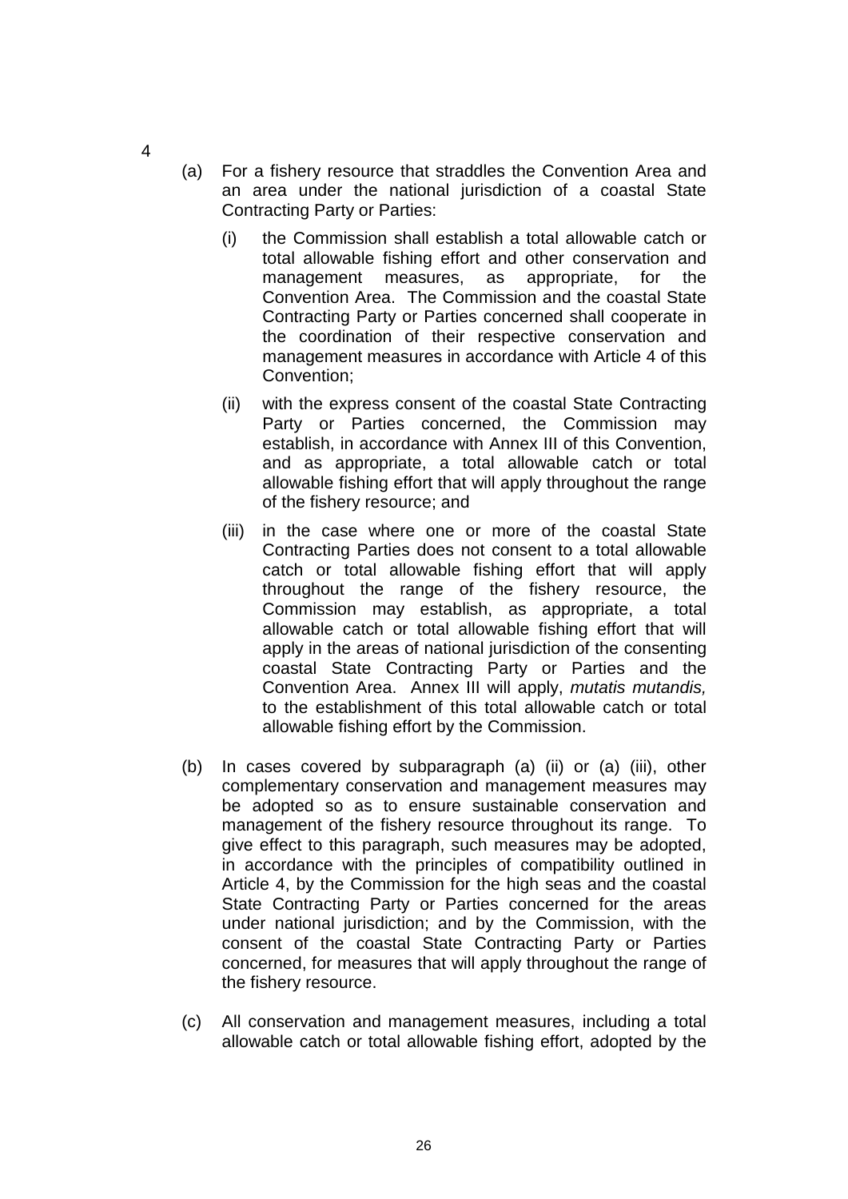4

(a) For a fishery resource that straddles the Convention Area and an area under the national jurisdiction of a coastal State Contracting Party or Parties:

   (i) the Commission shall establish a total allowable catch or total allowable fishing effort and other conservation and management measures, as appropriate, for the Convention Area. The Commission and the coastal State Contracting Party or Parties concerned shall cooperate in the coordination of their respective conservation and management measures in accordance with Article 4 of this Convention;

   (ii) with the express consent of the coastal State Contracting Party or Parties concerned, the Commission may establish, in accordance with Annex III of this Convention, and as appropriate, a total allowable catch or total allowable fishing effort that will apply throughout the range of the fishery resource; and

   (iii) in the case where one or more of the coastal State Contracting Parties does not consent to a total allowable catch or total allowable fishing effort that will apply throughout the range of the fishery resource, the Commission may establish, as appropriate, a total allowable catch or total allowable fishing effort that will apply in the areas of national jurisdiction of the consenting coastal State Contracting Party or Parties and the Convention Area. Annex III will apply, *mutatis mutandis,* to the establishment of this total allowable catch or total allowable fishing effort by the Commission.

(b) In cases covered by subparagraph (a) (ii) or (a) (iii), other complementary conservation and management measures may be adopted so as to ensure sustainable conservation and management of the fishery resource throughout its range. To give effect to this paragraph, such measures may be adopted, in accordance with the principles of compatibility outlined in Article 4, by the Commission for the high seas and the coastal State Contracting Party or Parties concerned for the areas under national jurisdiction; and by the Commission, with the consent of the coastal State Contracting Party or Parties concerned, for measures that will apply throughout the range of the fishery resource.

(c) All conservation and management measures, including a total allowable catch or total allowable fishing effort, adopted by the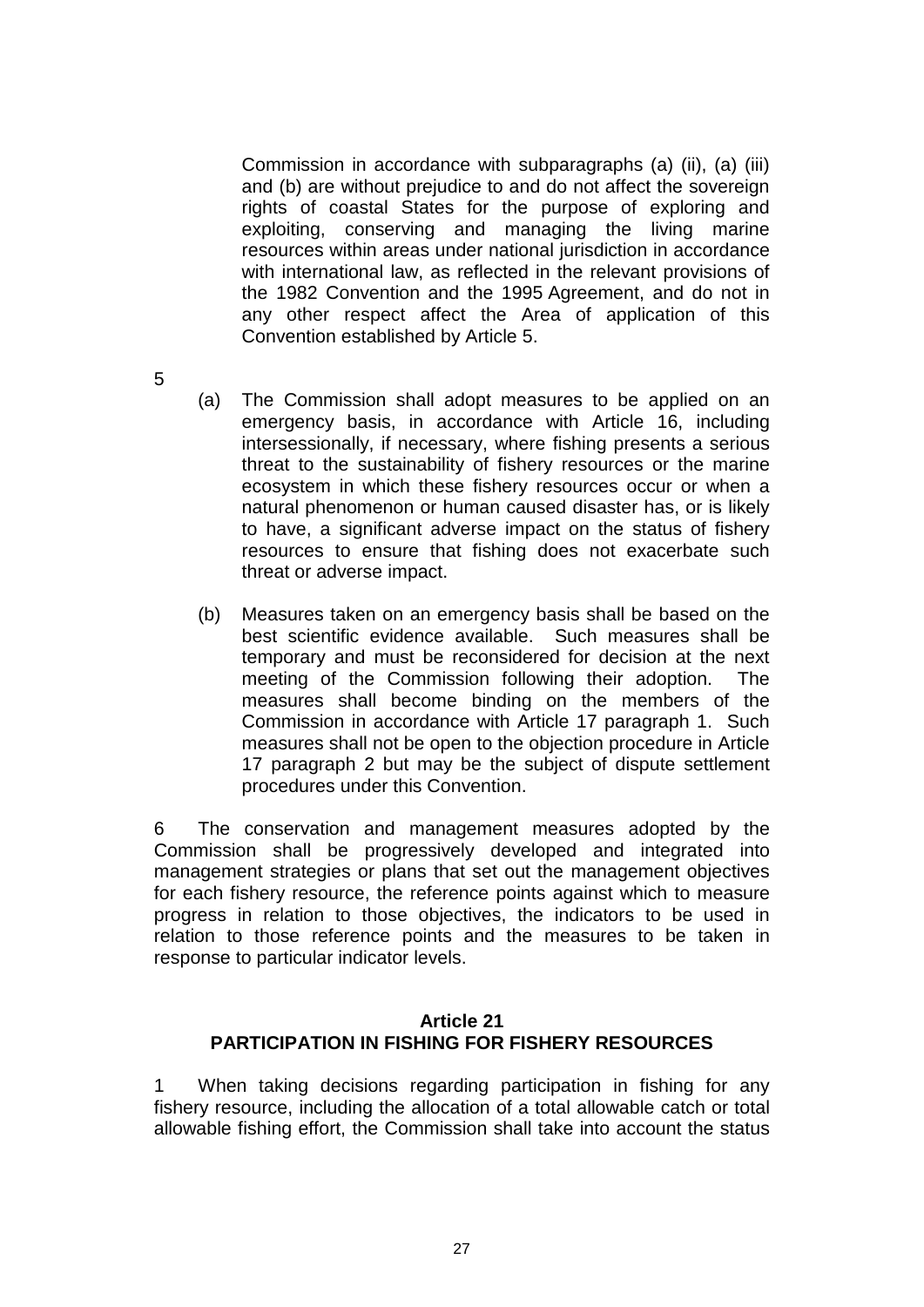Commission in accordance with subparagraphs (a) (ii), (a) (iii) and (b) are without prejudice to and do not affect the sovereign rights of coastal States for the purpose of exploring and exploiting, conserving and managing the living marine resources within areas under national jurisdiction in accordance with international law, as reflected in the relevant provisions of the 1982 Convention and the 1995 Agreement, and do not in any other respect affect the Area of application of this Convention established by Article 5.

5

(a) The Commission shall adopt measures to be applied on an emergency basis, in accordance with Article 16, including intersessionally, if necessary, where fishing presents a serious threat to the sustainability of fishery resources or the marine ecosystem in which these fishery resources occur or when a natural phenomenon or human caused disaster has, or is likely to have, a significant adverse impact on the status of fishery resources to ensure that fishing does not exacerbate such threat or adverse impact.

(b) Measures taken on an emergency basis shall be based on the best scientific evidence available. Such measures shall be temporary and must be reconsidered for decision at the next meeting of the Commission following their adoption. The measures shall become binding on the members of the Commission in accordance with Article 17 paragraph 1. Such measures shall not be open to the objection procedure in Article 17 paragraph 2 but may be the subject of dispute settlement procedures under this Convention.

6 The conservation and management measures adopted by the Commission shall be progressively developed and integrated into management strategies or plans that set out the management objectives for each fishery resource, the reference points against which to measure progress in relation to those objectives, the indicators to be used in relation to those reference points and the measures to be taken in response to particular indicator levels.

## Article 21
## PARTICIPATION IN FISHING FOR FISHERY RESOURCES

1 When taking decisions regarding participation in fishing for any fishery resource, including the allocation of a total allowable catch or total allowable fishing effort, the Commission shall take into account the status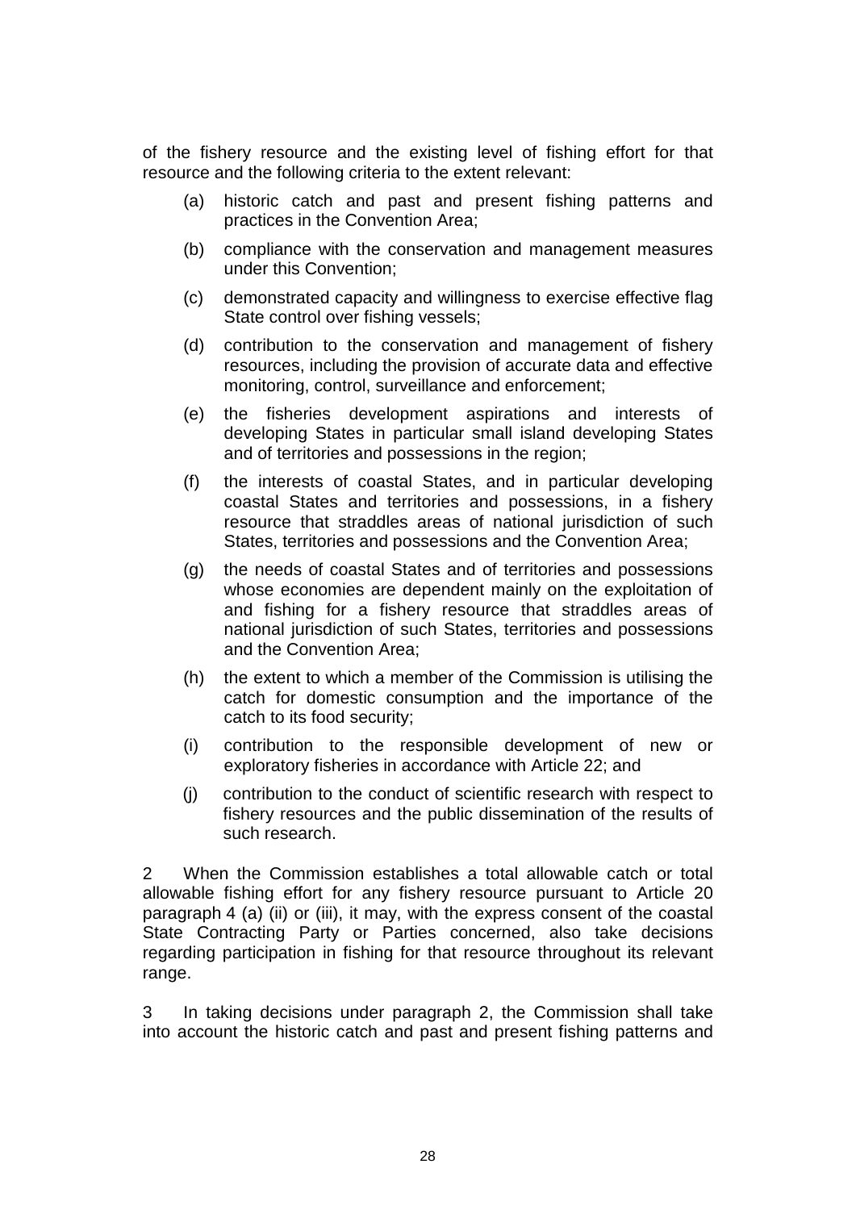of the fishery resource and the existing level of fishing effort for that resource and the following criteria to the extent relevant:

(a) historic catch and past and present fishing patterns and practices in the Convention Area;

(b) compliance with the conservation and management measures under this Convention;

(c) demonstrated capacity and willingness to exercise effective flag State control over fishing vessels;

(d) contribution to the conservation and management of fishery resources, including the provision of accurate data and effective monitoring, control, surveillance and enforcement;

(e) the fisheries development aspirations and interests of developing States in particular small island developing States and of territories and possessions in the region;

(f) the interests of coastal States, and in particular developing coastal States and territories and possessions, in a fishery resource that straddles areas of national jurisdiction of such States, territories and possessions and the Convention Area;

(g) the needs of coastal States and of territories and possessions whose economies are dependent mainly on the exploitation of and fishing for a fishery resource that straddles areas of national jurisdiction of such States, territories and possessions and the Convention Area;

(h) the extent to which a member of the Commission is utilising the catch for domestic consumption and the importance of the catch to its food security;

(i) contribution to the responsible development of new or exploratory fisheries in accordance with Article 22; and

(j) contribution to the conduct of scientific research with respect to fishery resources and the public dissemination of the results of such research.

2 When the Commission establishes a total allowable catch or total allowable fishing effort for any fishery resource pursuant to Article 20 paragraph 4 (a) (ii) or (iii), it may, with the express consent of the coastal State Contracting Party or Parties concerned, also take decisions regarding participation in fishing for that resource throughout its relevant range.

3 In taking decisions under paragraph 2, the Commission shall take into account the historic catch and past and present fishing patterns and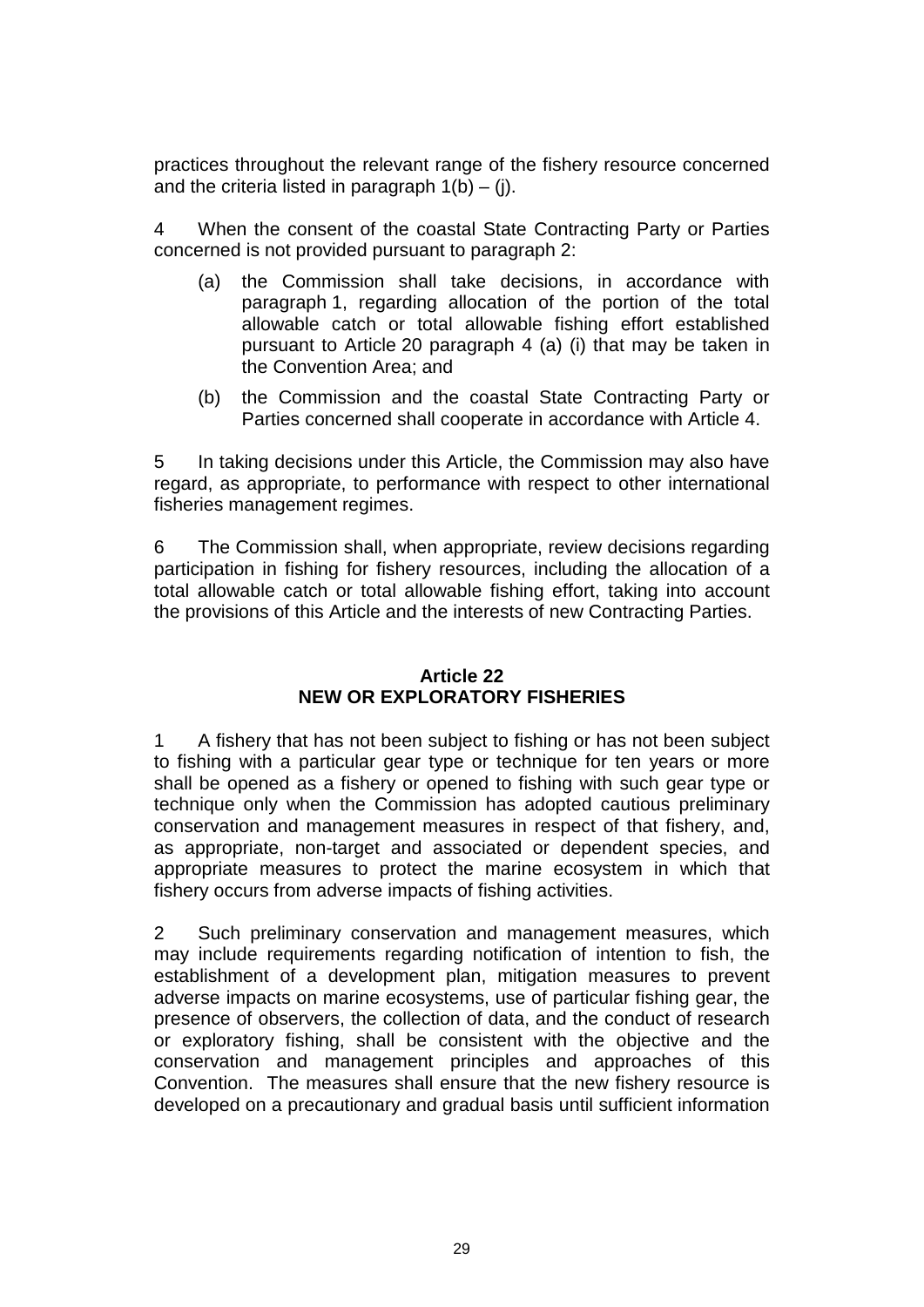practices throughout the relevant range of the fishery resource concerned and the criteria listed in paragraph 1(b) – (j).

4 When the consent of the coastal State Contracting Party or Parties concerned is not provided pursuant to paragraph 2:

(a) the Commission shall take decisions, in accordance with paragraph 1, regarding allocation of the portion of the total allowable catch or total allowable fishing effort established pursuant to Article 20 paragraph 4 (a) (i) that may be taken in the Convention Area; and

(b) the Commission and the coastal State Contracting Party or Parties concerned shall cooperate in accordance with Article 4.

5 In taking decisions under this Article, the Commission may also have regard, as appropriate, to performance with respect to other international fisheries management regimes.

6 The Commission shall, when appropriate, review decisions regarding participation in fishing for fishery resources, including the allocation of a total allowable catch or total allowable fishing effort, taking into account the provisions of this Article and the interests of new Contracting Parties.

## Article 22
## NEW OR EXPLORATORY FISHERIES

1 A fishery that has not been subject to fishing or has not been subject to fishing with a particular gear type or technique for ten years or more shall be opened as a fishery or opened to fishing with such gear type or technique only when the Commission has adopted cautious preliminary conservation and management measures in respect of that fishery, and, as appropriate, non-target and associated or dependent species, and appropriate measures to protect the marine ecosystem in which that fishery occurs from adverse impacts of fishing activities.

2 Such preliminary conservation and management measures, which may include requirements regarding notification of intention to fish, the establishment of a development plan, mitigation measures to prevent adverse impacts on marine ecosystems, use of particular fishing gear, the presence of observers, the collection of data, and the conduct of research or exploratory fishing, shall be consistent with the objective and the conservation and management principles and approaches of this Convention. The measures shall ensure that the new fishery resource is developed on a precautionary and gradual basis until sufficient information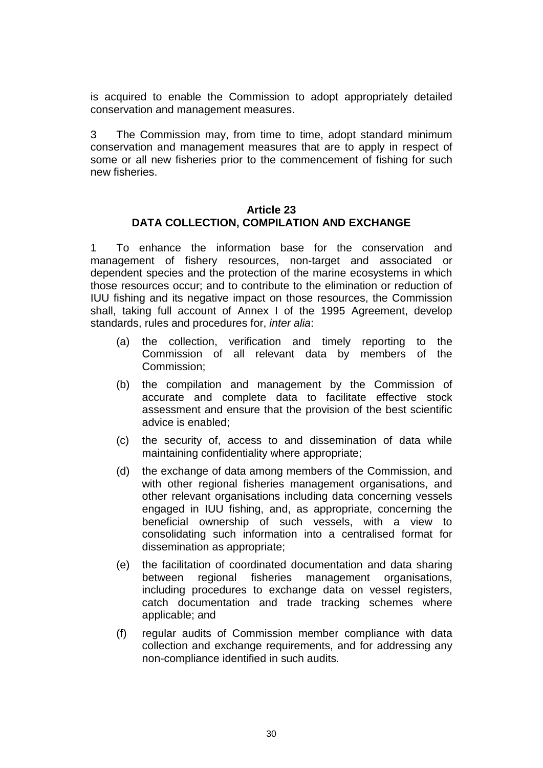is acquired to enable the Commission to adopt appropriately detailed conservation and management measures.

3 The Commission may, from time to time, adopt standard minimum conservation and management measures that are to apply in respect of some or all new fisheries prior to the commencement of fishing for such new fisheries.

**Article 23**
**DATA COLLECTION, COMPILATION AND EXCHANGE**

1 To enhance the information base for the conservation and management of fishery resources, non-target and associated or dependent species and the protection of the marine ecosystems in which those resources occur; and to contribute to the elimination or reduction of IUU fishing and its negative impact on those resources, the Commission shall, taking full account of Annex I of the 1995 Agreement, develop standards, rules and procedures for, *inter alia*:

(a) the collection, verification and timely reporting to the Commission of all relevant data by members of the Commission;

(b) the compilation and management by the Commission of accurate and complete data to facilitate effective stock assessment and ensure that the provision of the best scientific advice is enabled;

(c) the security of, access to and dissemination of data while maintaining confidentiality where appropriate;

(d) the exchange of data among members of the Commission, and with other regional fisheries management organisations, and other relevant organisations including data concerning vessels engaged in IUU fishing, and, as appropriate, concerning the beneficial ownership of such vessels, with a view to consolidating such information into a centralised format for dissemination as appropriate;

(e) the facilitation of coordinated documentation and data sharing between regional fisheries management organisations, including procedures to exchange data on vessel registers, catch documentation and trade tracking schemes where applicable; and

(f) regular audits of Commission member compliance with data collection and exchange requirements, and for addressing any non-compliance identified in such audits.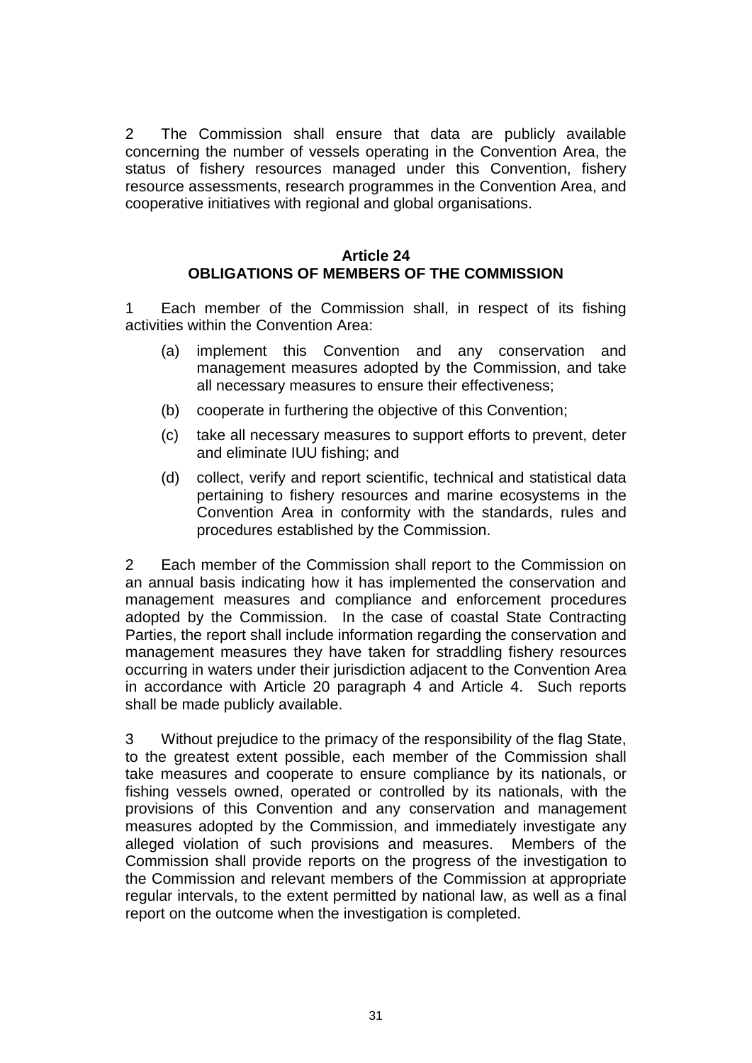2 The Commission shall ensure that data are publicly available concerning the number of vessels operating in the Convention Area, the status of fishery resources managed under this Convention, fishery resource assessments, research programmes in the Convention Area, and cooperative initiatives with regional and global organisations.

## Article 24
## OBLIGATIONS OF MEMBERS OF THE COMMISSION

1 Each member of the Commission shall, in respect of its fishing activities within the Convention Area:

(a) implement this Convention and any conservation and management measures adopted by the Commission, and take all necessary measures to ensure their effectiveness;

(b) cooperate in furthering the objective of this Convention;

(c) take all necessary measures to support efforts to prevent, deter and eliminate IUU fishing; and

(d) collect, verify and report scientific, technical and statistical data pertaining to fishery resources and marine ecosystems in the Convention Area in conformity with the standards, rules and procedures established by the Commission.

2 Each member of the Commission shall report to the Commission on an annual basis indicating how it has implemented the conservation and management measures and compliance and enforcement procedures adopted by the Commission. In the case of coastal State Contracting Parties, the report shall include information regarding the conservation and management measures they have taken for straddling fishery resources occurring in waters under their jurisdiction adjacent to the Convention Area in accordance with Article 20 paragraph 4 and Article 4. Such reports shall be made publicly available.

3 Without prejudice to the primacy of the responsibility of the flag State, to the greatest extent possible, each member of the Commission shall take measures and cooperate to ensure compliance by its nationals, or fishing vessels owned, operated or controlled by its nationals, with the provisions of this Convention and any conservation and management measures adopted by the Commission, and immediately investigate any alleged violation of such provisions and measures. Members of the Commission shall provide reports on the progress of the investigation to the Commission and relevant members of the Commission at appropriate regular intervals, to the extent permitted by national law, as well as a final report on the outcome when the investigation is completed.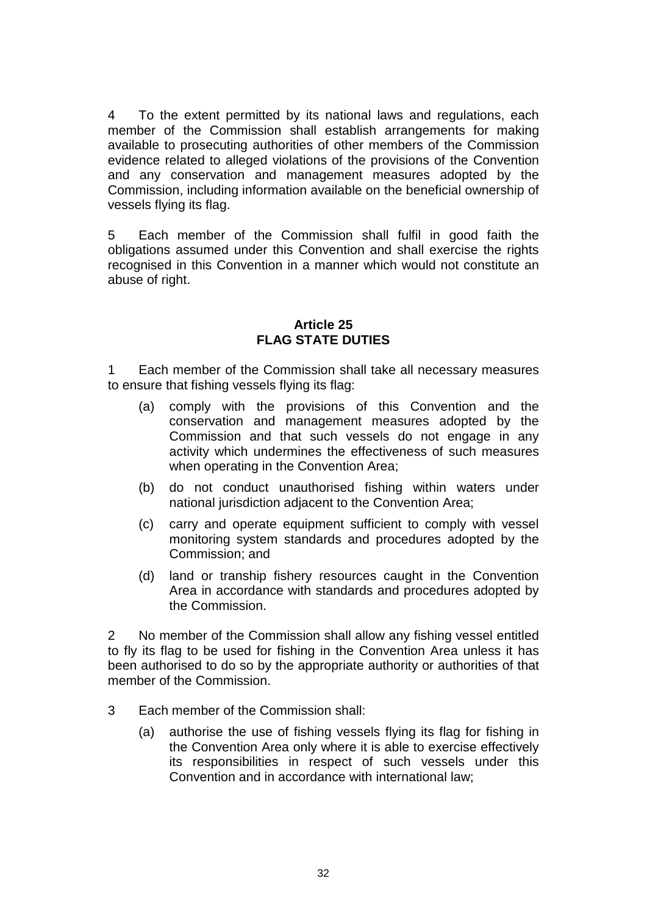4 To the extent permitted by its national laws and regulations, each member of the Commission shall establish arrangements for making available to prosecuting authorities of other members of the Commission evidence related to alleged violations of the provisions of the Convention and any conservation and management measures adopted by the Commission, including information available on the beneficial ownership of vessels flying its flag.

5 Each member of the Commission shall fulfil in good faith the obligations assumed under this Convention and shall exercise the rights recognised in this Convention in a manner which would not constitute an abuse of right.

## Article 25
## FLAG STATE DUTIES

1 Each member of the Commission shall take all necessary measures to ensure that fishing vessels flying its flag:

(a) comply with the provisions of this Convention and the conservation and management measures adopted by the Commission and that such vessels do not engage in any activity which undermines the effectiveness of such measures when operating in the Convention Area;

(b) do not conduct unauthorised fishing within waters under national jurisdiction adjacent to the Convention Area;

(c) carry and operate equipment sufficient to comply with vessel monitoring system standards and procedures adopted by the Commission; and

(d) land or tranship fishery resources caught in the Convention Area in accordance with standards and procedures adopted by the Commission.

2 No member of the Commission shall allow any fishing vessel entitled to fly its flag to be used for fishing in the Convention Area unless it has been authorised to do so by the appropriate authority or authorities of that member of the Commission.

3 Each member of the Commission shall:

(a) authorise the use of fishing vessels flying its flag for fishing in the Convention Area only where it is able to exercise effectively its responsibilities in respect of such vessels under this Convention and in accordance with international law;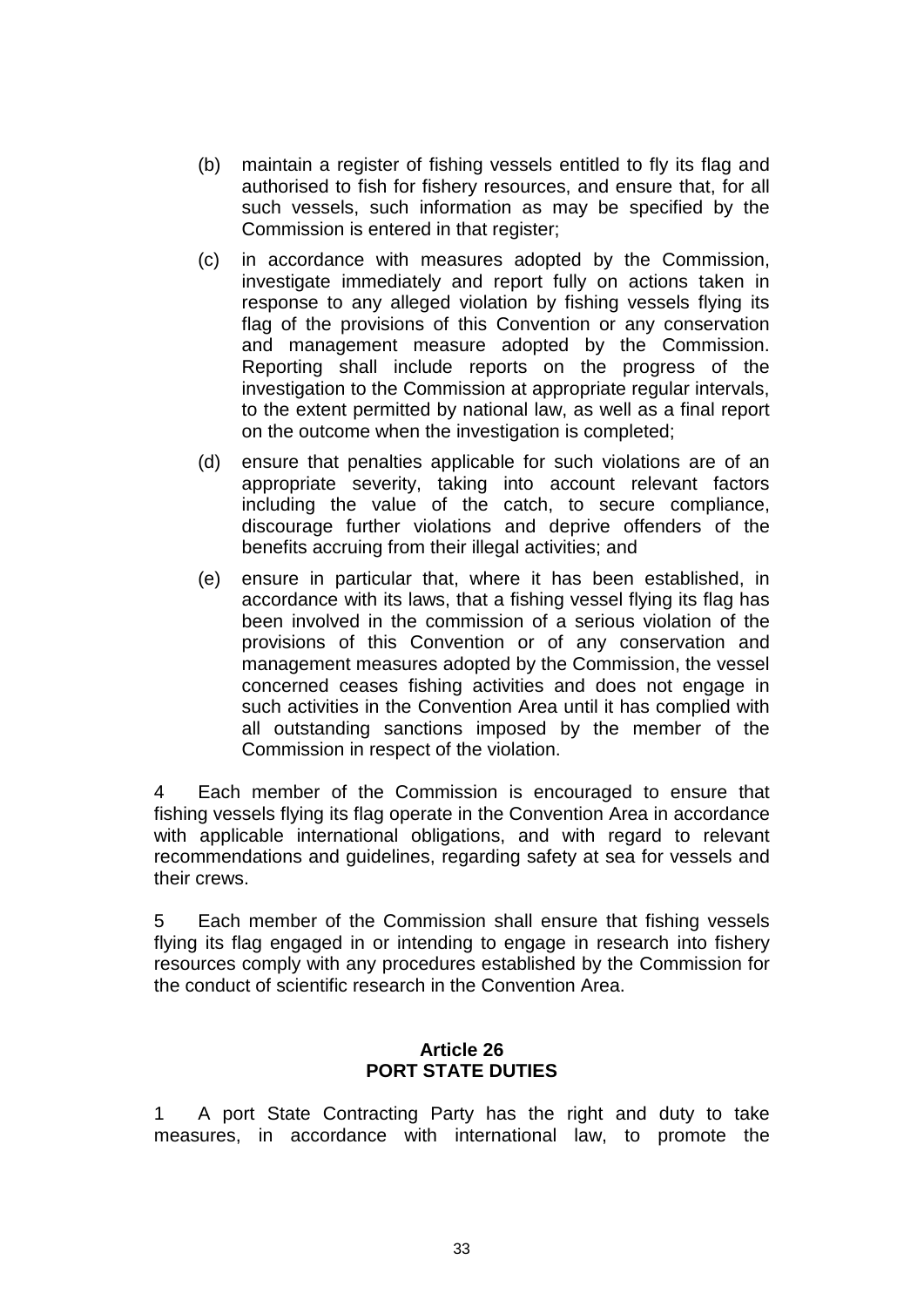(b) maintain a register of fishing vessels entitled to fly its flag and authorised to fish for fishery resources, and ensure that, for all such vessels, such information as may be specified by the Commission is entered in that register;

(c) in accordance with measures adopted by the Commission, investigate immediately and report fully on actions taken in response to any alleged violation by fishing vessels flying its flag of the provisions of this Convention or any conservation and management measure adopted by the Commission. Reporting shall include reports on the progress of the investigation to the Commission at appropriate regular intervals, to the extent permitted by national law, as well as a final report on the outcome when the investigation is completed;

(d) ensure that penalties applicable for such violations are of an appropriate severity, taking into account relevant factors including the value of the catch, to secure compliance, discourage further violations and deprive offenders of the benefits accruing from their illegal activities; and

(e) ensure in particular that, where it has been established, in accordance with its laws, that a fishing vessel flying its flag has been involved in the commission of a serious violation of the provisions of this Convention or of any conservation and management measures adopted by the Commission, the vessel concerned ceases fishing activities and does not engage in such activities in the Convention Area until it has complied with all outstanding sanctions imposed by the member of the Commission in respect of the violation.

4 Each member of the Commission is encouraged to ensure that fishing vessels flying its flag operate in the Convention Area in accordance with applicable international obligations, and with regard to relevant recommendations and guidelines, regarding safety at sea for vessels and their crews.

5 Each member of the Commission shall ensure that fishing vessels flying its flag engaged in or intending to engage in research into fishery resources comply with any procedures established by the Commission for the conduct of scientific research in the Convention Area.

## Article 26
## PORT STATE DUTIES

1 A port State Contracting Party has the right and duty to take measures, in accordance with international law, to promote the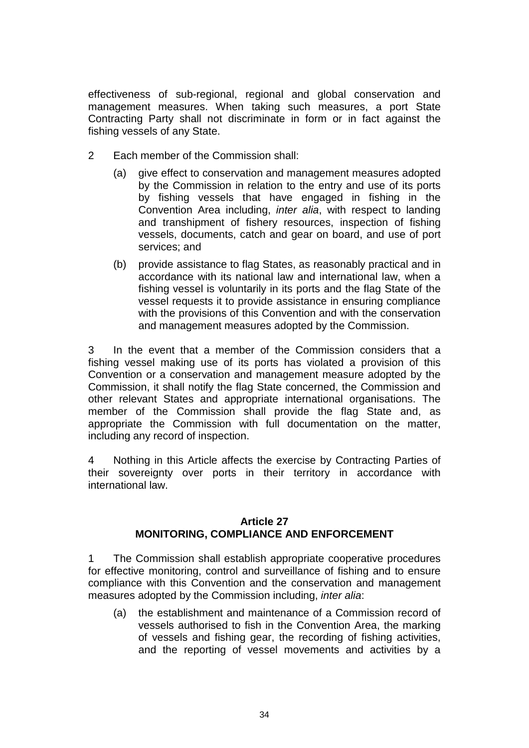effectiveness of sub-regional, regional and global conservation and management measures. When taking such measures, a port State Contracting Party shall not discriminate in form or in fact against the fishing vessels of any State.

2 Each member of the Commission shall:

(a) give effect to conservation and management measures adopted by the Commission in relation to the entry and use of its ports by fishing vessels that have engaged in fishing in the Convention Area including, *inter alia*, with respect to landing and transhipment of fishery resources, inspection of fishing vessels, documents, catch and gear on board, and use of port services; and

(b) provide assistance to flag States, as reasonably practical and in accordance with its national law and international law, when a fishing vessel is voluntarily in its ports and the flag State of the vessel requests it to provide assistance in ensuring compliance with the provisions of this Convention and with the conservation and management measures adopted by the Commission.

3 In the event that a member of the Commission considers that a fishing vessel making use of its ports has violated a provision of this Convention or a conservation and management measure adopted by the Commission, it shall notify the flag State concerned, the Commission and other relevant States and appropriate international organisations. The member of the Commission shall provide the flag State and, as appropriate the Commission with full documentation on the matter, including any record of inspection.

4 Nothing in this Article affects the exercise by Contracting Parties of their sovereignty over ports in their territory in accordance with international law.

## Article 27
## MONITORING, COMPLIANCE AND ENFORCEMENT

1 The Commission shall establish appropriate cooperative procedures for effective monitoring, control and surveillance of fishing and to ensure compliance with this Convention and the conservation and management measures adopted by the Commission including, *inter alia*:

(a) the establishment and maintenance of a Commission record of vessels authorised to fish in the Convention Area, the marking of vessels and fishing gear, the recording of fishing activities, and the reporting of vessel movements and activities by a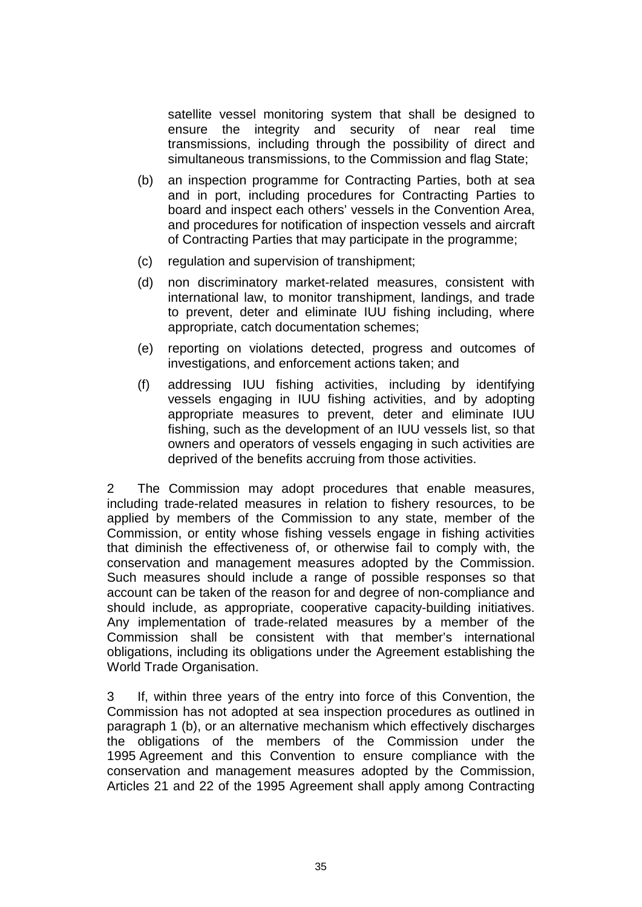satellite vessel monitoring system that shall be designed to ensure the integrity and security of near real time transmissions, including through the possibility of direct and simultaneous transmissions, to the Commission and flag State;

(b) an inspection programme for Contracting Parties, both at sea and in port, including procedures for Contracting Parties to board and inspect each others' vessels in the Convention Area, and procedures for notification of inspection vessels and aircraft of Contracting Parties that may participate in the programme;

(c) regulation and supervision of transhipment;

(d) non discriminatory market-related measures, consistent with international law, to monitor transhipment, landings, and trade to prevent, deter and eliminate IUU fishing including, where appropriate, catch documentation schemes;

(e) reporting on violations detected, progress and outcomes of investigations, and enforcement actions taken; and

(f) addressing IUU fishing activities, including by identifying vessels engaging in IUU fishing activities, and by adopting appropriate measures to prevent, deter and eliminate IUU fishing, such as the development of an IUU vessels list, so that owners and operators of vessels engaging in such activities are deprived of the benefits accruing from those activities.

2 The Commission may adopt procedures that enable measures, including trade-related measures in relation to fishery resources, to be applied by members of the Commission to any state, member of the Commission, or entity whose fishing vessels engage in fishing activities that diminish the effectiveness of, or otherwise fail to comply with, the conservation and management measures adopted by the Commission. Such measures should include a range of possible responses so that account can be taken of the reason for and degree of non-compliance and should include, as appropriate, cooperative capacity-building initiatives. Any implementation of trade-related measures by a member of the Commission shall be consistent with that member's international obligations, including its obligations under the Agreement establishing the World Trade Organisation.

3 If, within three years of the entry into force of this Convention, the Commission has not adopted at sea inspection procedures as outlined in paragraph 1 (b), or an alternative mechanism which effectively discharges the obligations of the members of the Commission under the 1995 Agreement and this Convention to ensure compliance with the conservation and management measures adopted by the Commission, Articles 21 and 22 of the 1995 Agreement shall apply among Contracting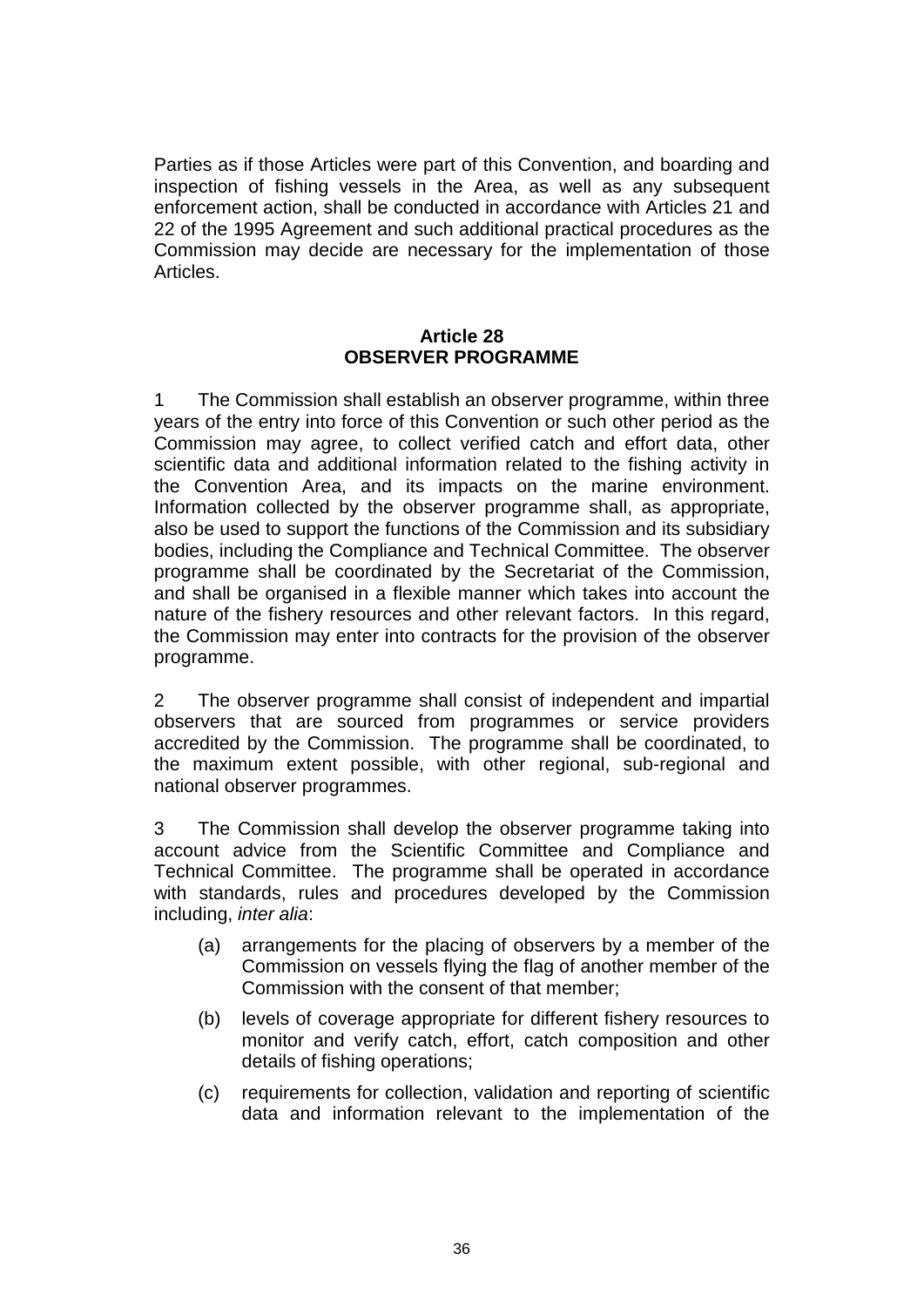Parties as if those Articles were part of this Convention, and boarding and inspection of fishing vessels in the Area, as well as any subsequent enforcement action, shall be conducted in accordance with Articles 21 and 22 of the 1995 Agreement and such additional practical procedures as the Commission may decide are necessary for the implementation of those Articles.

## Article 28
## OBSERVER PROGRAMME

1 The Commission shall establish an observer programme, within three years of the entry into force of this Convention or such other period as the Commission may agree, to collect verified catch and effort data, other scientific data and additional information related to the fishing activity in the Convention Area, and its impacts on the marine environment. Information collected by the observer programme shall, as appropriate, also be used to support the functions of the Commission and its subsidiary bodies, including the Compliance and Technical Committee. The observer programme shall be coordinated by the Secretariat of the Commission, and shall be organised in a flexible manner which takes into account the nature of the fishery resources and other relevant factors. In this regard, the Commission may enter into contracts for the provision of the observer programme.

2 The observer programme shall consist of independent and impartial observers that are sourced from programmes or service providers accredited by the Commission. The programme shall be coordinated, to the maximum extent possible, with other regional, sub-regional and national observer programmes.

3 The Commission shall develop the observer programme taking into account advice from the Scientific Committee and Compliance and Technical Committee. The programme shall be operated in accordance with standards, rules and procedures developed by the Commission including, *inter alia*:

(a) arrangements for the placing of observers by a member of the Commission on vessels flying the flag of another member of the Commission with the consent of that member;

(b) levels of coverage appropriate for different fishery resources to monitor and verify catch, effort, catch composition and other details of fishing operations;

(c) requirements for collection, validation and reporting of scientific data and information relevant to the implementation of the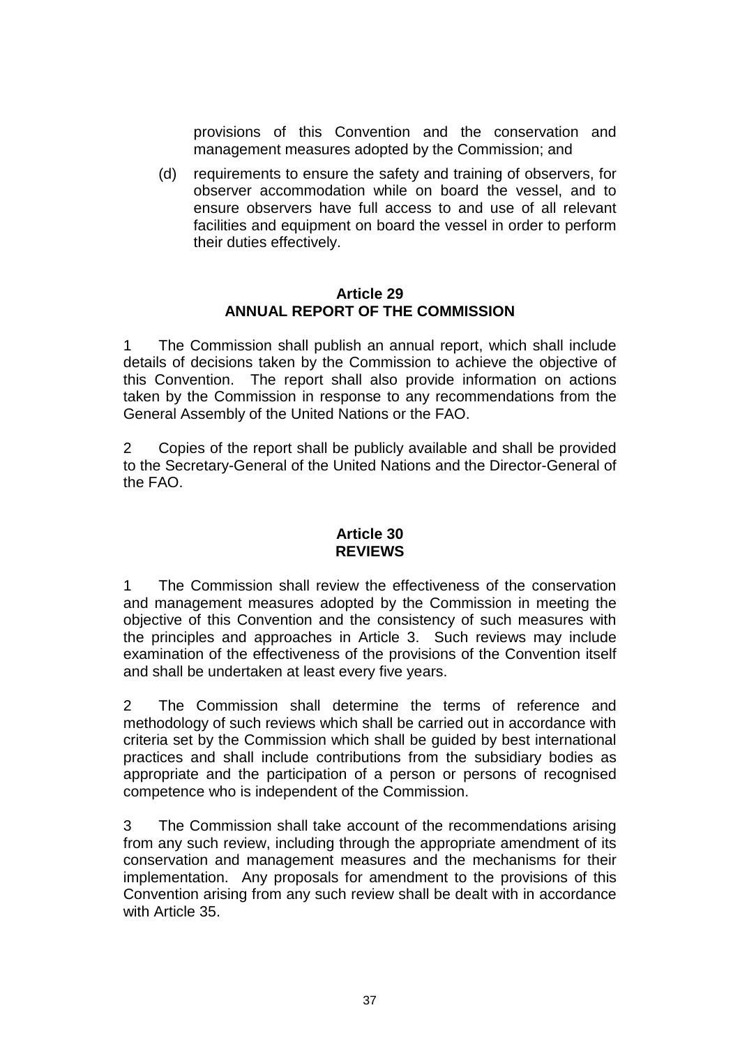provisions of this Convention and the conservation and management measures adopted by the Commission; and

(d) requirements to ensure the safety and training of observers, for observer accommodation while on board the vessel, and to ensure observers have full access to and use of all relevant facilities and equipment on board the vessel in order to perform their duties effectively.

## Article 29
## ANNUAL REPORT OF THE COMMISSION

1 The Commission shall publish an annual report, which shall include details of decisions taken by the Commission to achieve the objective of this Convention. The report shall also provide information on actions taken by the Commission in response to any recommendations from the General Assembly of the United Nations or the FAO.

2 Copies of the report shall be publicly available and shall be provided to the Secretary-General of the United Nations and the Director-General of the FAO.

## Article 30
## REVIEWS

1 The Commission shall review the effectiveness of the conservation and management measures adopted by the Commission in meeting the objective of this Convention and the consistency of such measures with the principles and approaches in Article 3. Such reviews may include examination of the effectiveness of the provisions of the Convention itself and shall be undertaken at least every five years.

2 The Commission shall determine the terms of reference and methodology of such reviews which shall be carried out in accordance with criteria set by the Commission which shall be guided by best international practices and shall include contributions from the subsidiary bodies as appropriate and the participation of a person or persons of recognised competence who is independent of the Commission.

3 The Commission shall take account of the recommendations arising from any such review, including through the appropriate amendment of its conservation and management measures and the mechanisms for their implementation. Any proposals for amendment to the provisions of this Convention arising from any such review shall be dealt with in accordance with Article 35.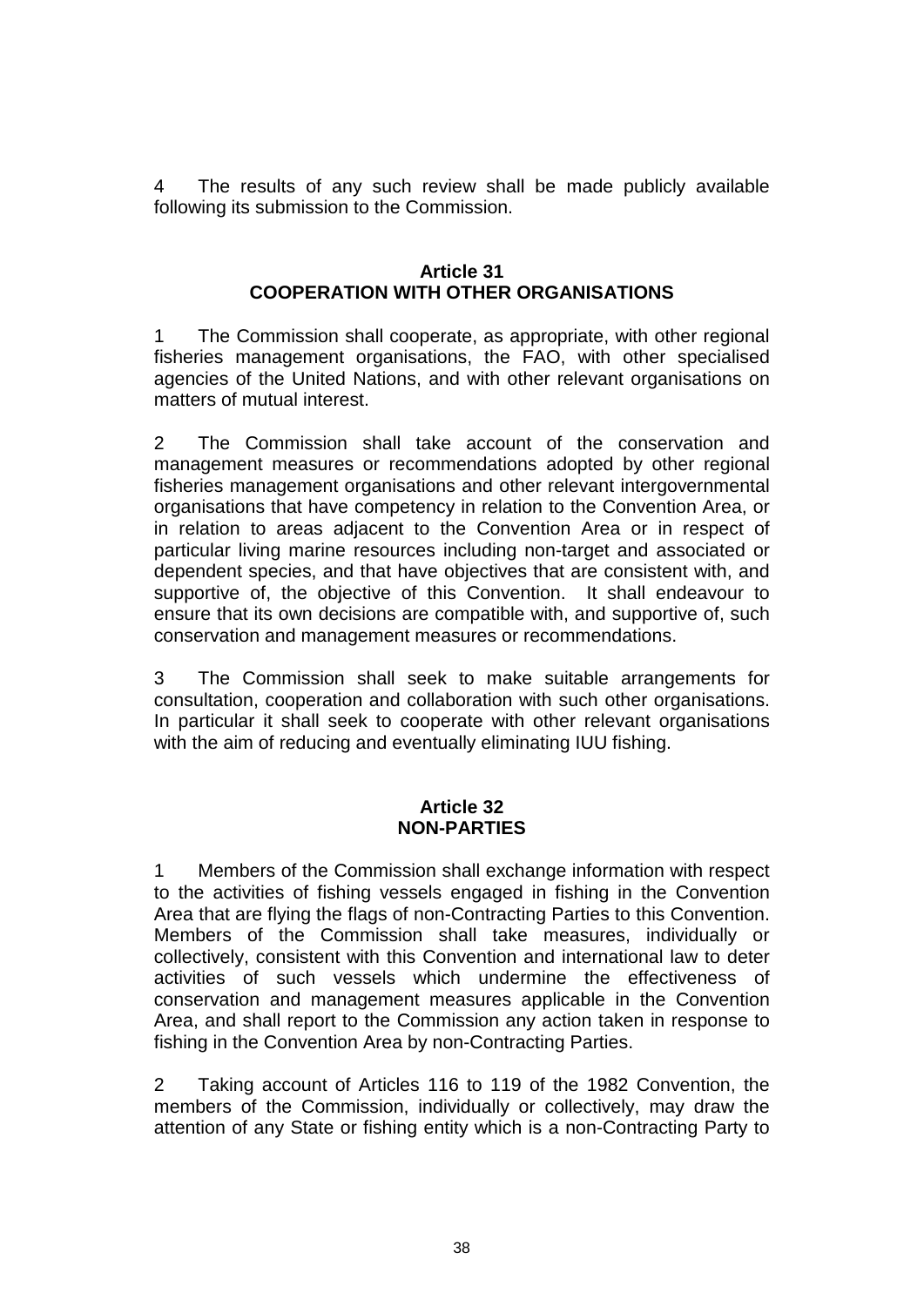4 The results of any such review shall be made publicly available following its submission to the Commission.

## Article 31
## COOPERATION WITH OTHER ORGANISATIONS

1 The Commission shall cooperate, as appropriate, with other regional fisheries management organisations, the FAO, with other specialised agencies of the United Nations, and with other relevant organisations on matters of mutual interest.

2 The Commission shall take account of the conservation and management measures or recommendations adopted by other regional fisheries management organisations and other relevant intergovernmental organisations that have competency in relation to the Convention Area, or in relation to areas adjacent to the Convention Area or in respect of particular living marine resources including non-target and associated or dependent species, and that have objectives that are consistent with, and supportive of, the objective of this Convention. It shall endeavour to ensure that its own decisions are compatible with, and supportive of, such conservation and management measures or recommendations.

3 The Commission shall seek to make suitable arrangements for consultation, cooperation and collaboration with such other organisations. In particular it shall seek to cooperate with other relevant organisations with the aim of reducing and eventually eliminating IUU fishing.

## Article 32
## NON-PARTIES

1 Members of the Commission shall exchange information with respect to the activities of fishing vessels engaged in fishing in the Convention Area that are flying the flags of non-Contracting Parties to this Convention. Members of the Commission shall take measures, individually or collectively, consistent with this Convention and international law to deter activities of such vessels which undermine the effectiveness of conservation and management measures applicable in the Convention Area, and shall report to the Commission any action taken in response to fishing in the Convention Area by non-Contracting Parties.

2 Taking account of Articles 116 to 119 of the 1982 Convention, the members of the Commission, individually or collectively, may draw the attention of any State or fishing entity which is a non-Contracting Party to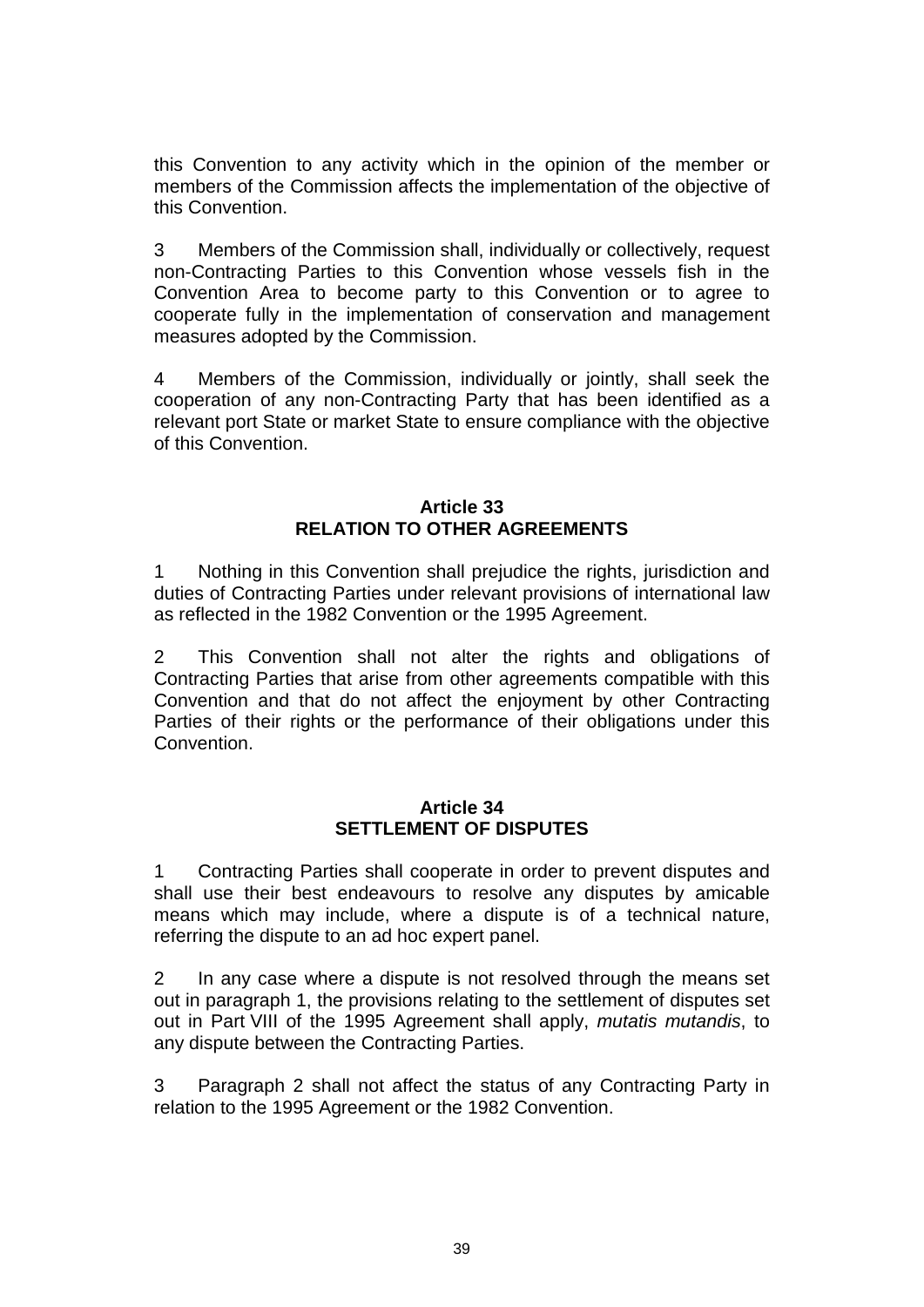this Convention to any activity which in the opinion of the member or members of the Commission affects the implementation of the objective of this Convention.

3 Members of the Commission shall, individually or collectively, request non-Contracting Parties to this Convention whose vessels fish in the Convention Area to become party to this Convention or to agree to cooperate fully in the implementation of conservation and management measures adopted by the Commission.

4 Members of the Commission, individually or jointly, shall seek the cooperation of any non-Contracting Party that has been identified as a relevant port State or market State to ensure compliance with the objective of this Convention.

## Article 33
## RELATION TO OTHER AGREEMENTS

1 Nothing in this Convention shall prejudice the rights, jurisdiction and duties of Contracting Parties under relevant provisions of international law as reflected in the 1982 Convention or the 1995 Agreement.

2 This Convention shall not alter the rights and obligations of Contracting Parties that arise from other agreements compatible with this Convention and that do not affect the enjoyment by other Contracting Parties of their rights or the performance of their obligations under this Convention.

## Article 34
## SETTLEMENT OF DISPUTES

1 Contracting Parties shall cooperate in order to prevent disputes and shall use their best endeavours to resolve any disputes by amicable means which may include, where a dispute is of a technical nature, referring the dispute to an ad hoc expert panel.

2 In any case where a dispute is not resolved through the means set out in paragraph 1, the provisions relating to the settlement of disputes set out in Part VIII of the 1995 Agreement shall apply, *mutatis mutandis*, to any dispute between the Contracting Parties.

3 Paragraph 2 shall not affect the status of any Contracting Party in relation to the 1995 Agreement or the 1982 Convention.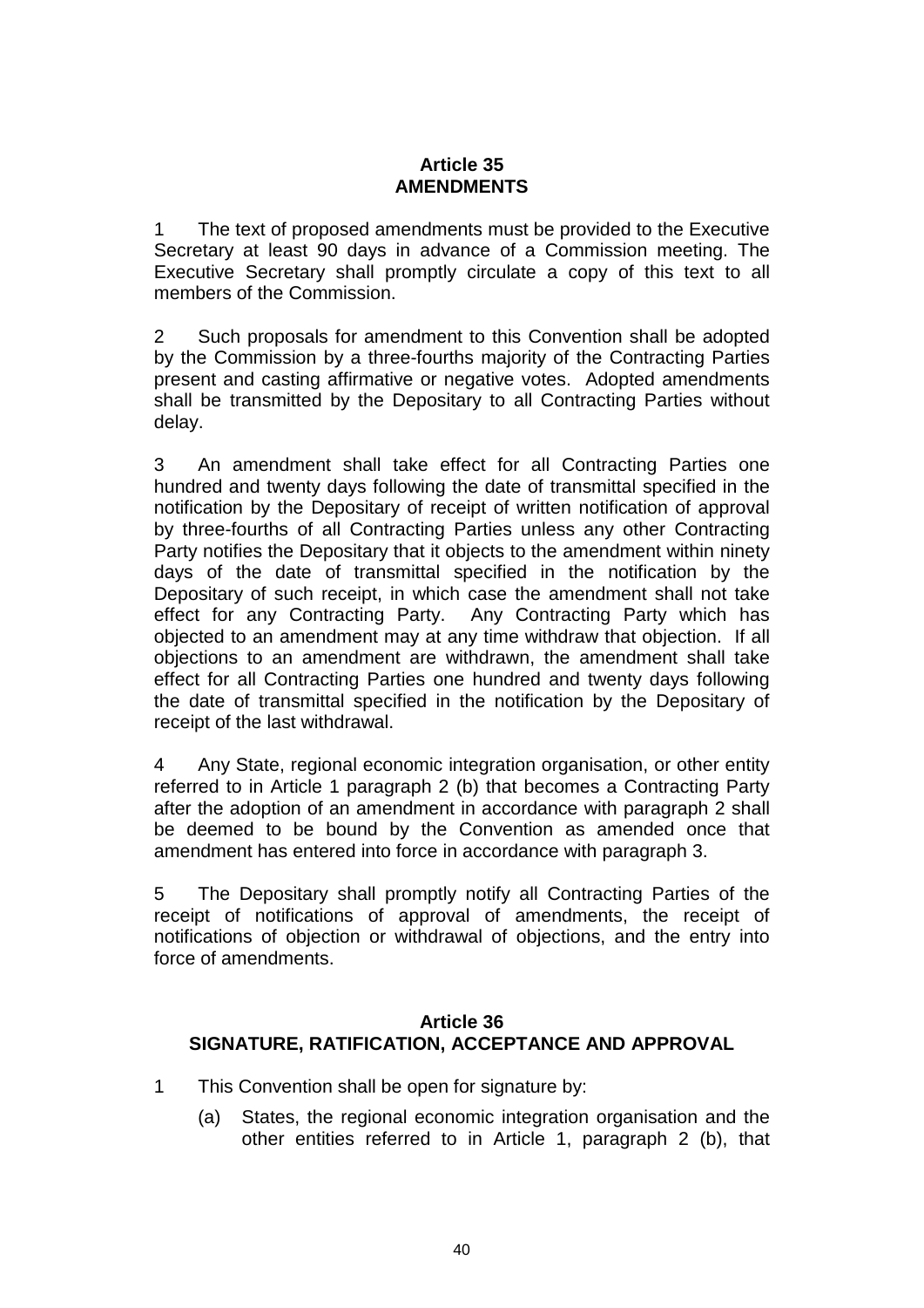## Article 35
## AMENDMENTS

1 The text of proposed amendments must be provided to the Executive Secretary at least 90 days in advance of a Commission meeting. The Executive Secretary shall promptly circulate a copy of this text to all members of the Commission.

2 Such proposals for amendment to this Convention shall be adopted by the Commission by a three-fourths majority of the Contracting Parties present and casting affirmative or negative votes. Adopted amendments shall be transmitted by the Depositary to all Contracting Parties without delay.

3 An amendment shall take effect for all Contracting Parties one hundred and twenty days following the date of transmittal specified in the notification by the Depositary of receipt of written notification of approval by three-fourths of all Contracting Parties unless any other Contracting Party notifies the Depositary that it objects to the amendment within ninety days of the date of transmittal specified in the notification by the Depositary of such receipt, in which case the amendment shall not take effect for any Contracting Party. Any Contracting Party which has objected to an amendment may at any time withdraw that objection. If all objections to an amendment are withdrawn, the amendment shall take effect for all Contracting Parties one hundred and twenty days following the date of transmittal specified in the notification by the Depositary of receipt of the last withdrawal.

4 Any State, regional economic integration organisation, or other entity referred to in Article 1 paragraph 2 (b) that becomes a Contracting Party after the adoption of an amendment in accordance with paragraph 2 shall be deemed to be bound by the Convention as amended once that amendment has entered into force in accordance with paragraph 3.

5 The Depositary shall promptly notify all Contracting Parties of the receipt of notifications of approval of amendments, the receipt of notifications of objection or withdrawal of objections, and the entry into force of amendments.

## Article 36
## SIGNATURE, RATIFICATION, ACCEPTANCE AND APPROVAL

1 This Convention shall be open for signature by:

(a) States, the regional economic integration organisation and the other entities referred to in Article 1, paragraph 2 (b), that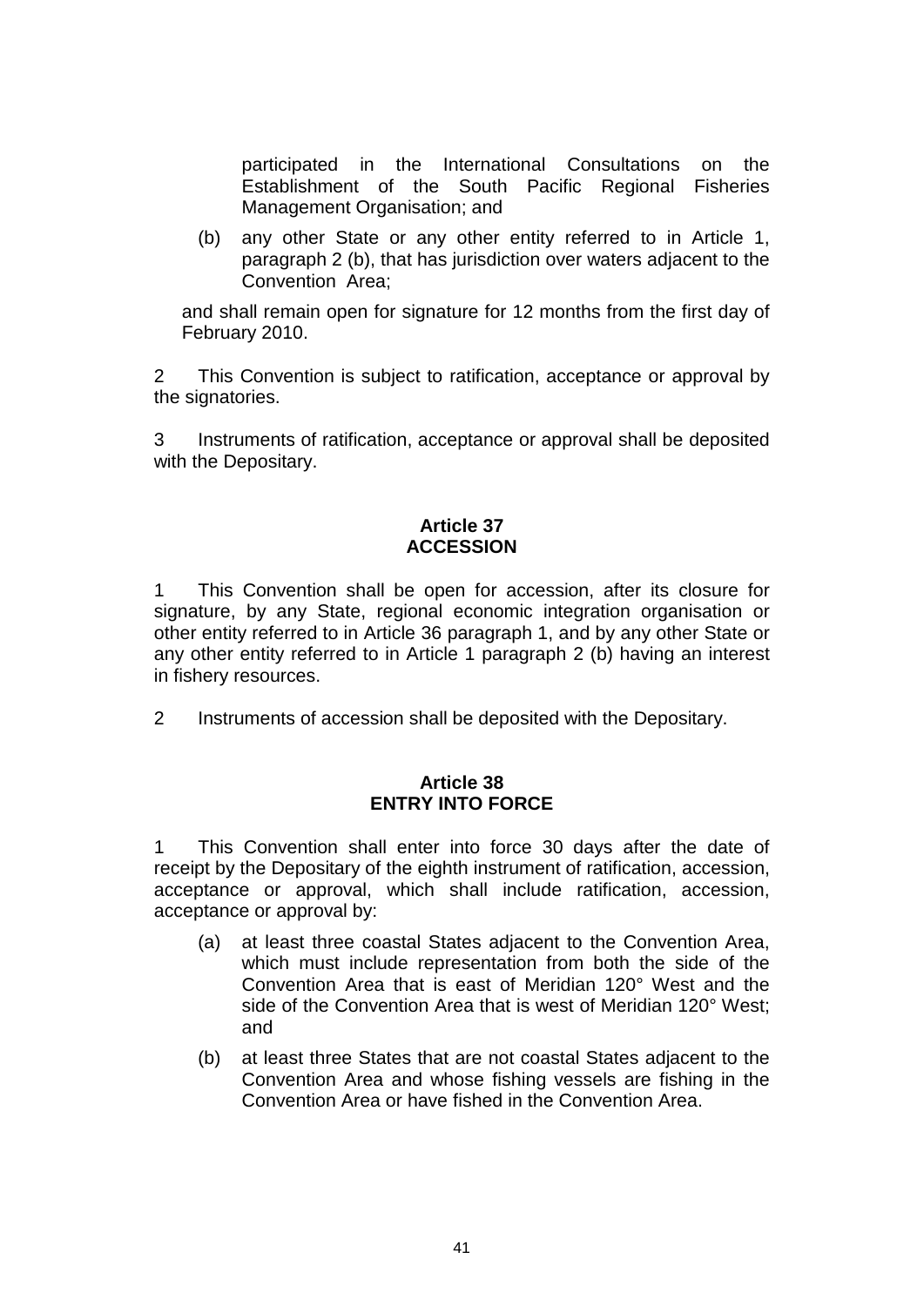participated in the International Consultations on the Establishment of the South Pacific Regional Fisheries Management Organisation; and

(b) any other State or any other entity referred to in Article 1, paragraph 2 (b), that has jurisdiction over waters adjacent to the Convention Area;

and shall remain open for signature for 12 months from the first day of February 2010.

2 This Convention is subject to ratification, acceptance or approval by the signatories.

3 Instruments of ratification, acceptance or approval shall be deposited with the Depositary.

## Article 37
## ACCESSION

1 This Convention shall be open for accession, after its closure for signature, by any State, regional economic integration organisation or other entity referred to in Article 36 paragraph 1, and by any other State or any other entity referred to in Article 1 paragraph 2 (b) having an interest in fishery resources.

2 Instruments of accession shall be deposited with the Depositary.

## Article 38
## ENTRY INTO FORCE

1 This Convention shall enter into force 30 days after the date of receipt by the Depositary of the eighth instrument of ratification, accession, acceptance or approval, which shall include ratification, accession, acceptance or approval by:

(a) at least three coastal States adjacent to the Convention Area, which must include representation from both the side of the Convention Area that is east of Meridian 120° West and the side of the Convention Area that is west of Meridian 120° West; and

(b) at least three States that are not coastal States adjacent to the Convention Area and whose fishing vessels are fishing in the Convention Area or have fished in the Convention Area.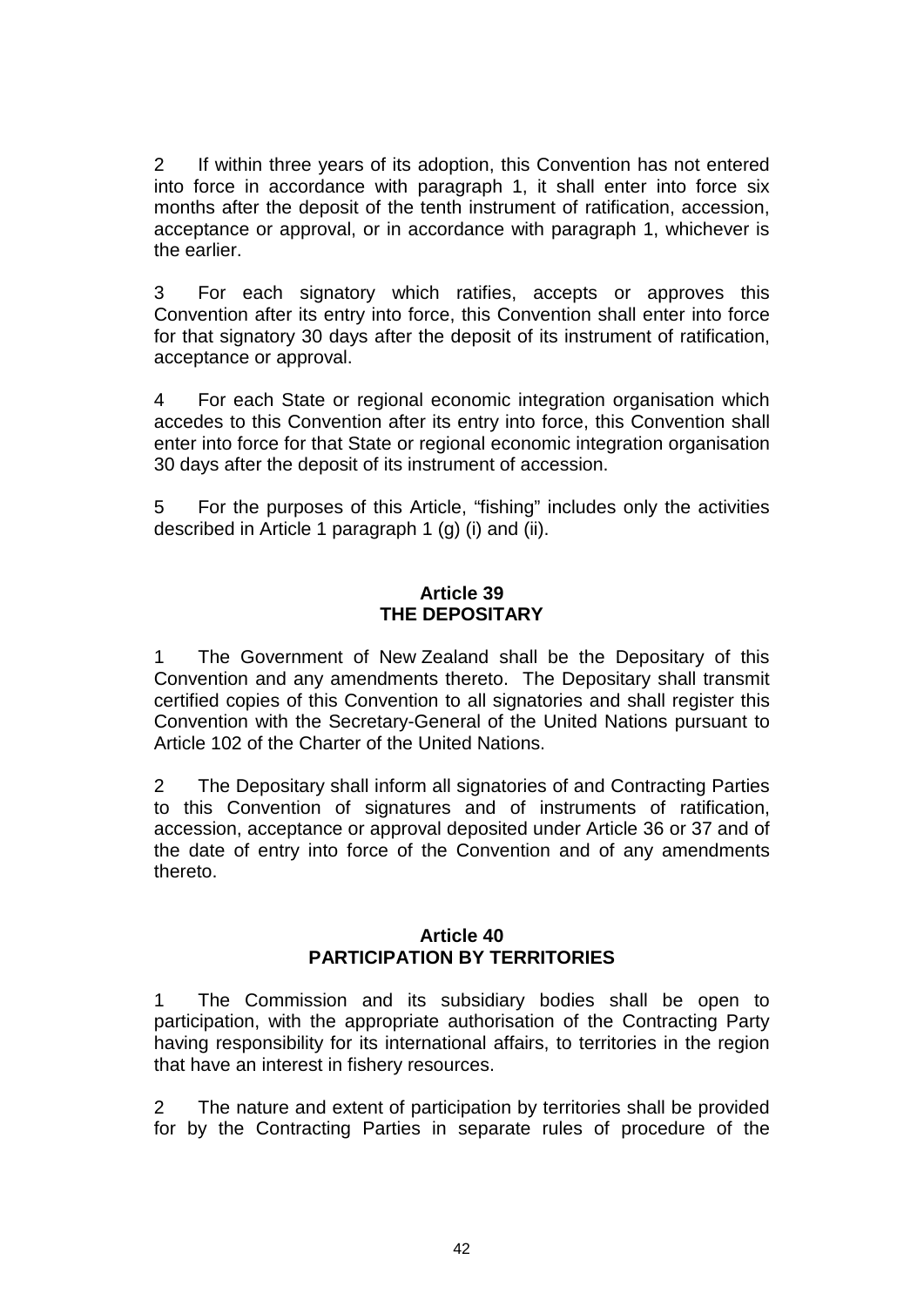2 If within three years of its adoption, this Convention has not entered into force in accordance with paragraph 1, it shall enter into force six months after the deposit of the tenth instrument of ratification, accession, acceptance or approval, or in accordance with paragraph 1, whichever is the earlier.

3 For each signatory which ratifies, accepts or approves this Convention after its entry into force, this Convention shall enter into force for that signatory 30 days after the deposit of its instrument of ratification, acceptance or approval.

4 For each State or regional economic integration organisation which accedes to this Convention after its entry into force, this Convention shall enter into force for that State or regional economic integration organisation 30 days after the deposit of its instrument of accession.

5 For the purposes of this Article, "fishing" includes only the activities described in Article 1 paragraph 1 (g) (i) and (ii).

**Article 39**
**THE DEPOSITARY**

1 The Government of New Zealand shall be the Depositary of this Convention and any amendments thereto. The Depositary shall transmit certified copies of this Convention to all signatories and shall register this Convention with the Secretary-General of the United Nations pursuant to Article 102 of the Charter of the United Nations.

2 The Depositary shall inform all signatories of and Contracting Parties to this Convention of signatures and of instruments of ratification, accession, acceptance or approval deposited under Article 36 or 37 and of the date of entry into force of the Convention and of any amendments thereto.

**Article 40**
**PARTICIPATION BY TERRITORIES**

1 The Commission and its subsidiary bodies shall be open to participation, with the appropriate authorisation of the Contracting Party having responsibility for its international affairs, to territories in the region that have an interest in fishery resources.

2 The nature and extent of participation by territories shall be provided for by the Contracting Parties in separate rules of procedure of the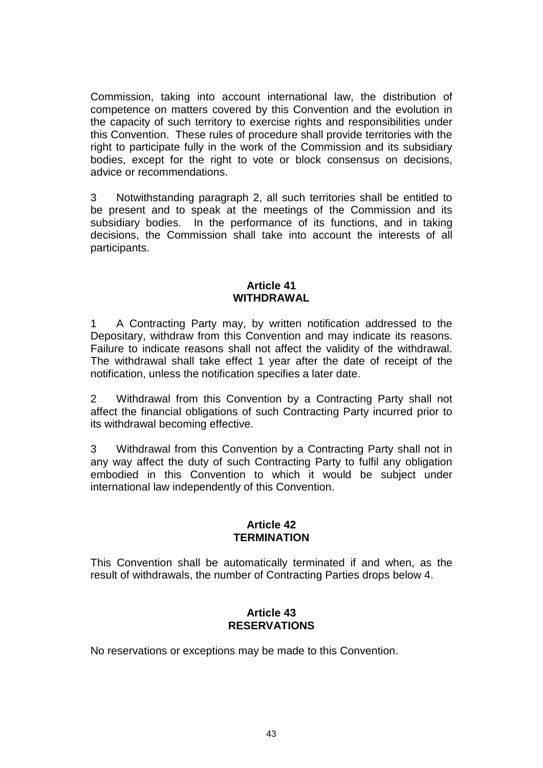Commission, taking into account international law, the distribution of competence on matters covered by this Convention and the evolution in the capacity of such territory to exercise rights and responsibilities under this Convention. These rules of procedure shall provide territories with the right to participate fully in the work of the Commission and its subsidiary bodies, except for the right to vote or block consensus on decisions, advice or recommendations.

3 Notwithstanding paragraph 2, all such territories shall be entitled to be present and to speak at the meetings of the Commission and its subsidiary bodies. In the performance of its functions, and in taking decisions, the Commission shall take into account the interests of all participants.

## Article 41
## WITHDRAWAL

1 A Contracting Party may, by written notification addressed to the Depositary, withdraw from this Convention and may indicate its reasons. Failure to indicate reasons shall not affect the validity of the withdrawal. The withdrawal shall take effect 1 year after the date of receipt of the notification, unless the notification specifies a later date.

2 Withdrawal from this Convention by a Contracting Party shall not affect the financial obligations of such Contracting Party incurred prior to its withdrawal becoming effective.

3 Withdrawal from this Convention by a Contracting Party shall not in any way affect the duty of such Contracting Party to fulfil any obligation embodied in this Convention to which it would be subject under international law independently of this Convention.

## Article 42
## TERMINATION

This Convention shall be automatically terminated if and when, as the result of withdrawals, the number of Contracting Parties drops below 4.

## Article 43
## RESERVATIONS

No reservations or exceptions may be made to this Convention.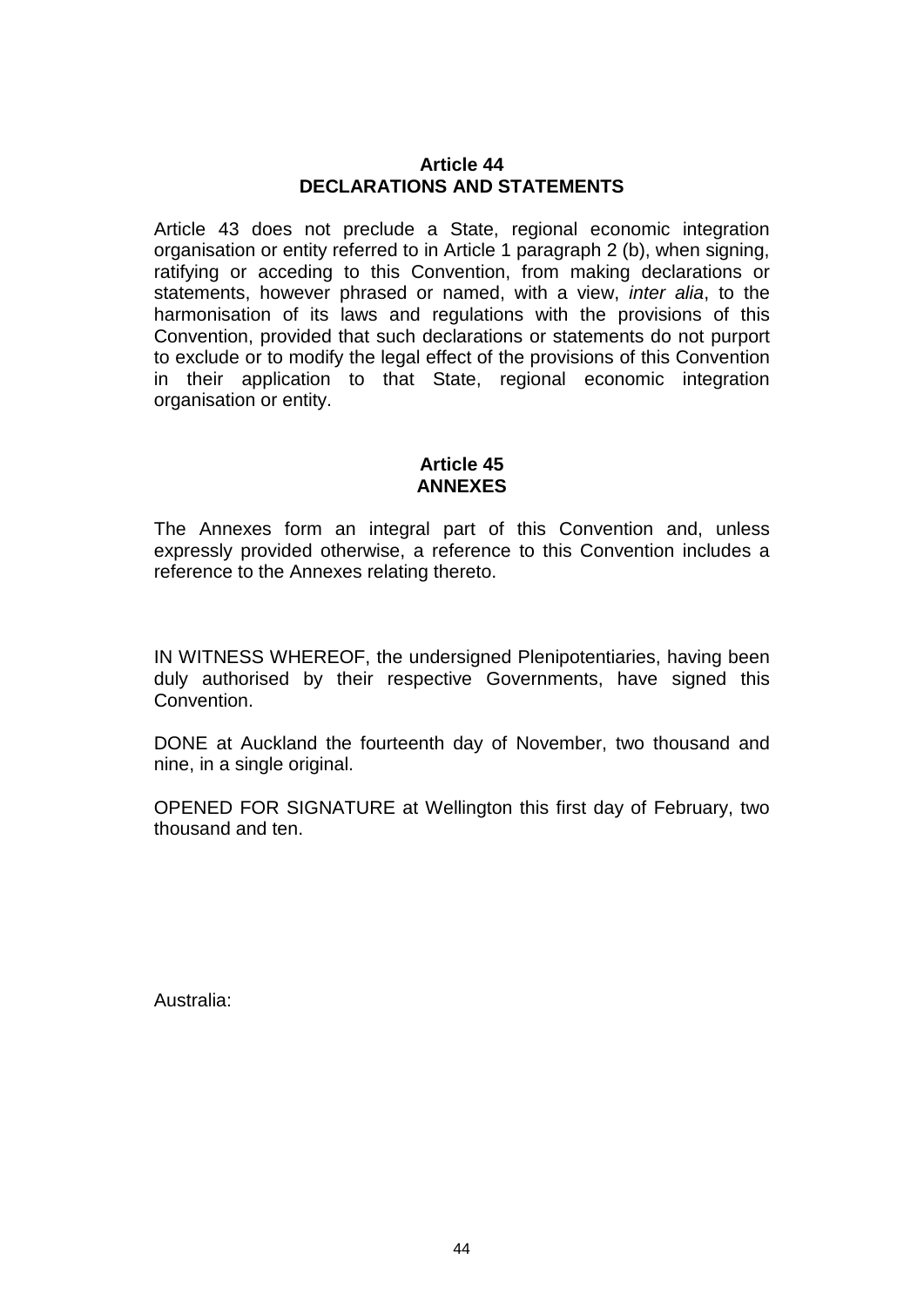## Article 44
## DECLARATIONS AND STATEMENTS

Article 43 does not preclude a State, regional economic integration organisation or entity referred to in Article 1 paragraph 2 (b), when signing, ratifying or acceding to this Convention, from making declarations or statements, however phrased or named, with a view, *inter alia*, to the harmonisation of its laws and regulations with the provisions of this Convention, provided that such declarations or statements do not purport to exclude or to modify the legal effect of the provisions of this Convention in their application to that State, regional economic integration organisation or entity.

## Article 45
## ANNEXES

The Annexes form an integral part of this Convention and, unless expressly provided otherwise, a reference to this Convention includes a reference to the Annexes relating thereto.

IN WITNESS WHEREOF, the undersigned Plenipotentiaries, having been duly authorised by their respective Governments, have signed this Convention.

DONE at Auckland the fourteenth day of November, two thousand and nine, in a single original.

OPENED FOR SIGNATURE at Wellington this first day of February, two thousand and ten.

Australia: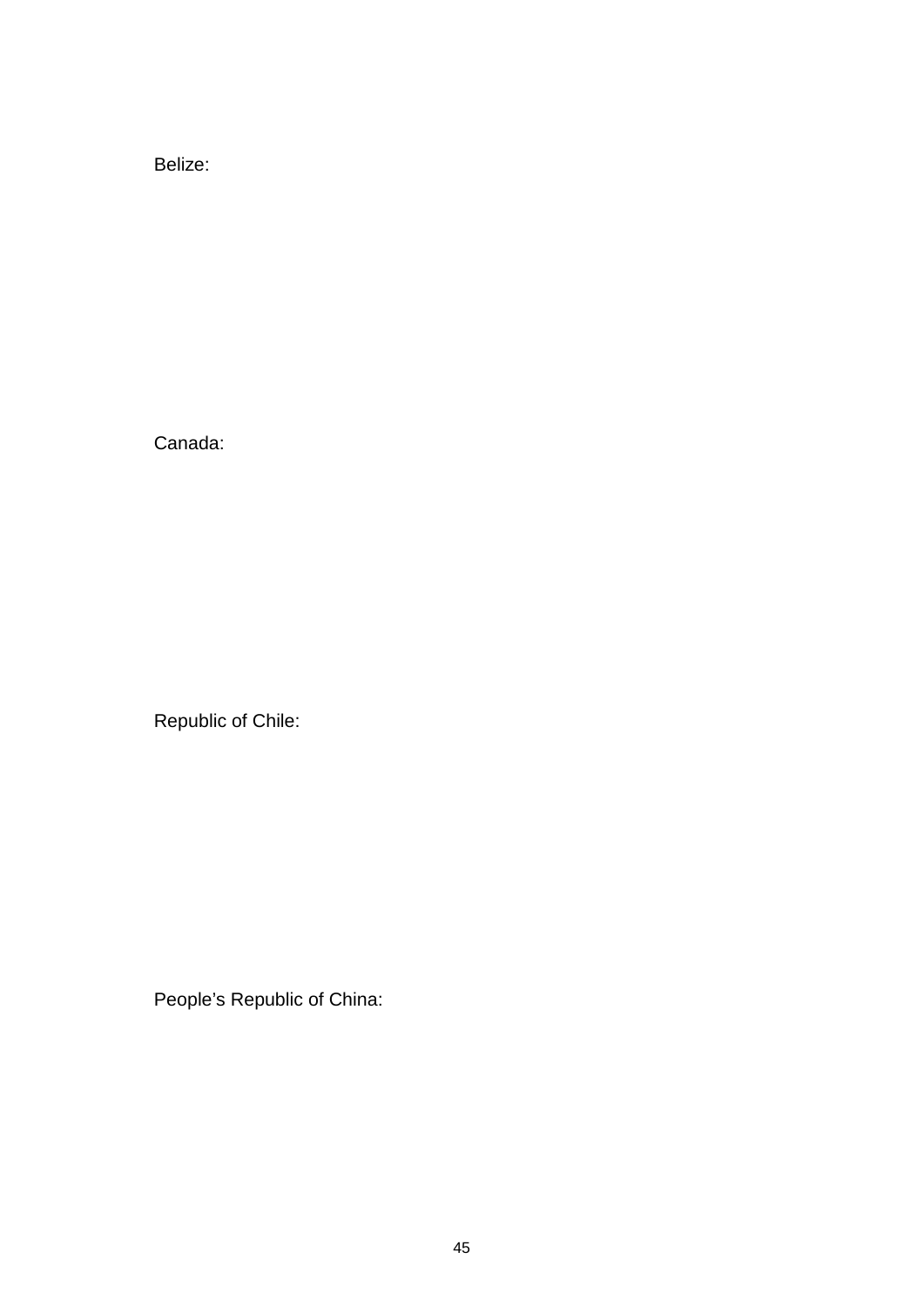Belize:

Canada:

Republic of Chile:

People's Republic of China: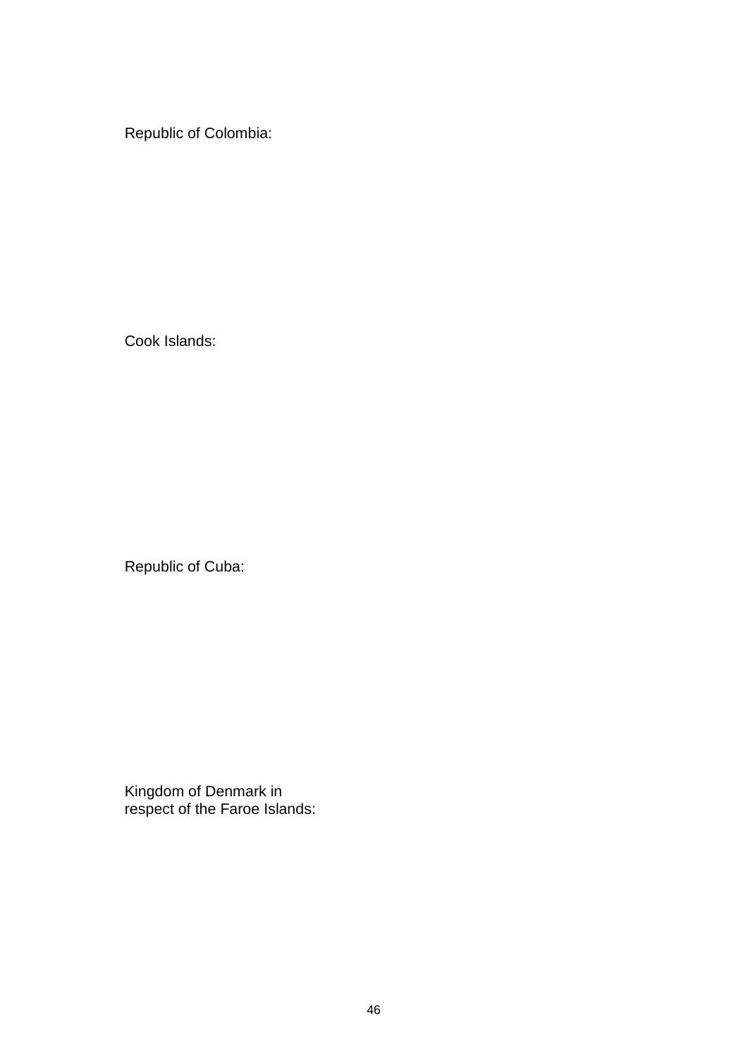Republic of Colombia:

Cook Islands:

Republic of Cuba:

Kingdom of Denmark in
respect of the Faroe Islands: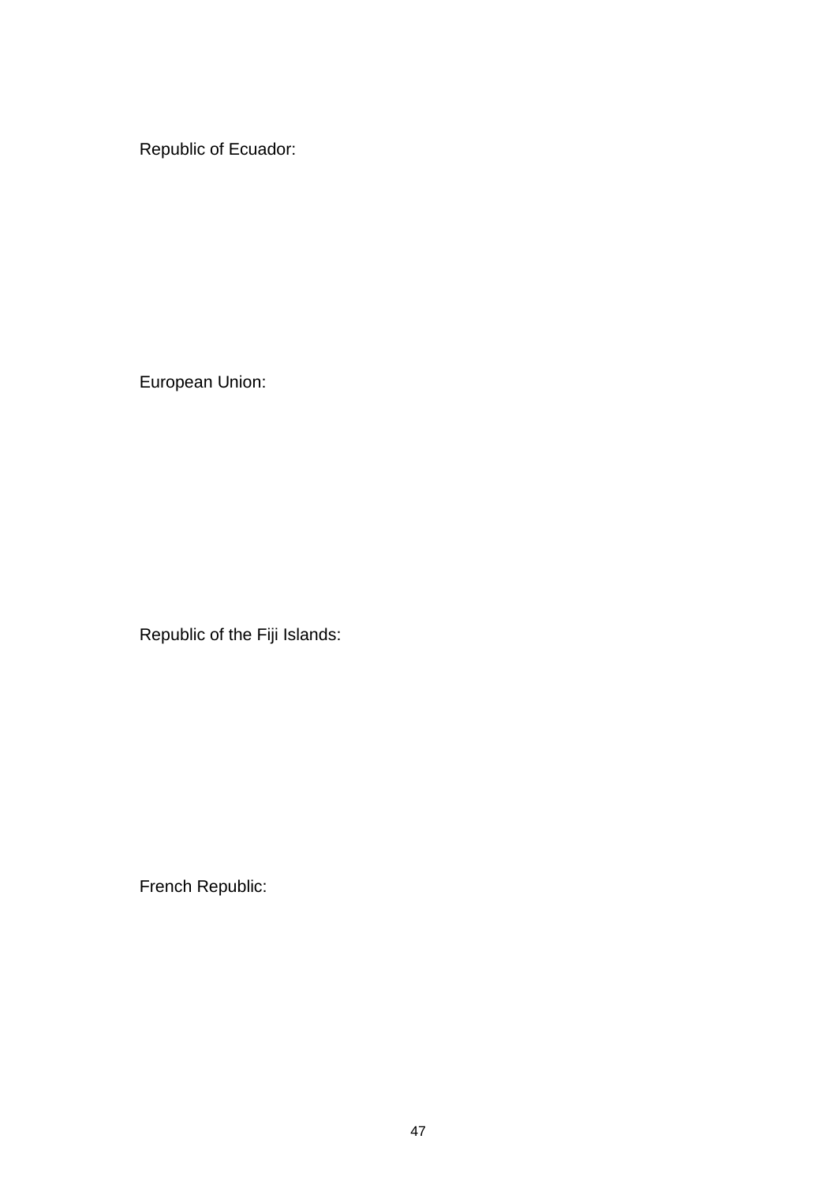Republic of Ecuador:

European Union:

Republic of the Fiji Islands:

French Republic: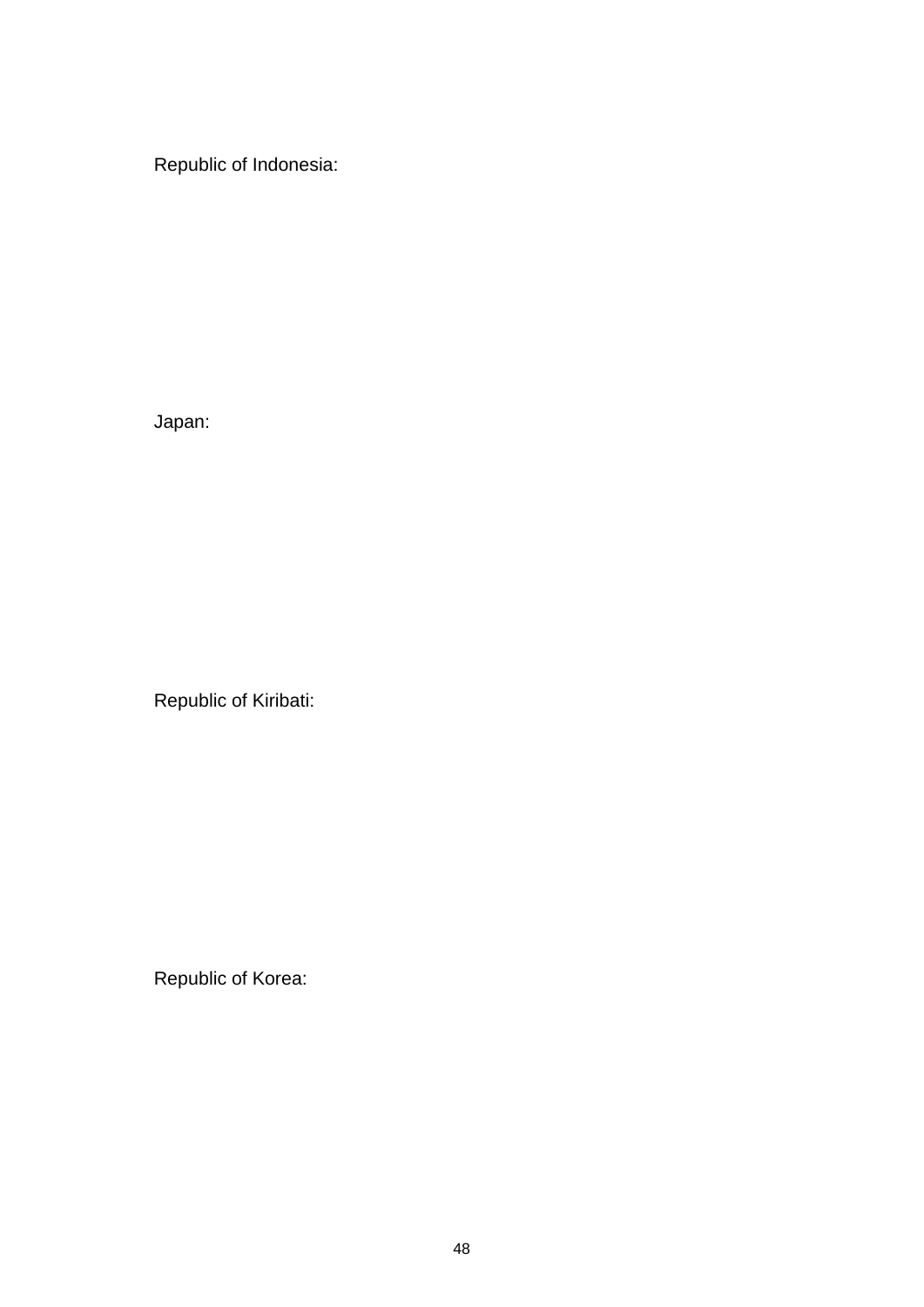Republic of Indonesia:

Japan:

Republic of Kiribati:

Republic of Korea: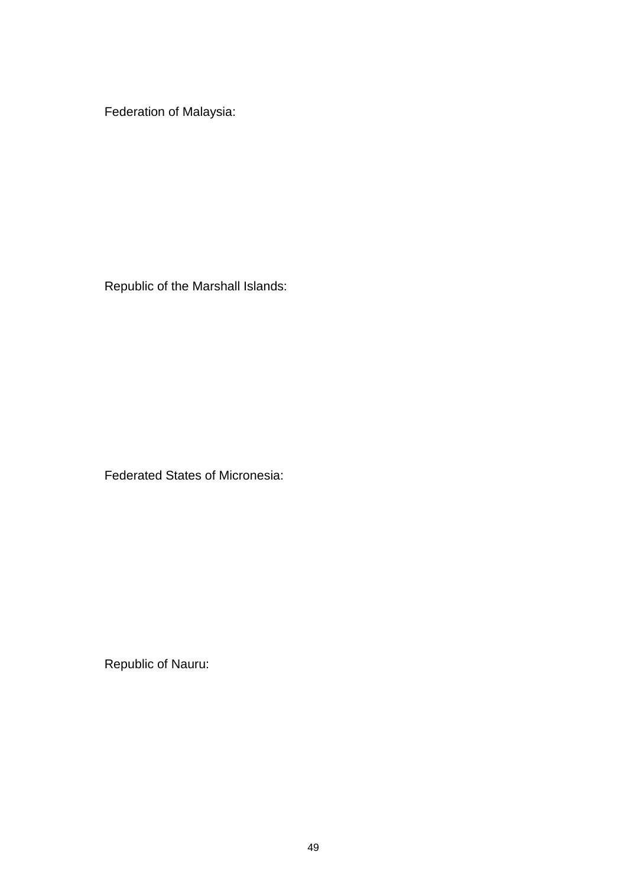Federation of Malaysia:

Republic of the Marshall Islands:

Federated States of Micronesia:

Republic of Nauru: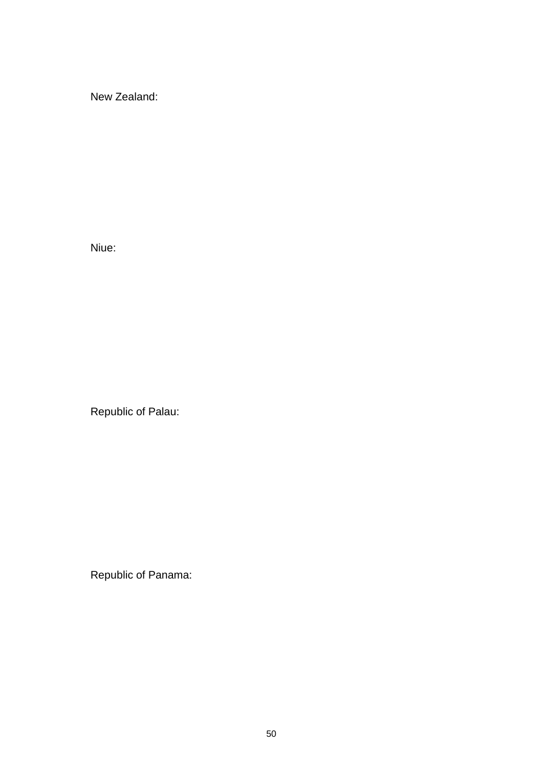New Zealand:

Niue:

Republic of Palau:

Republic of Panama: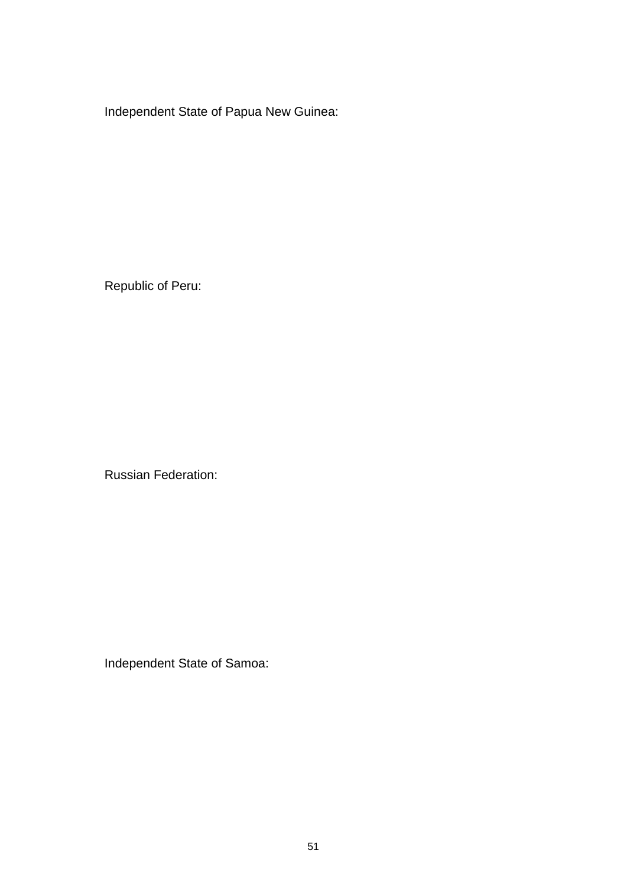Independent State of Papua New Guinea:

Republic of Peru:

Russian Federation:

Independent State of Samoa: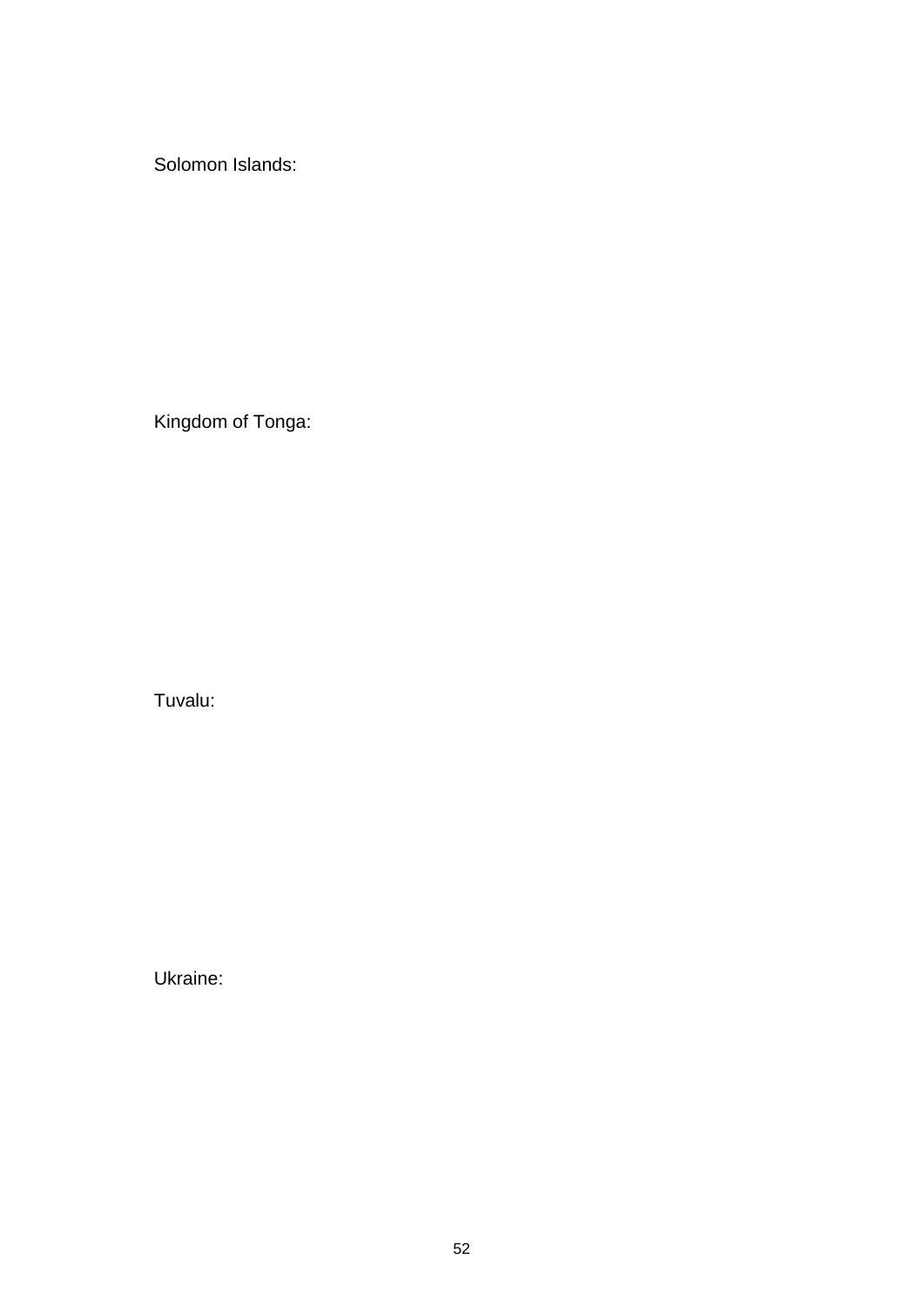Solomon Islands:

Kingdom of Tonga:

Tuvalu:

Ukraine: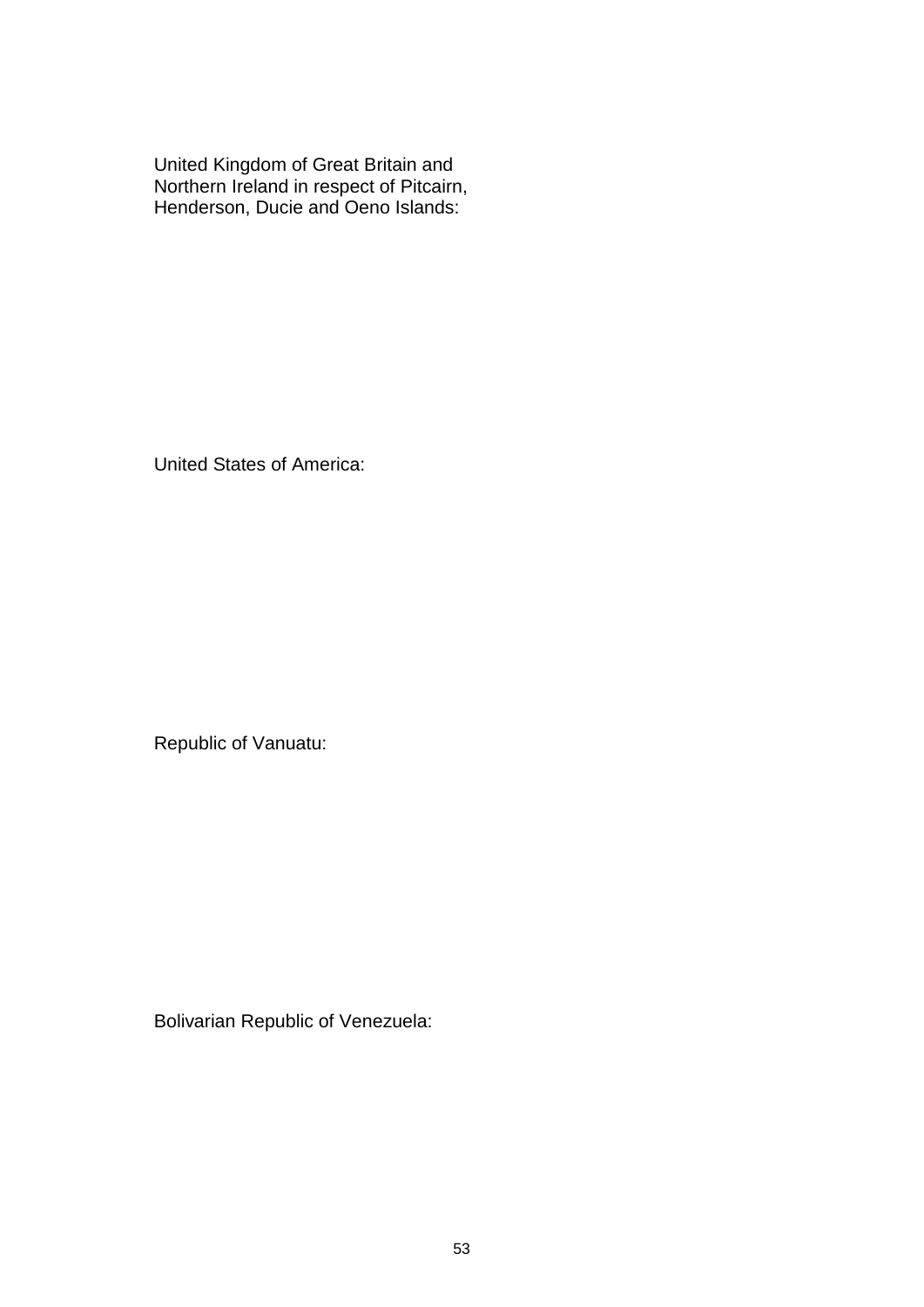United Kingdom of Great Britain and Northern Ireland in respect of Pitcairn, Henderson, Ducie and Oeno Islands:

United States of America:

Republic of Vanuatu:

Bolivarian Republic of Venezuela: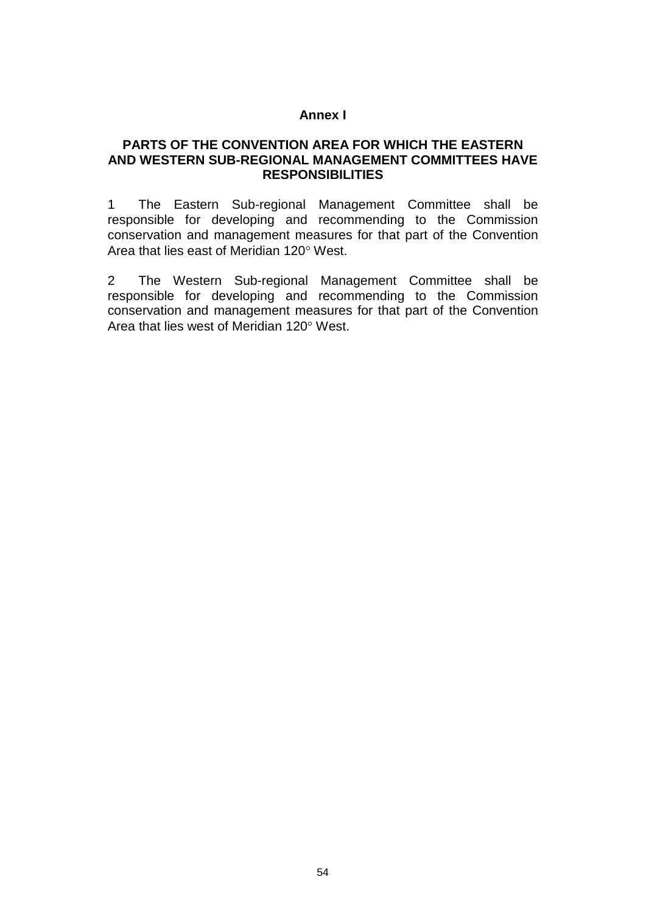# Annex I

## PARTS OF THE CONVENTION AREA FOR WHICH THE EASTERN AND WESTERN SUB-REGIONAL MANAGEMENT COMMITTEES HAVE RESPONSIBILITIES

1 The Eastern Sub-regional Management Committee shall be responsible for developing and recommending to the Commission conservation and management measures for that part of the Convention Area that lies east of Meridian 120° West.

2 The Western Sub-regional Management Committee shall be responsible for developing and recommending to the Commission conservation and management measures for that part of the Convention Area that lies west of Meridian 120° West.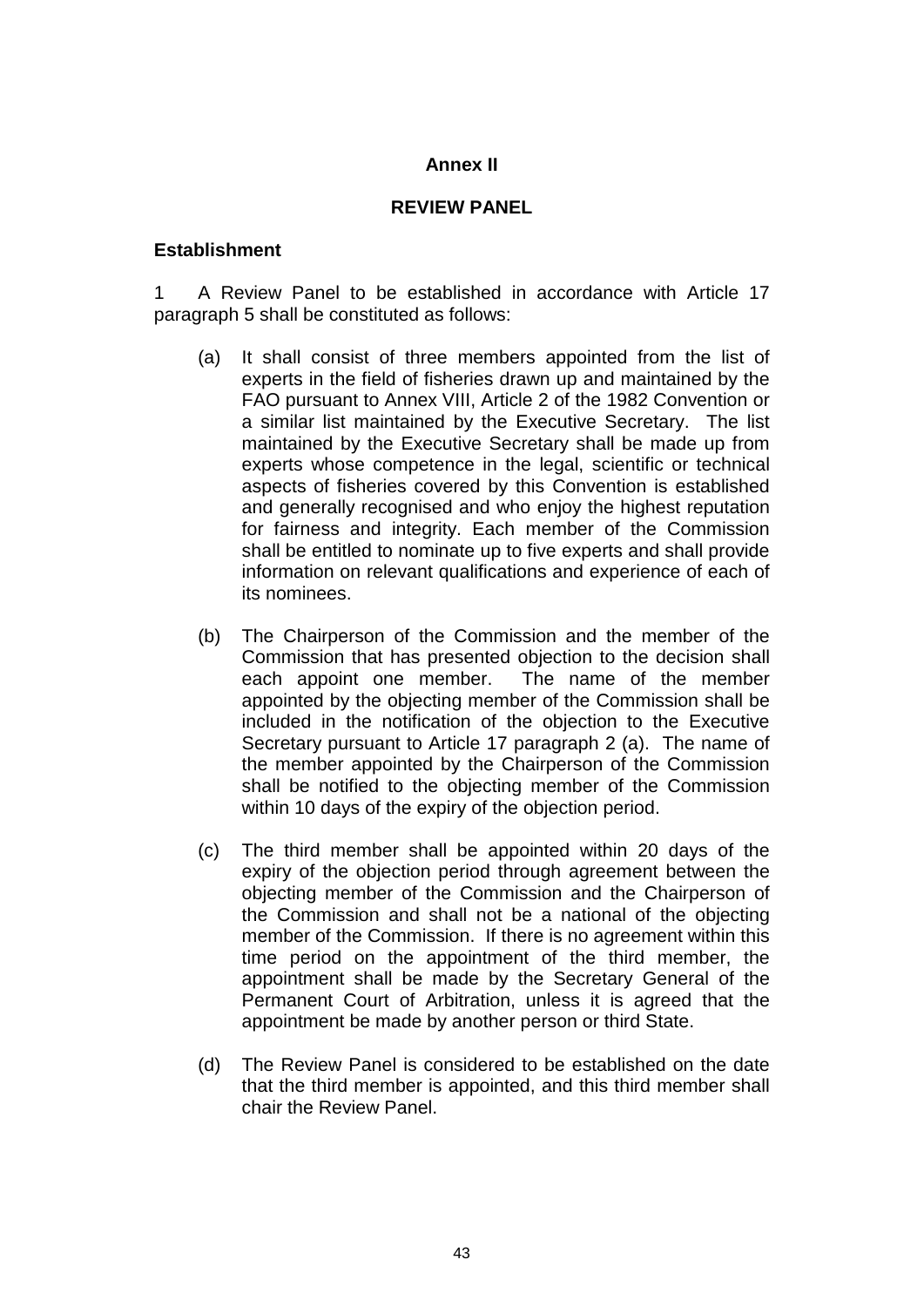# Annex II

## REVIEW PANEL

### Establishment

1 A Review Panel to be established in accordance with Article 17 paragraph 5 shall be constituted as follows:

(a) It shall consist of three members appointed from the list of experts in the field of fisheries drawn up and maintained by the FAO pursuant to Annex VIII, Article 2 of the 1982 Convention or a similar list maintained by the Executive Secretary. The list maintained by the Executive Secretary shall be made up from experts whose competence in the legal, scientific or technical aspects of fisheries covered by this Convention is established and generally recognised and who enjoy the highest reputation for fairness and integrity. Each member of the Commission shall be entitled to nominate up to five experts and shall provide information on relevant qualifications and experience of each of its nominees.

(b) The Chairperson of the Commission and the member of the Commission that has presented objection to the decision shall each appoint one member. The name of the member appointed by the objecting member of the Commission shall be included in the notification of the objection to the Executive Secretary pursuant to Article 17 paragraph 2 (a). The name of the member appointed by the Chairperson of the Commission shall be notified to the objecting member of the Commission within 10 days of the expiry of the objection period.

(c) The third member shall be appointed within 20 days of the expiry of the objection period through agreement between the objecting member of the Commission and the Chairperson of the Commission and shall not be a national of the objecting member of the Commission. If there is no agreement within this time period on the appointment of the third member, the appointment shall be made by the Secretary General of the Permanent Court of Arbitration, unless it is agreed that the appointment be made by another person or third State.

(d) The Review Panel is considered to be established on the date that the third member is appointed, and this third member shall chair the Review Panel.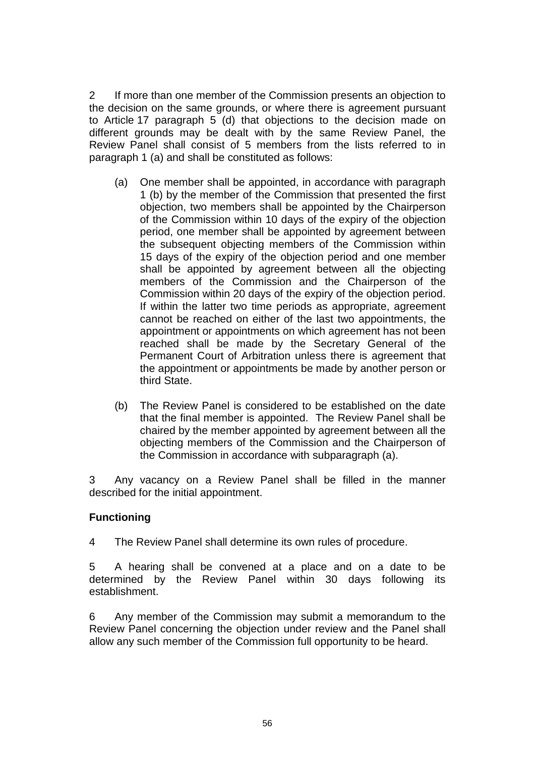2 If more than one member of the Commission presents an objection to the decision on the same grounds, or where there is agreement pursuant to Article 17 paragraph 5 (d) that objections to the decision made on different grounds may be dealt with by the same Review Panel, the Review Panel shall consist of 5 members from the lists referred to in paragraph 1 (a) and shall be constituted as follows:

(a) One member shall be appointed, in accordance with paragraph 1 (b) by the member of the Commission that presented the first objection, two members shall be appointed by the Chairperson of the Commission within 10 days of the expiry of the objection period, one member shall be appointed by agreement between the subsequent objecting members of the Commission within 15 days of the expiry of the objection period and one member shall be appointed by agreement between all the objecting members of the Commission and the Chairperson of the Commission within 20 days of the expiry of the objection period. If within the latter two time periods as appropriate, agreement cannot be reached on either of the last two appointments, the appointment or appointments on which agreement has not been reached shall be made by the Secretary General of the Permanent Court of Arbitration unless there is agreement that the appointment or appointments be made by another person or third State.

(b) The Review Panel is considered to be established on the date that the final member is appointed. The Review Panel shall be chaired by the member appointed by agreement between all the objecting members of the Commission and the Chairperson of the Commission in accordance with subparagraph (a).

3 Any vacancy on a Review Panel shall be filled in the manner described for the initial appointment.

**Functioning**

4 The Review Panel shall determine its own rules of procedure.

5 A hearing shall be convened at a place and on a date to be determined by the Review Panel within 30 days following its establishment.

6 Any member of the Commission may submit a memorandum to the Review Panel concerning the objection under review and the Panel shall allow any such member of the Commission full opportunity to be heard.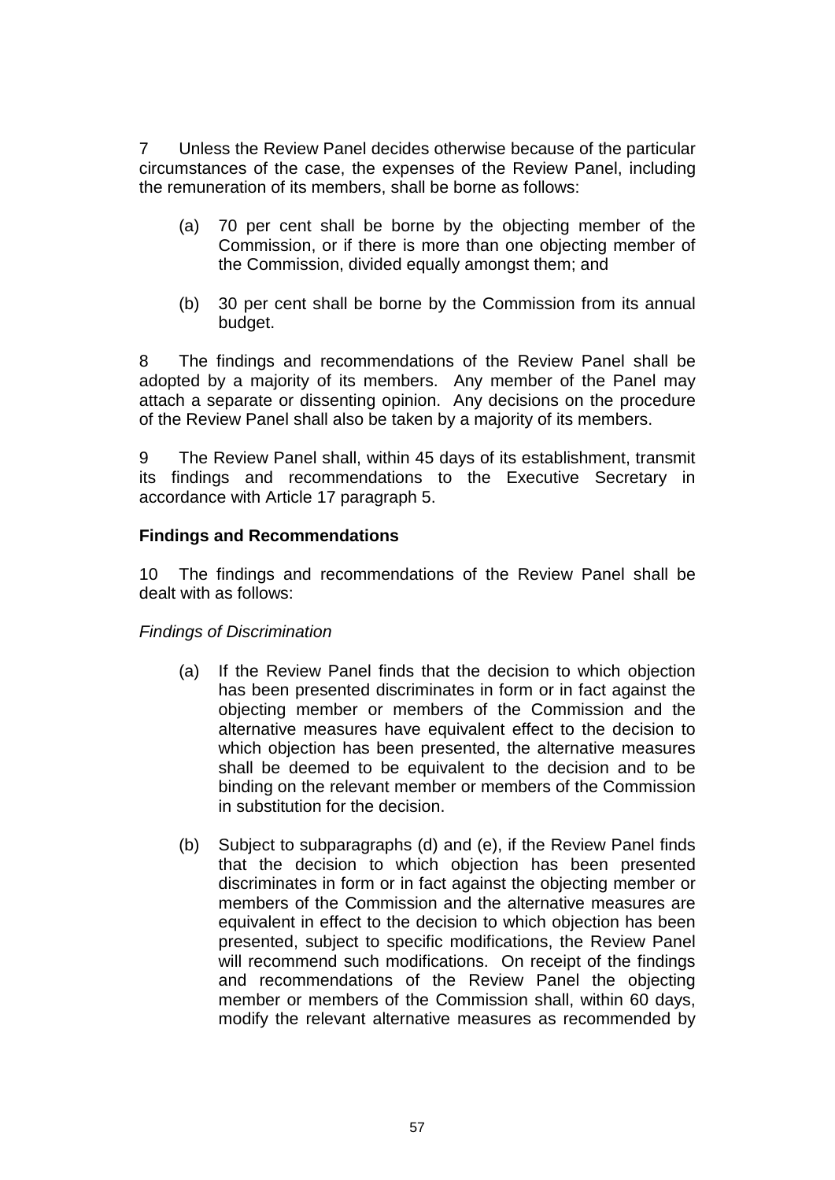7 Unless the Review Panel decides otherwise because of the particular circumstances of the case, the expenses of the Review Panel, including the remuneration of its members, shall be borne as follows:

(a) 70 per cent shall be borne by the objecting member of the Commission, or if there is more than one objecting member of the Commission, divided equally amongst them; and

(b) 30 per cent shall be borne by the Commission from its annual budget.

8 The findings and recommendations of the Review Panel shall be adopted by a majority of its members. Any member of the Panel may attach a separate or dissenting opinion. Any decisions on the procedure of the Review Panel shall also be taken by a majority of its members.

9 The Review Panel shall, within 45 days of its establishment, transmit its findings and recommendations to the Executive Secretary in accordance with Article 17 paragraph 5.

**Findings and Recommendations**

10 The findings and recommendations of the Review Panel shall be dealt with as follows:

*Findings of Discrimination*

(a) If the Review Panel finds that the decision to which objection has been presented discriminates in form or in fact against the objecting member or members of the Commission and the alternative measures have equivalent effect to the decision to which objection has been presented, the alternative measures shall be deemed to be equivalent to the decision and to be binding on the relevant member or members of the Commission in substitution for the decision.

(b) Subject to subparagraphs (d) and (e), if the Review Panel finds that the decision to which objection has been presented discriminates in form or in fact against the objecting member or members of the Commission and the alternative measures are equivalent in effect to the decision to which objection has been presented, subject to specific modifications, the Review Panel will recommend such modifications. On receipt of the findings and recommendations of the Review Panel the objecting member or members of the Commission shall, within 60 days, modify the relevant alternative measures as recommended by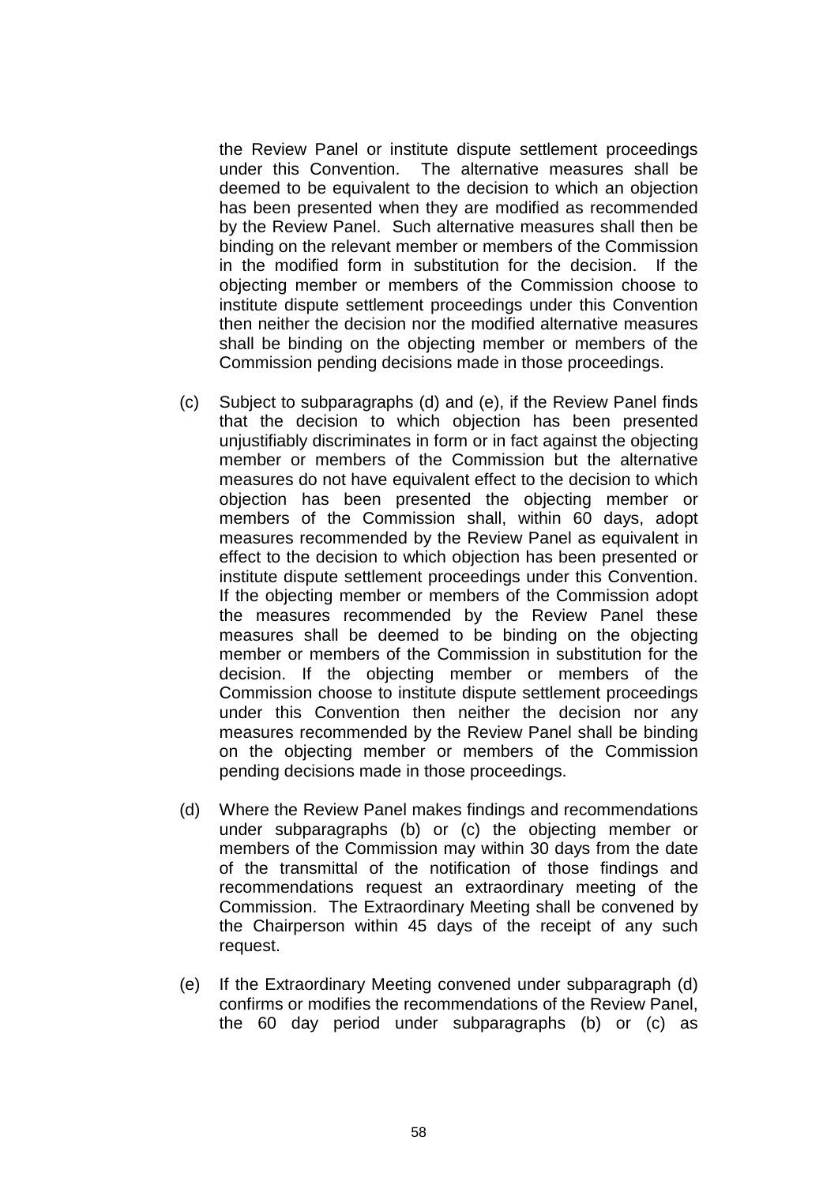the Review Panel or institute dispute settlement proceedings under this Convention. The alternative measures shall be deemed to be equivalent to the decision to which an objection has been presented when they are modified as recommended by the Review Panel. Such alternative measures shall then be binding on the relevant member or members of the Commission in the modified form in substitution for the decision. If the objecting member or members of the Commission choose to institute dispute settlement proceedings under this Convention then neither the decision nor the modified alternative measures shall be binding on the objecting member or members of the Commission pending decisions made in those proceedings.

(c) Subject to subparagraphs (d) and (e), if the Review Panel finds that the decision to which objection has been presented unjustifiably discriminates in form or in fact against the objecting member or members of the Commission but the alternative measures do not have equivalent effect to the decision to which objection has been presented the objecting member or members of the Commission shall, within 60 days, adopt measures recommended by the Review Panel as equivalent in effect to the decision to which objection has been presented or institute dispute settlement proceedings under this Convention. If the objecting member or members of the Commission adopt the measures recommended by the Review Panel these measures shall be deemed to be binding on the objecting member or members of the Commission in substitution for the decision. If the objecting member or members of the Commission choose to institute dispute settlement proceedings under this Convention then neither the decision nor any measures recommended by the Review Panel shall be binding on the objecting member or members of the Commission pending decisions made in those proceedings.

(d) Where the Review Panel makes findings and recommendations under subparagraphs (b) or (c) the objecting member or members of the Commission may within 30 days from the date of the transmittal of the notification of those findings and recommendations request an extraordinary meeting of the Commission. The Extraordinary Meeting shall be convened by the Chairperson within 45 days of the receipt of any such request.

(e) If the Extraordinary Meeting convened under subparagraph (d) confirms or modifies the recommendations of the Review Panel, the 60 day period under subparagraphs (b) or (c) as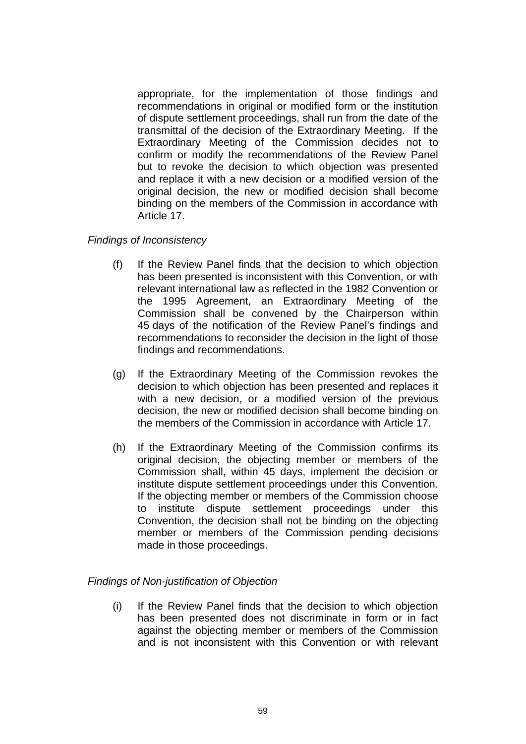appropriate, for the implementation of those findings and recommendations in original or modified form or the institution of dispute settlement proceedings, shall run from the date of the transmittal of the decision of the Extraordinary Meeting. If the Extraordinary Meeting of the Commission decides not to confirm or modify the recommendations of the Review Panel but to revoke the decision to which objection was presented and replace it with a new decision or a modified version of the original decision, the new or modified decision shall become binding on the members of the Commission in accordance with Article 17.

*Findings of Inconsistency*

(f) If the Review Panel finds that the decision to which objection has been presented is inconsistent with this Convention, or with relevant international law as reflected in the 1982 Convention or the 1995 Agreement, an Extraordinary Meeting of the Commission shall be convened by the Chairperson within 45 days of the notification of the Review Panel's findings and recommendations to reconsider the decision in the light of those findings and recommendations.

(g) If the Extraordinary Meeting of the Commission revokes the decision to which objection has been presented and replaces it with a new decision, or a modified version of the previous decision, the new or modified decision shall become binding on the members of the Commission in accordance with Article 17.

(h) If the Extraordinary Meeting of the Commission confirms its original decision, the objecting member or members of the Commission shall, within 45 days, implement the decision or institute dispute settlement proceedings under this Convention. If the objecting member or members of the Commission choose to institute dispute settlement proceedings under this Convention, the decision shall not be binding on the objecting member or members of the Commission pending decisions made in those proceedings.

*Findings of Non-justification of Objection*

(i) If the Review Panel finds that the decision to which objection has been presented does not discriminate in form or in fact against the objecting member or members of the Commission and is not inconsistent with this Convention or with relevant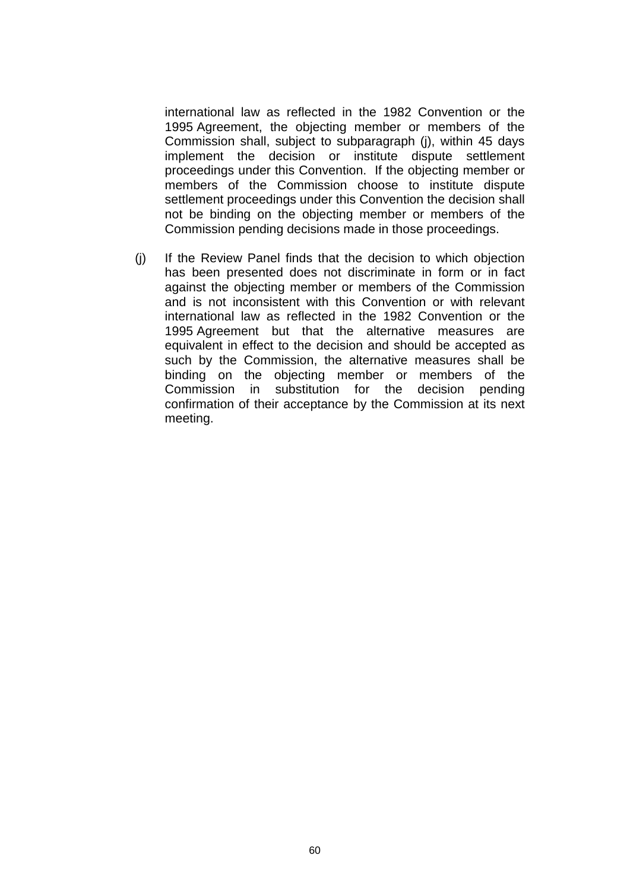international law as reflected in the 1982 Convention or the 1995 Agreement, the objecting member or members of the Commission shall, subject to subparagraph (j), within 45 days implement the decision or institute dispute settlement proceedings under this Convention. If the objecting member or members of the Commission choose to institute dispute settlement proceedings under this Convention the decision shall not be binding on the objecting member or members of the Commission pending decisions made in those proceedings.

(j) If the Review Panel finds that the decision to which objection has been presented does not discriminate in form or in fact against the objecting member or members of the Commission and is not inconsistent with this Convention or with relevant international law as reflected in the 1982 Convention or the 1995 Agreement but that the alternative measures are equivalent in effect to the decision and should be accepted as such by the Commission, the alternative measures shall be binding on the objecting member or members of the Commission in substitution for the decision pending confirmation of their acceptance by the Commission at its next meeting.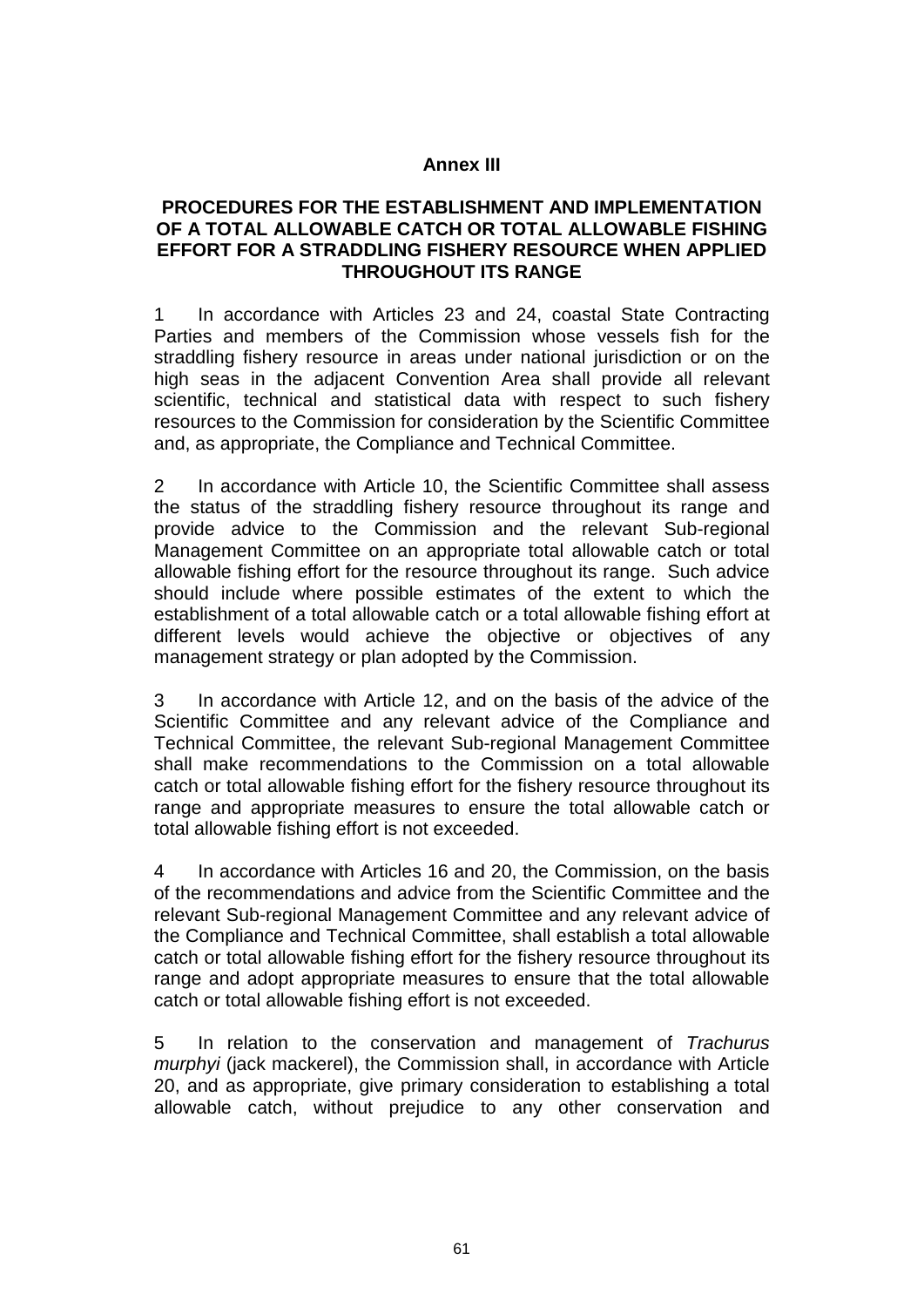# Annex III

## PROCEDURES FOR THE ESTABLISHMENT AND IMPLEMENTATION OF A TOTAL ALLOWABLE CATCH OR TOTAL ALLOWABLE FISHING EFFORT FOR A STRADDLING FISHERY RESOURCE WHEN APPLIED THROUGHOUT ITS RANGE

1 In accordance with Articles 23 and 24, coastal State Contracting Parties and members of the Commission whose vessels fish for the straddling fishery resource in areas under national jurisdiction or on the high seas in the adjacent Convention Area shall provide all relevant scientific, technical and statistical data with respect to such fishery resources to the Commission for consideration by the Scientific Committee and, as appropriate, the Compliance and Technical Committee.

2 In accordance with Article 10, the Scientific Committee shall assess the status of the straddling fishery resource throughout its range and provide advice to the Commission and the relevant Sub-regional Management Committee on an appropriate total allowable catch or total allowable fishing effort for the resource throughout its range. Such advice should include where possible estimates of the extent to which the establishment of a total allowable catch or a total allowable fishing effort at different levels would achieve the objective or objectives of any management strategy or plan adopted by the Commission.

3 In accordance with Article 12, and on the basis of the advice of the Scientific Committee and any relevant advice of the Compliance and Technical Committee, the relevant Sub-regional Management Committee shall make recommendations to the Commission on a total allowable catch or total allowable fishing effort for the fishery resource throughout its range and appropriate measures to ensure the total allowable catch or total allowable fishing effort is not exceeded.

4 In accordance with Articles 16 and 20, the Commission, on the basis of the recommendations and advice from the Scientific Committee and the relevant Sub-regional Management Committee and any relevant advice of the Compliance and Technical Committee, shall establish a total allowable catch or total allowable fishing effort for the fishery resource throughout its range and adopt appropriate measures to ensure that the total allowable catch or total allowable fishing effort is not exceeded.

5 In relation to the conservation and management of *Trachurus murphyi* (jack mackerel), the Commission shall, in accordance with Article 20, and as appropriate, give primary consideration to establishing a total allowable catch, without prejudice to any other conservation and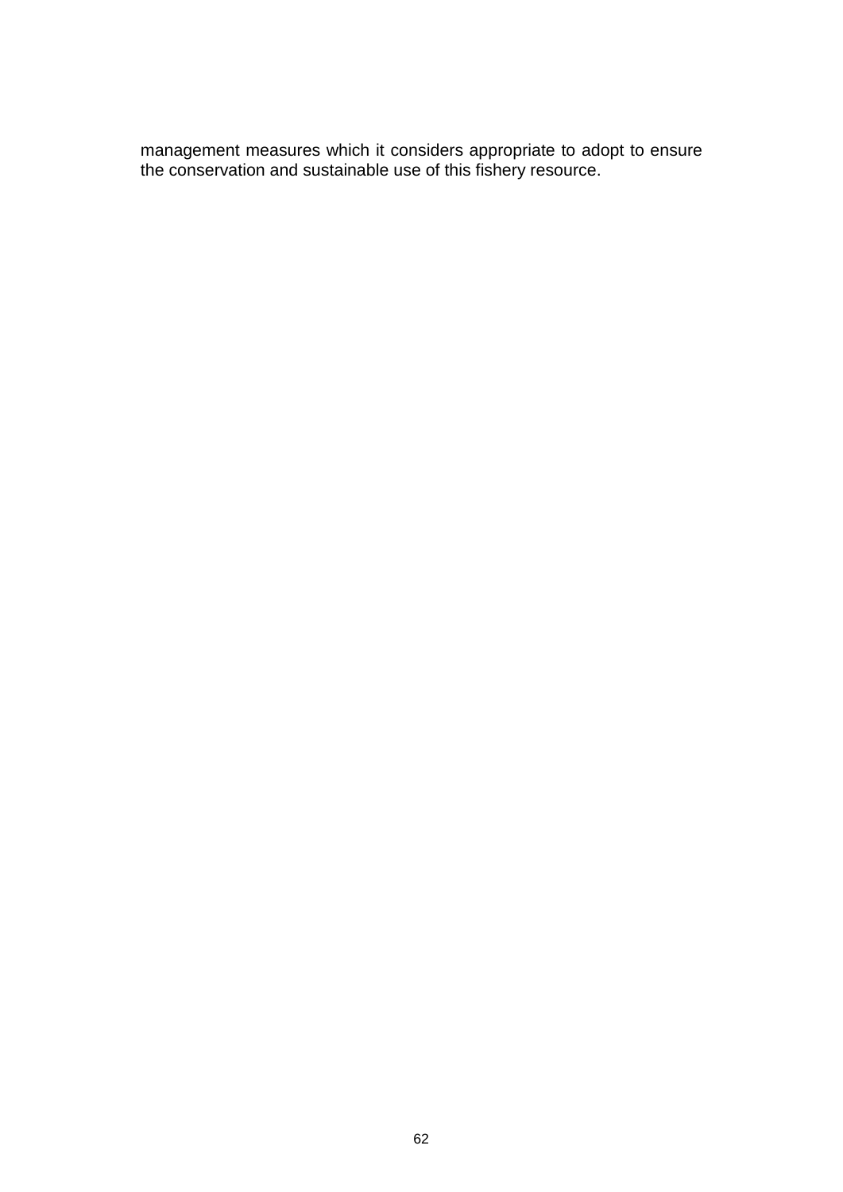management measures which it considers appropriate to adopt to ensure the conservation and sustainable use of this fishery resource.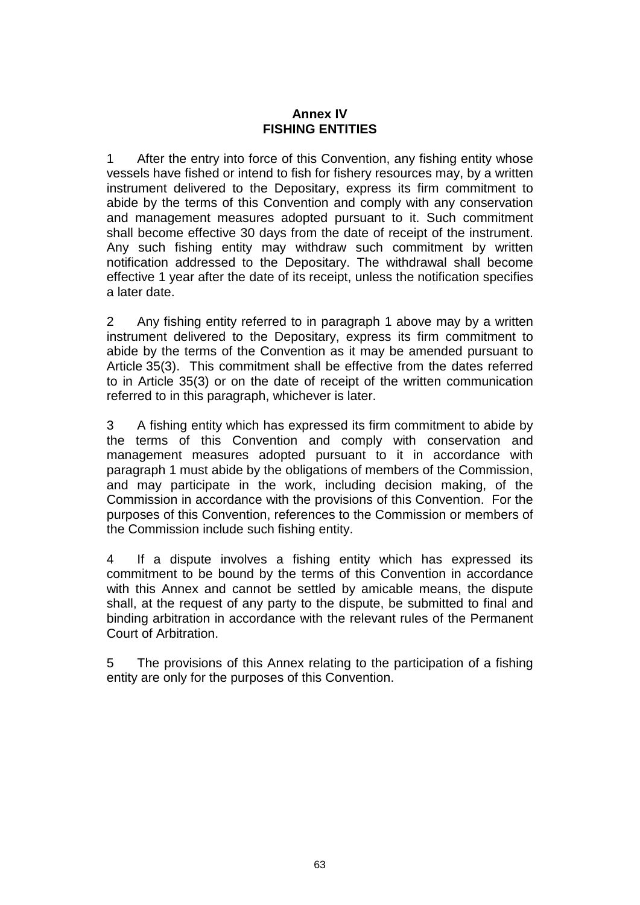## Annex IV
## FISHING ENTITIES

1 After the entry into force of this Convention, any fishing entity whose vessels have fished or intend to fish for fishery resources may, by a written instrument delivered to the Depositary, express its firm commitment to abide by the terms of this Convention and comply with any conservation and management measures adopted pursuant to it. Such commitment shall become effective 30 days from the date of receipt of the instrument. Any such fishing entity may withdraw such commitment by written notification addressed to the Depositary. The withdrawal shall become effective 1 year after the date of its receipt, unless the notification specifies a later date.

2 Any fishing entity referred to in paragraph 1 above may by a written instrument delivered to the Depositary, express its firm commitment to abide by the terms of the Convention as it may be amended pursuant to Article 35(3). This commitment shall be effective from the dates referred to in Article 35(3) or on the date of receipt of the written communication referred to in this paragraph, whichever is later.

3 A fishing entity which has expressed its firm commitment to abide by the terms of this Convention and comply with conservation and management measures adopted pursuant to it in accordance with paragraph 1 must abide by the obligations of members of the Commission, and may participate in the work, including decision making, of the Commission in accordance with the provisions of this Convention. For the purposes of this Convention, references to the Commission or members of the Commission include such fishing entity.

4 If a dispute involves a fishing entity which has expressed its commitment to be bound by the terms of this Convention in accordance with this Annex and cannot be settled by amicable means, the dispute shall, at the request of any party to the dispute, be submitted to final and binding arbitration in accordance with the relevant rules of the Permanent Court of Arbitration.

5 The provisions of this Annex relating to the participation of a fishing entity are only for the purposes of this Convention.